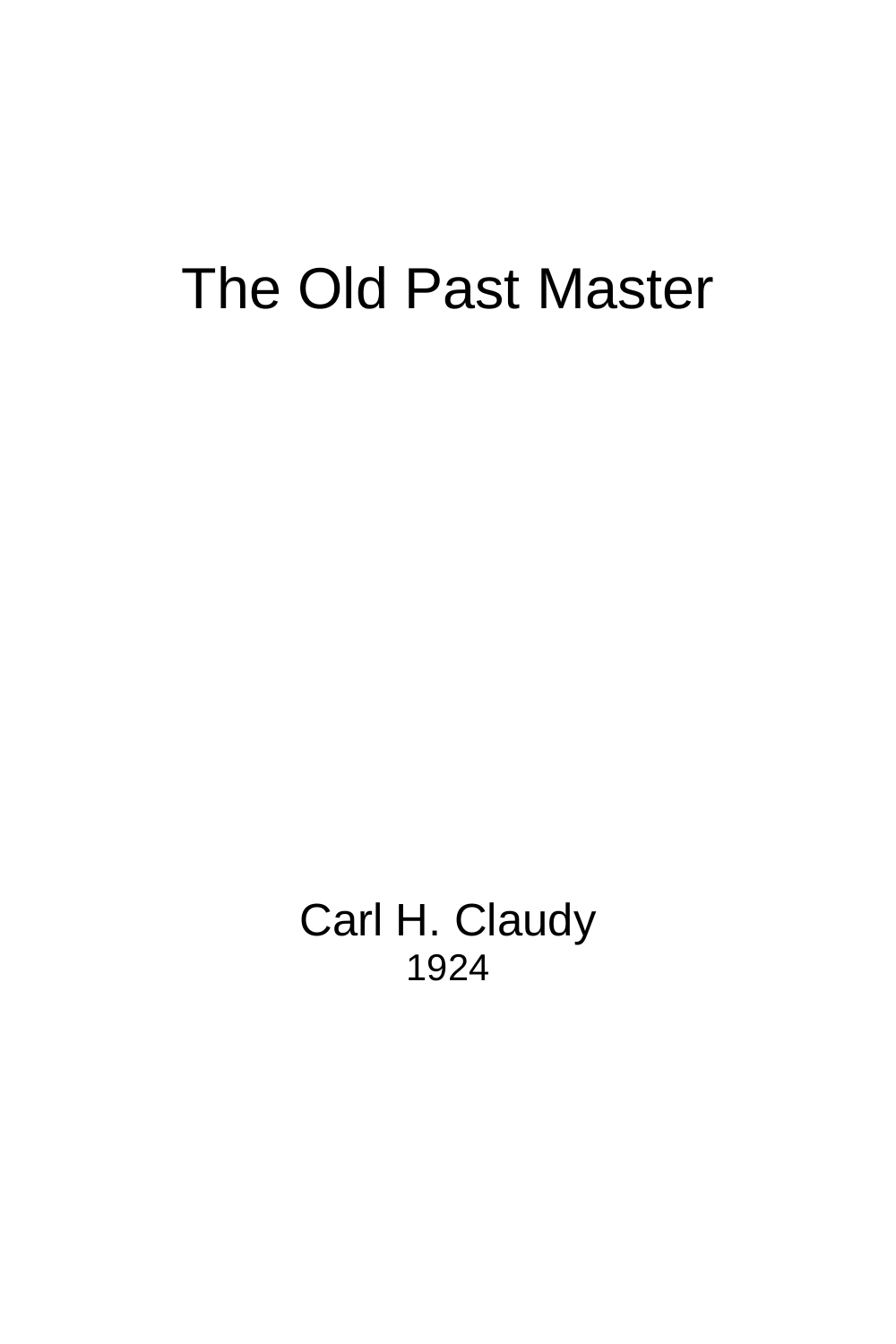# The Old Past Master

Carl H. Claudy

1924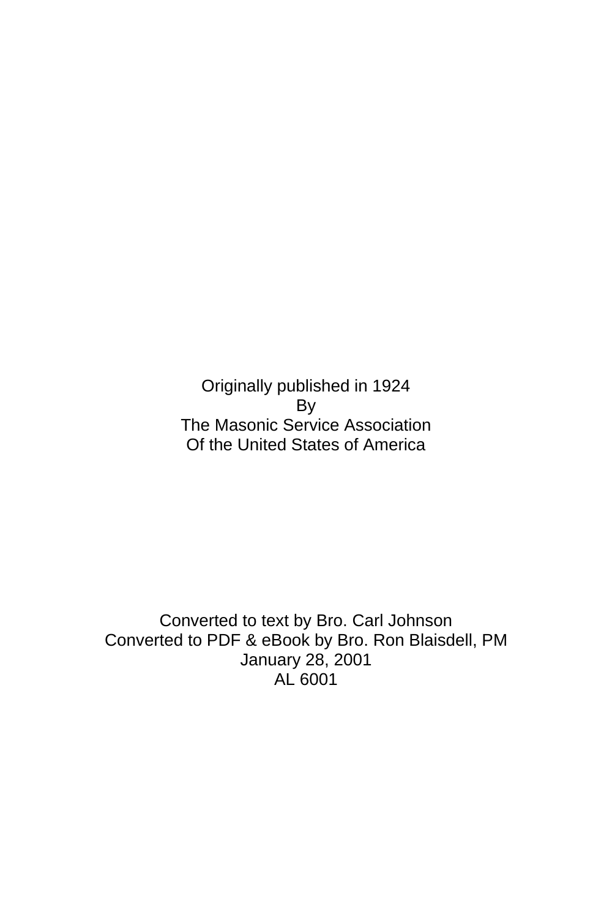Originally published in 1924  
By  
The Masonic Service Association  
Of the United States of America

Converted to text by Bro. Carl Johnson  
Converted to PDF & eBook by Bro. Ron Blaisdell, PM  
January 28, 2001  
AL 6001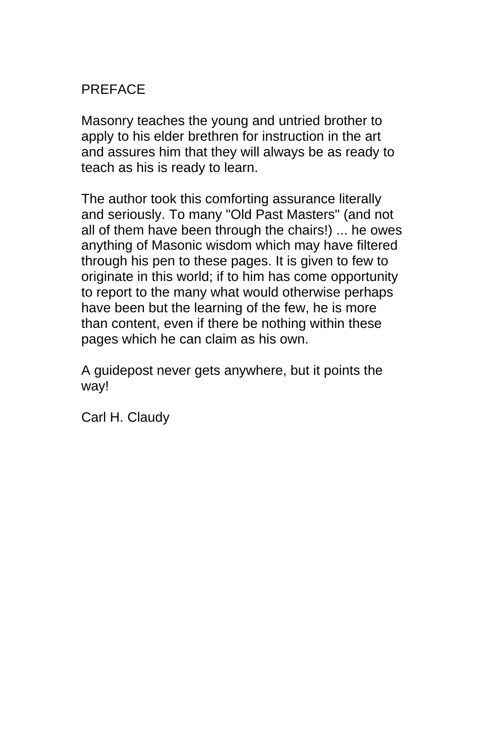# PREFACE

Masonry teaches the young and untried brother to apply to his elder brethren for instruction in the art and assures him that they will always be as ready to teach as his is ready to learn.

The author took this comforting assurance literally and seriously. To many "Old Past Masters" (and not all of them have been through the chairs!) ... he owes anything of Masonic wisdom which may have filtered through his pen to these pages. It is given to few to originate in this world; if to him has come opportunity to report to the many what would otherwise perhaps have been but the learning of the few, he is more than content, even if there be nothing within these pages which he can claim as his own.

A guidepost never gets anywhere, but it points the way!

Carl H. Claudy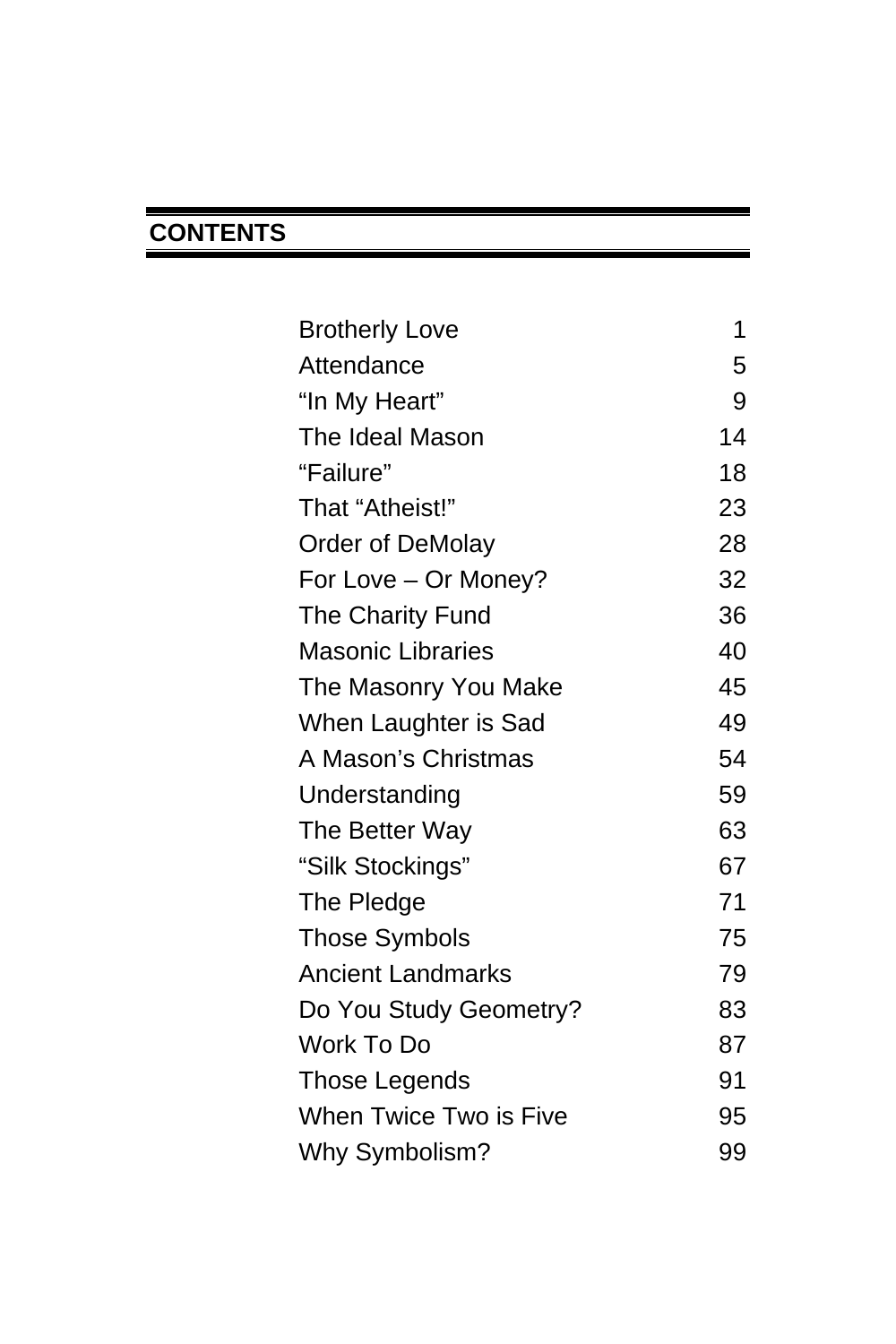## CONTENTS

| | |
|---|---|
| Brotherly Love | 1 |
| Attendance | 5 |
| “In My Heart” | 9 |
| The Ideal Mason | 14 |
| “Failure” | 18 |
| That “Atheist!” | 23 |
| Order of DeMolay | 28 |
| For Love – Or Money? | 32 |
| The Charity Fund | 36 |
| Masonic Libraries | 40 |
| The Masonry You Make | 45 |
| When Laughter is Sad | 49 |
| A Mason’s Christmas | 54 |
| Understanding | 59 |
| The Better Way | 63 |
| “Silk Stockings” | 67 |
| The Pledge | 71 |
| Those Symbols | 75 |
| Ancient Landmarks | 79 |
| Do You Study Geometry? | 83 |
| Work To Do | 87 |
| Those Legends | 91 |
| When Twice Two is Five | 95 |
| Why Symbolism? | 99 |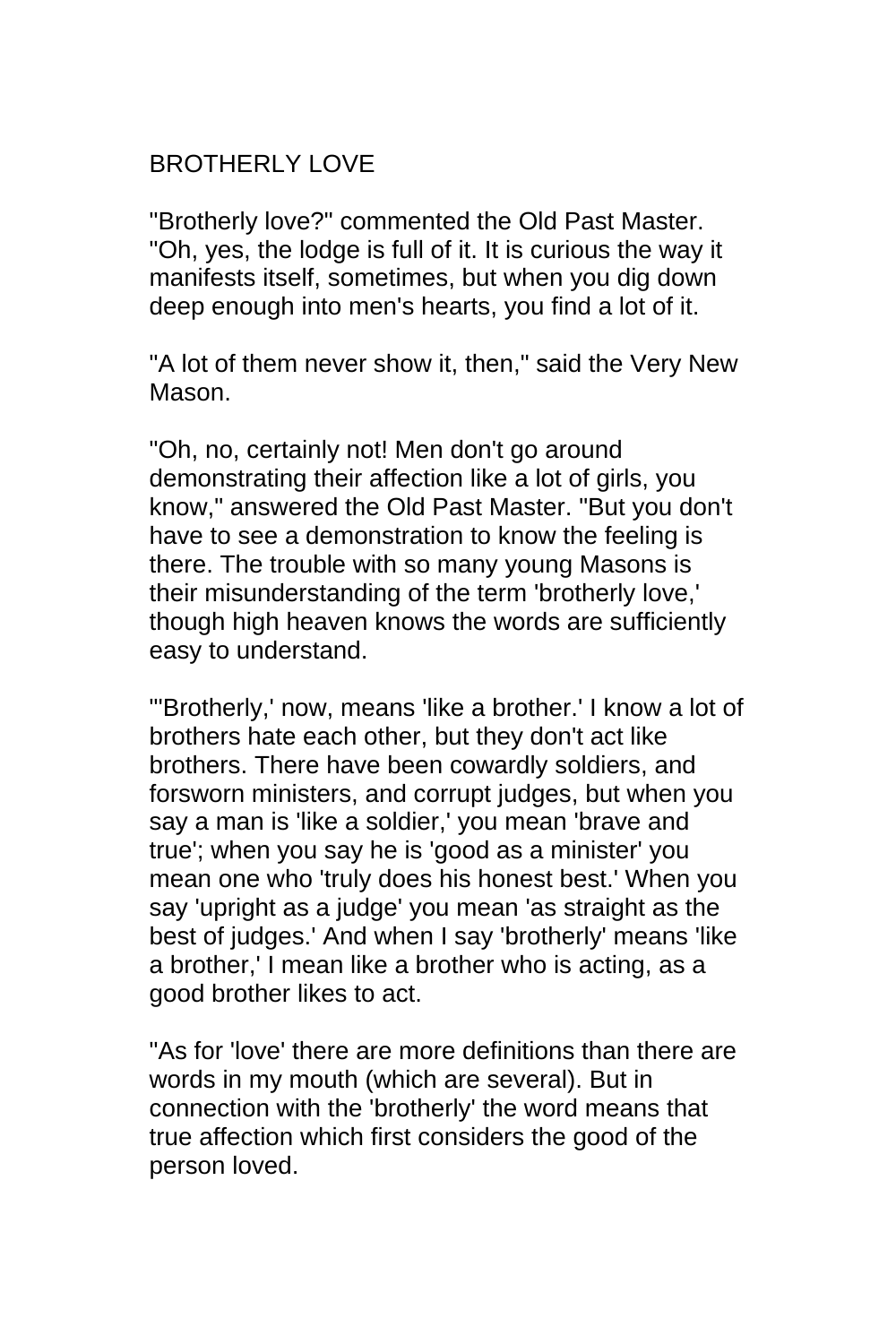# BROTHERLY LOVE

"Brotherly love?" commented the Old Past Master. "Oh, yes, the lodge is full of it. It is curious the way it manifests itself, sometimes, but when you dig down deep enough into men's hearts, you find a lot of it.

"A lot of them never show it, then," said the Very New Mason.

"Oh, no, certainly not! Men don't go around demonstrating their affection like a lot of girls, you know," answered the Old Past Master. "But you don't have to see a demonstration to know the feeling is there. The trouble with so many young Masons is their misunderstanding of the term 'brotherly love,' though high heaven knows the words are sufficiently easy to understand.

"'Brotherly,' now, means 'like a brother.' I know a lot of brothers hate each other, but they don't act like brothers. There have been cowardly soldiers, and forsworn ministers, and corrupt judges, but when you say a man is 'like a soldier,' you mean 'brave and true'; when you say he is 'good as a minister' you mean one who 'truly does his honest best.' When you say 'upright as a judge' you mean 'as straight as the best of judges.' And when I say 'brotherly' means 'like a brother,' I mean like a brother who is acting, as a good brother likes to act.

"As for 'love' there are more definitions than there are words in my mouth (which are several). But in connection with the 'brotherly' the word means that true affection which first considers the good of the person loved.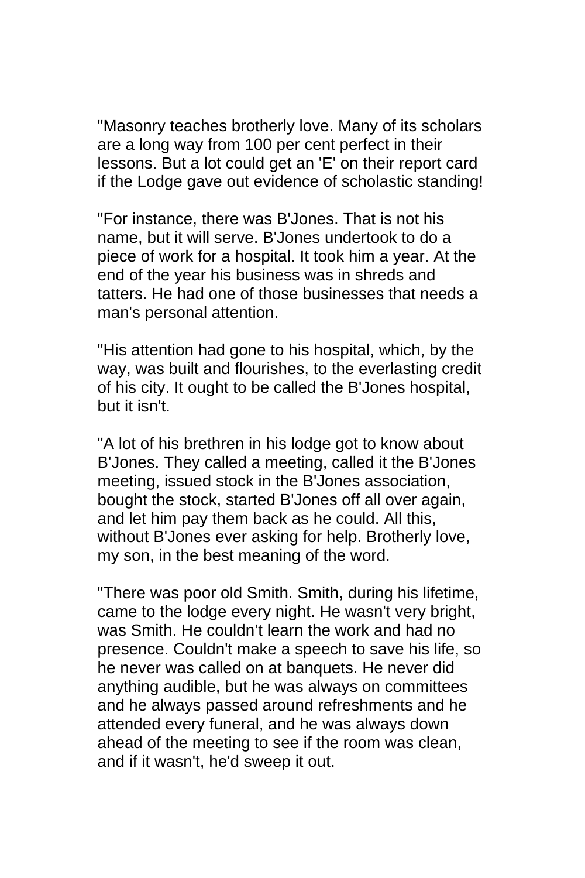"Masonry teaches brotherly love. Many of its scholars are a long way from 100 per cent perfect in their lessons. But a lot could get an 'E' on their report card if the Lodge gave out evidence of scholastic standing!

"For instance, there was B'Jones. That is not his name, but it will serve. B'Jones undertook to do a piece of work for a hospital. It took him a year. At the end of the year his business was in shreds and tatters. He had one of those businesses that needs a man's personal attention.

"His attention had gone to his hospital, which, by the way, was built and flourishes, to the everlasting credit of his city. It ought to be called the B'Jones hospital, but it isn't.

"A lot of his brethren in his lodge got to know about B'Jones. They called a meeting, called it the B'Jones meeting, issued stock in the B'Jones association, bought the stock, started B'Jones off all over again, and let him pay them back as he could. All this, without B'Jones ever asking for help. Brotherly love, my son, in the best meaning of the word.

"There was poor old Smith. Smith, during his lifetime, came to the lodge every night. He wasn't very bright, was Smith. He couldn’t learn the work and had no presence. Couldn't make a speech to save his life, so he never was called on at banquets. He never did anything audible, but he was always on committees and he always passed around refreshments and he attended every funeral, and he was always down ahead of the meeting to see if the room was clean, and if it wasn't, he'd sweep it out.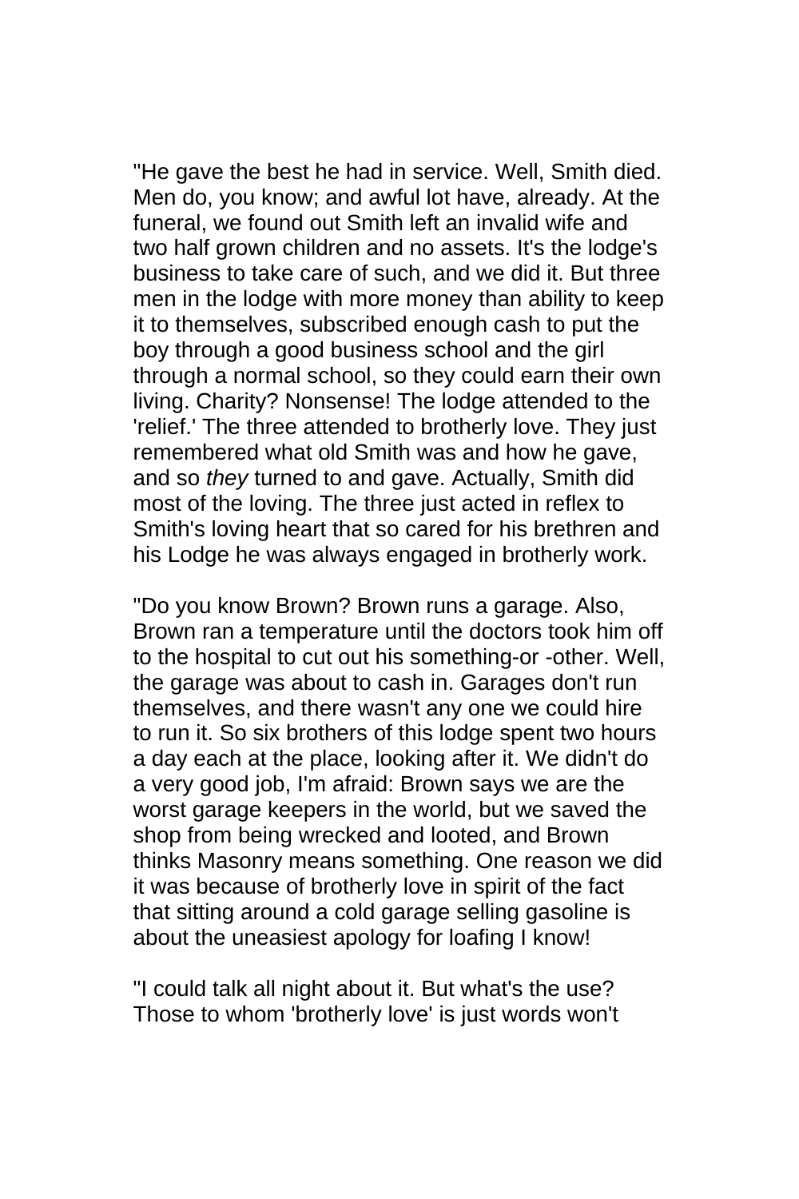"He gave the best he had in service. Well, Smith died. Men do, you know; and awful lot have, already. At the funeral, we found out Smith left an invalid wife and two half grown children and no assets. It's the lodge's business to take care of such, and we did it. But three men in the lodge with more money than ability to keep it to themselves, subscribed enough cash to put the boy through a good business school and the girl through a normal school, so they could earn their own living. Charity? Nonsense! The lodge attended to the 'relief.' The three attended to brotherly love. They just remembered what old Smith was and how he gave, and so *they* turned to and gave. Actually, Smith did most of the loving. The three just acted in reflex to Smith's loving heart that so cared for his brethren and his Lodge he was always engaged in brotherly work.

"Do you know Brown? Brown runs a garage. Also, Brown ran a temperature until the doctors took him off to the hospital to cut out his something-or -other. Well, the garage was about to cash in. Garages don't run themselves, and there wasn't any one we could hire to run it. So six brothers of this lodge spent two hours a day each at the place, looking after it. We didn't do a very good job, I'm afraid: Brown says we are the worst garage keepers in the world, but we saved the shop from being wrecked and looted, and Brown thinks Masonry means something. One reason we did it was because of brotherly love in spirit of the fact that sitting around a cold garage selling gasoline is about the uneasiest apology for loafing I know!

"I could talk all night about it. But what's the use? Those to whom 'brotherly love' is just words won't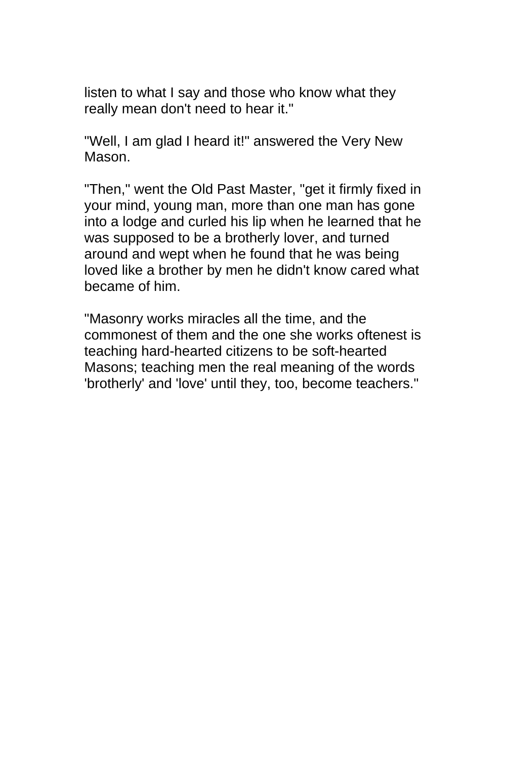listen to what I say and those who know what they really mean don't need to hear it."

"Well, I am glad I heard it!" answered the Very New Mason.

"Then," went the Old Past Master, "get it firmly fixed in your mind, young man, more than one man has gone into a lodge and curled his lip when he learned that he was supposed to be a brotherly lover, and turned around and wept when he found that he was being loved like a brother by men he didn't know cared what became of him.

"Masonry works miracles all the time, and the commonest of them and the one she works oftenest is teaching hard-hearted citizens to be soft-hearted Masons; teaching men the real meaning of the words 'brotherly' and 'love' until they, too, become teachers."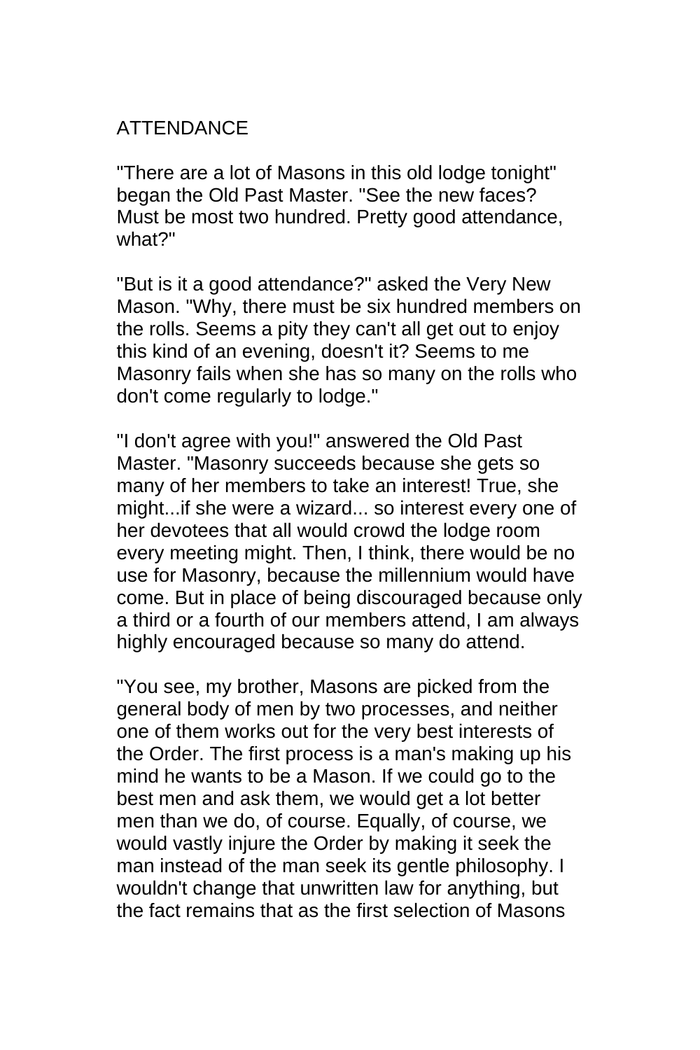## ATTENDANCE

"There are a lot of Masons in this old lodge tonight" began the Old Past Master. "See the new faces? Must be most two hundred. Pretty good attendance, what?"

"But is it a good attendance?" asked the Very New Mason. "Why, there must be six hundred members on the rolls. Seems a pity they can't all get out to enjoy this kind of an evening, doesn't it? Seems to me Masonry fails when she has so many on the rolls who don't come regularly to lodge."

"I don't agree with you!" answered the Old Past Master. "Masonry succeeds because she gets so many of her members to take an interest! True, she might...if she were a wizard... so interest every one of her devotees that all would crowd the lodge room every meeting might. Then, I think, there would be no use for Masonry, because the millennium would have come. But in place of being discouraged because only a third or a fourth of our members attend, I am always highly encouraged because so many do attend.

"You see, my brother, Masons are picked from the general body of men by two processes, and neither one of them works out for the very best interests of the Order. The first process is a man's making up his mind he wants to be a Mason. If we could go to the best men and ask them, we would get a lot better men than we do, of course. Equally, of course, we would vastly injure the Order by making it seek the man instead of the man seek its gentle philosophy. I wouldn't change that unwritten law for anything, but the fact remains that as the first selection of Masons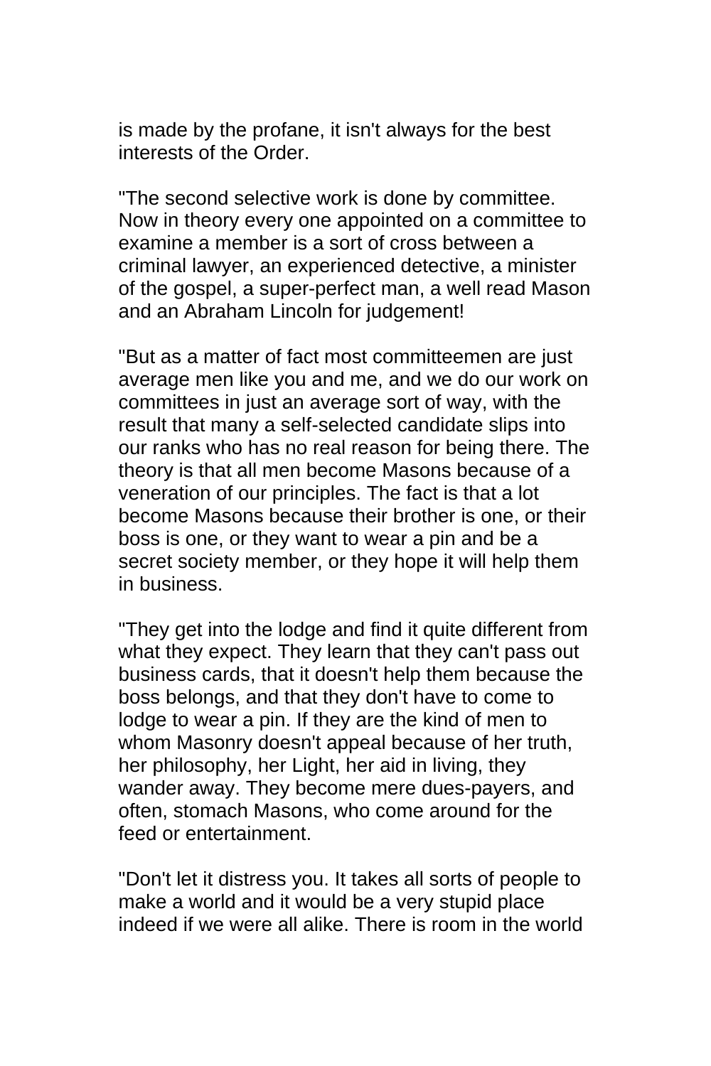is made by the profane, it isn't always for the best interests of the Order.

"The second selective work is done by committee. Now in theory every one appointed on a committee to examine a member is a sort of cross between a criminal lawyer, an experienced detective, a minister of the gospel, a super-perfect man, a well read Mason and an Abraham Lincoln for judgement!

"But as a matter of fact most committeemen are just average men like you and me, and we do our work on committees in just an average sort of way, with the result that many a self-selected candidate slips into our ranks who has no real reason for being there. The theory is that all men become Masons because of a veneration of our principles. The fact is that a lot become Masons because their brother is one, or their boss is one, or they want to wear a pin and be a secret society member, or they hope it will help them in business.

"They get into the lodge and find it quite different from what they expect. They learn that they can't pass out business cards, that it doesn't help them because the boss belongs, and that they don't have to come to lodge to wear a pin. If they are the kind of men to whom Masonry doesn't appeal because of her truth, her philosophy, her Light, her aid in living, they wander away. They become mere dues-payers, and often, stomach Masons, who come around for the feed or entertainment.

"Don't let it distress you. It takes all sorts of people to make a world and it would be a very stupid place indeed if we were all alike. There is room in the world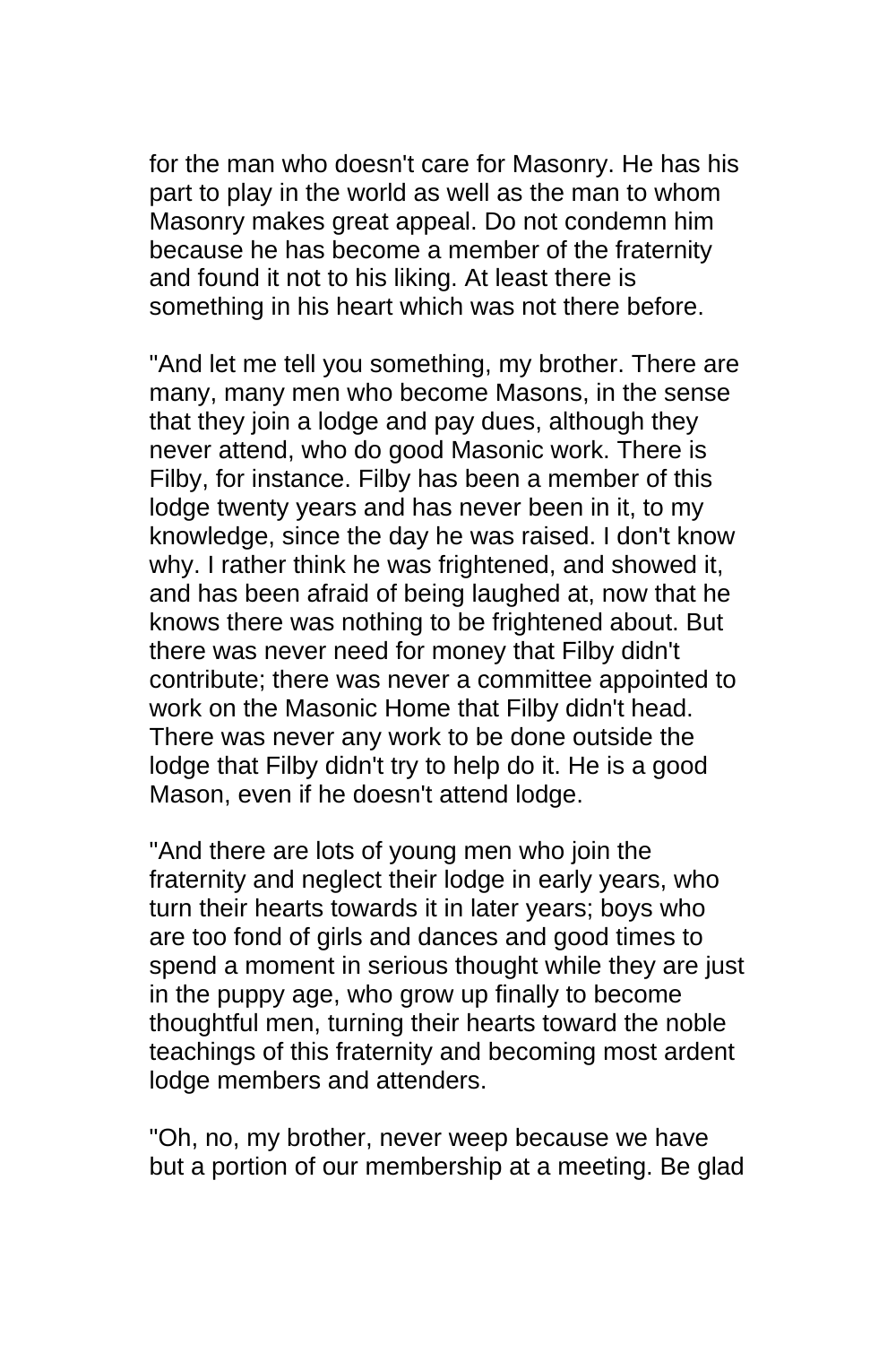for the man who doesn't care for Masonry. He has his part to play in the world as well as the man to whom Masonry makes great appeal. Do not condemn him because he has become a member of the fraternity and found it not to his liking. At least there is something in his heart which was not there before.

"And let me tell you something, my brother. There are many, many men who become Masons, in the sense that they join a lodge and pay dues, although they never attend, who do good Masonic work. There is Filby, for instance. Filby has been a member of this lodge twenty years and has never been in it, to my knowledge, since the day he was raised. I don't know why. I rather think he was frightened, and showed it, and has been afraid of being laughed at, now that he knows there was nothing to be frightened about. But there was never need for money that Filby didn't contribute; there was never a committee appointed to work on the Masonic Home that Filby didn't head. There was never any work to be done outside the lodge that Filby didn't try to help do it. He is a good Mason, even if he doesn't attend lodge.

"And there are lots of young men who join the fraternity and neglect their lodge in early years, who turn their hearts towards it in later years; boys who are too fond of girls and dances and good times to spend a moment in serious thought while they are just in the puppy age, who grow up finally to become thoughtful men, turning their hearts toward the noble teachings of this fraternity and becoming most ardent lodge members and attenders.

"Oh, no, my brother, never weep because we have but a portion of our membership at a meeting. Be glad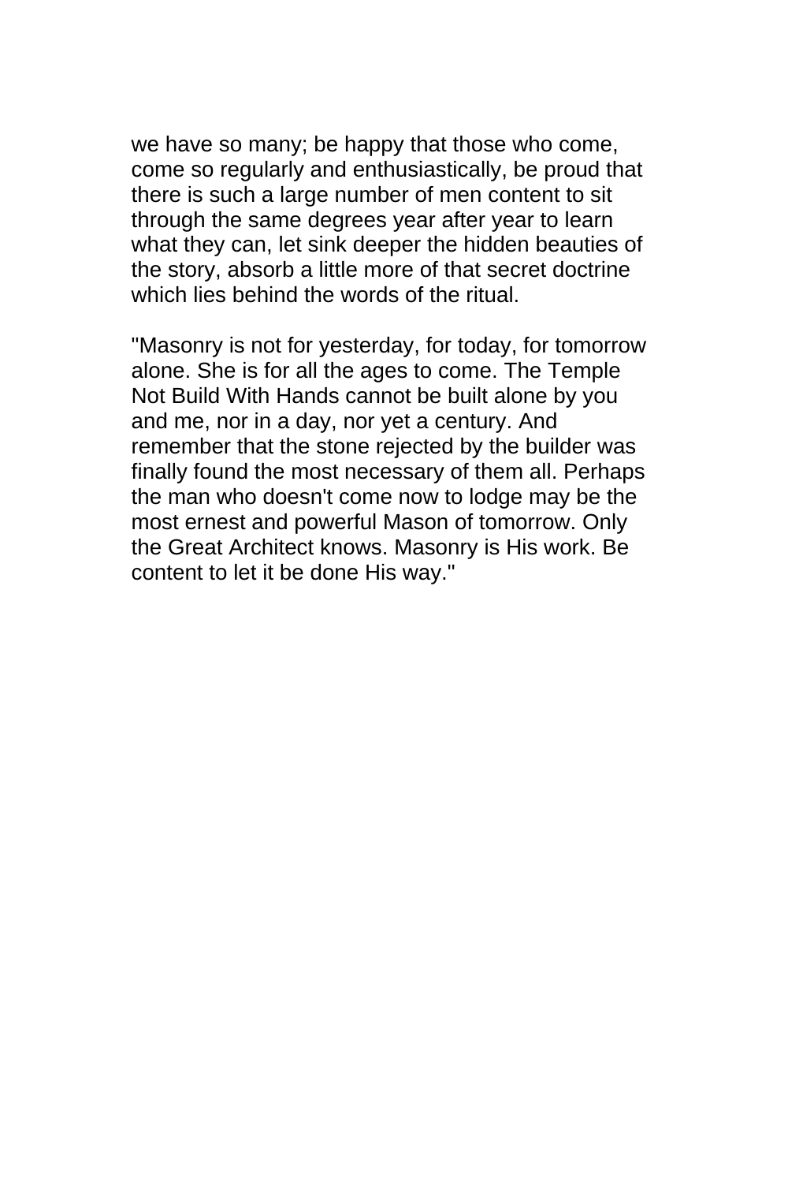we have so many; be happy that those who come, come so regularly and enthusiastically, be proud that there is such a large number of men content to sit through the same degrees year after year to learn what they can, let sink deeper the hidden beauties of the story, absorb a little more of that secret doctrine which lies behind the words of the ritual.

"Masonry is not for yesterday, for today, for tomorrow alone. She is for all the ages to come. The Temple Not Build With Hands cannot be built alone by you and me, nor in a day, nor yet a century. And remember that the stone rejected by the builder was finally found the most necessary of them all. Perhaps the man who doesn't come now to lodge may be the most ernest and powerful Mason of tomorrow. Only the Great Architect knows. Masonry is His work. Be content to let it be done His way."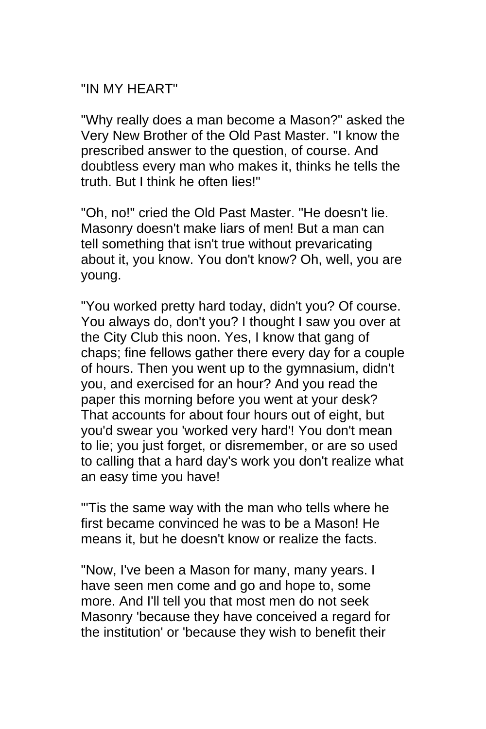## "IN MY HEART"

"Why really does a man become a Mason?" asked the Very New Brother of the Old Past Master. "I know the prescribed answer to the question, of course. And doubtless every man who makes it, thinks he tells the truth. But I think he often lies!"

"Oh, no!" cried the Old Past Master. "He doesn't lie. Masonry doesn't make liars of men! But a man can tell something that isn't true without prevaricating about it, you know. You don't know? Oh, well, you are young.

"You worked pretty hard today, didn't you? Of course. You always do, don't you? I thought I saw you over at the City Club this noon. Yes, I know that gang of chaps; fine fellows gather there every day for a couple of hours. Then you went up to the gymnasium, didn't you, and exercised for an hour? And you read the paper this morning before you went at your desk? That accounts for about four hours out of eight, but you'd swear you 'worked very hard'! You don't mean to lie; you just forget, or disremember, or are so used to calling that a hard day's work you don't realize what an easy time you have!

"'Tis the same way with the man who tells where he first became convinced he was to be a Mason! He means it, but he doesn't know or realize the facts.

"Now, I've been a Mason for many, many years. I have seen men come and go and hope to, some more. And I'll tell you that most men do not seek Masonry 'because they have conceived a regard for the institution' or 'because they wish to benefit their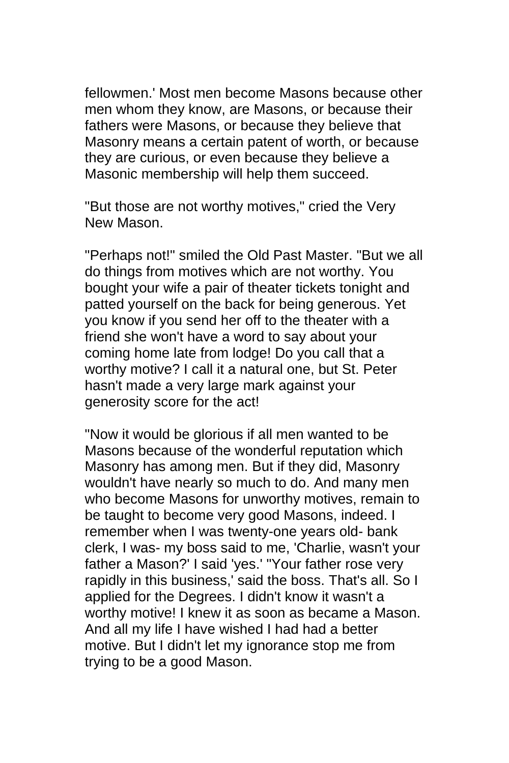fellowmen.' Most men become Masons because other men whom they know, are Masons, or because their fathers were Masons, or because they believe that Masonry means a certain patent of worth, or because they are curious, or even because they believe a Masonic membership will help them succeed.

"But those are not worthy motives," cried the Very New Mason.

"Perhaps not!" smiled the Old Past Master. "But we all do things from motives which are not worthy. You bought your wife a pair of theater tickets tonight and patted yourself on the back for being generous. Yet you know if you send her off to the theater with a friend she won't have a word to say about your coming home late from lodge! Do you call that a worthy motive? I call it a natural one, but St. Peter hasn't made a very large mark against your generosity score for the act!

"Now it would be glorious if all men wanted to be Masons because of the wonderful reputation which Masonry has among men. But if they did, Masonry wouldn't have nearly so much to do. And many men who become Masons for unworthy motives, remain to be taught to become very good Masons, indeed. I remember when I was twenty-one years old- bank clerk, I was- my boss said to me, 'Charlie, wasn't your father a Mason?' I said 'yes.' "Your father rose very rapidly in this business,' said the boss. That's all. So I applied for the Degrees. I didn't know it wasn't a worthy motive! I knew it as soon as became a Mason. And all my life I have wished I had had a better motive. But I didn't let my ignorance stop me from trying to be a good Mason.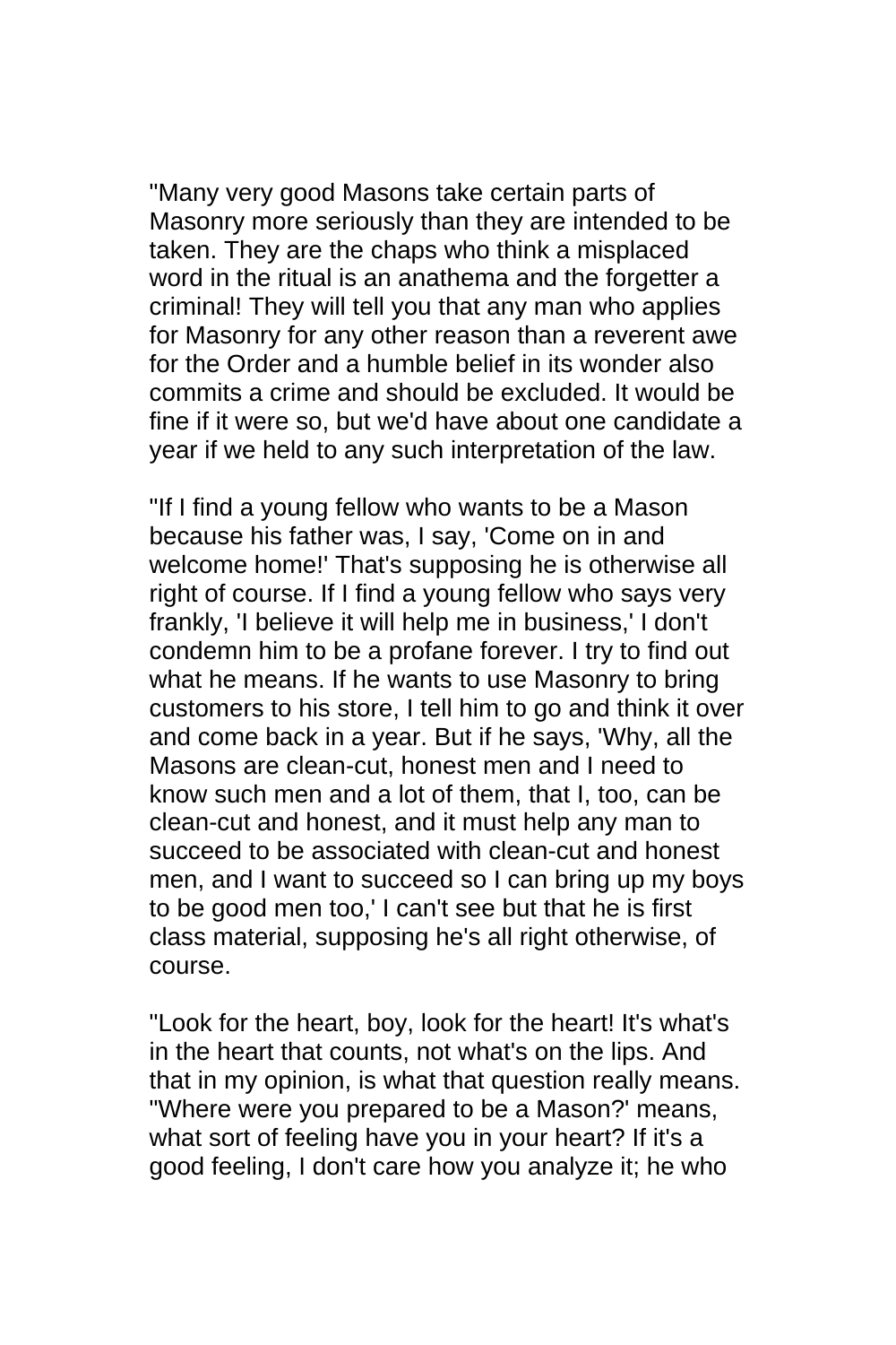"Many very good Masons take certain parts of Masonry more seriously than they are intended to be taken. They are the chaps who think a misplaced word in the ritual is an anathema and the forgetter a criminal! They will tell you that any man who applies for Masonry for any other reason than a reverent awe for the Order and a humble belief in its wonder also commits a crime and should be excluded. It would be fine if it were so, but we'd have about one candidate a year if we held to any such interpretation of the law.

"If I find a young fellow who wants to be a Mason because his father was, I say, 'Come on in and welcome home!' That's supposing he is otherwise all right of course. If I find a young fellow who says very frankly, 'I believe it will help me in business,' I don't condemn him to be a profane forever. I try to find out what he means. If he wants to use Masonry to bring customers to his store, I tell him to go and think it over and come back in a year. But if he says, 'Why, all the Masons are clean-cut, honest men and I need to know such men and a lot of them, that I, too, can be clean-cut and honest, and it must help any man to succeed to be associated with clean-cut and honest men, and I want to succeed so I can bring up my boys to be good men too,' I can't see but that he is first class material, supposing he's all right otherwise, of course.

"Look for the heart, boy, look for the heart! It's what's in the heart that counts, not what's on the lips. And that in my opinion, is what that question really means. ''Where were you prepared to be a Mason?' means, what sort of feeling have you in your heart? If it's a good feeling, I don't care how you analyze it; he who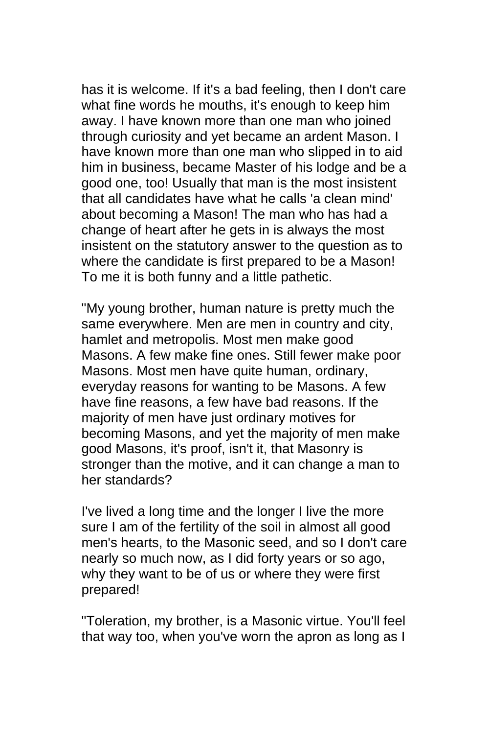has it is welcome. If it's a bad feeling, then I don't care what fine words he mouths, it's enough to keep him away. I have known more than one man who joined through curiosity and yet became an ardent Mason. I have known more than one man who slipped in to aid him in business, became Master of his lodge and be a good one, too! Usually that man is the most insistent that all candidates have what he calls 'a clean mind' about becoming a Mason! The man who has had a change of heart after he gets in is always the most insistent on the statutory answer to the question as to where the candidate is first prepared to be a Mason! To me it is both funny and a little pathetic.

"My young brother, human nature is pretty much the same everywhere. Men are men in country and city, hamlet and metropolis. Most men make good Masons. A few make fine ones. Still fewer make poor Masons. Most men have quite human, ordinary, everyday reasons for wanting to be Masons. A few have fine reasons, a few have bad reasons. If the majority of men have just ordinary motives for becoming Masons, and yet the majority of men make good Masons, it's proof, isn't it, that Masonry is stronger than the motive, and it can change a man to her standards?

I've lived a long time and the longer I live the more sure I am of the fertility of the soil in almost all good men's hearts, to the Masonic seed, and so I don't care nearly so much now, as I did forty years or so ago, why they want to be of us or where they were first prepared!

"Toleration, my brother, is a Masonic virtue. You'll feel that way too, when you've worn the apron as long as I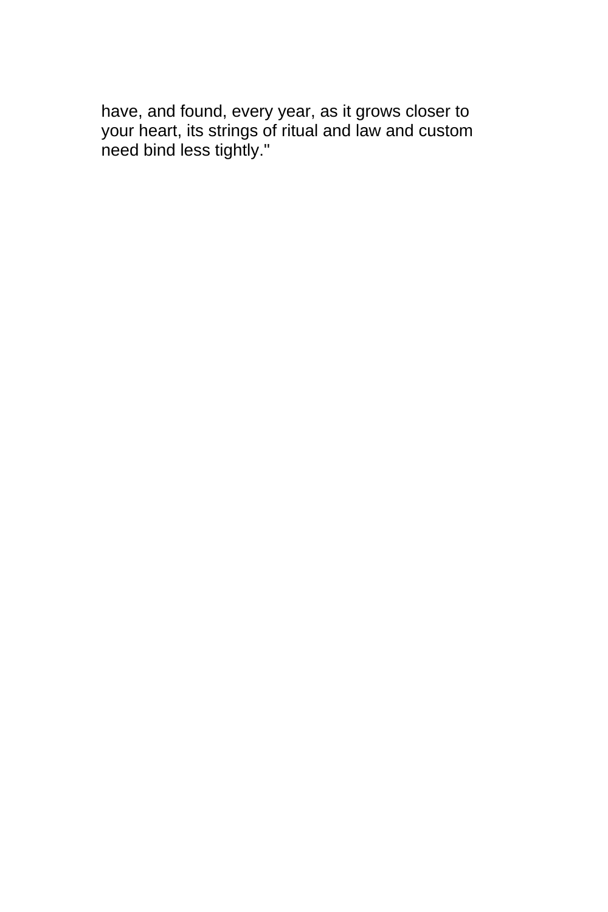have, and found, every year, as it grows closer to your heart, its strings of ritual and law and custom need bind less tightly."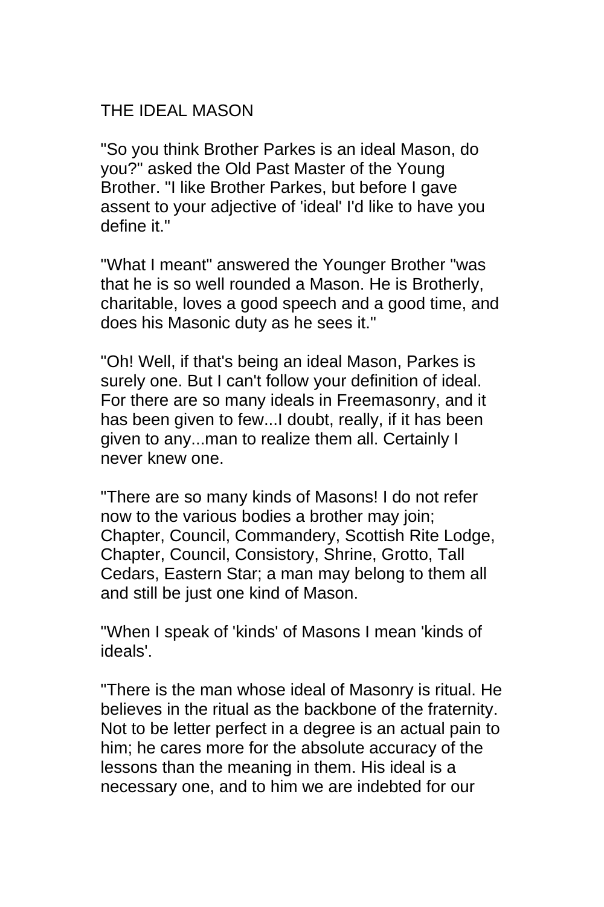## THE IDEAL MASON

"So you think Brother Parkes is an ideal Mason, do you?" asked the Old Past Master of the Young Brother. "I like Brother Parkes, but before I gave assent to your adjective of 'ideal' I'd like to have you define it."

"What I meant" answered the Younger Brother "was that he is so well rounded a Mason. He is Brotherly, charitable, loves a good speech and a good time, and does his Masonic duty as he sees it."

"Oh! Well, if that's being an ideal Mason, Parkes is surely one. But I can't follow your definition of ideal. For there are so many ideals in Freemasonry, and it has been given to few...I doubt, really, if it has been given to any...man to realize them all. Certainly I never knew one.

"There are so many kinds of Masons! I do not refer now to the various bodies a brother may join; Chapter, Council, Commandery, Scottish Rite Lodge, Chapter, Council, Consistory, Shrine, Grotto, Tall Cedars, Eastern Star; a man may belong to them all and still be just one kind of Mason.

"When I speak of 'kinds' of Masons I mean 'kinds of ideals'.

"There is the man whose ideal of Masonry is ritual. He believes in the ritual as the backbone of the fraternity. Not to be letter perfect in a degree is an actual pain to him; he cares more for the absolute accuracy of the lessons than the meaning in them. His ideal is a necessary one, and to him we are indebted for our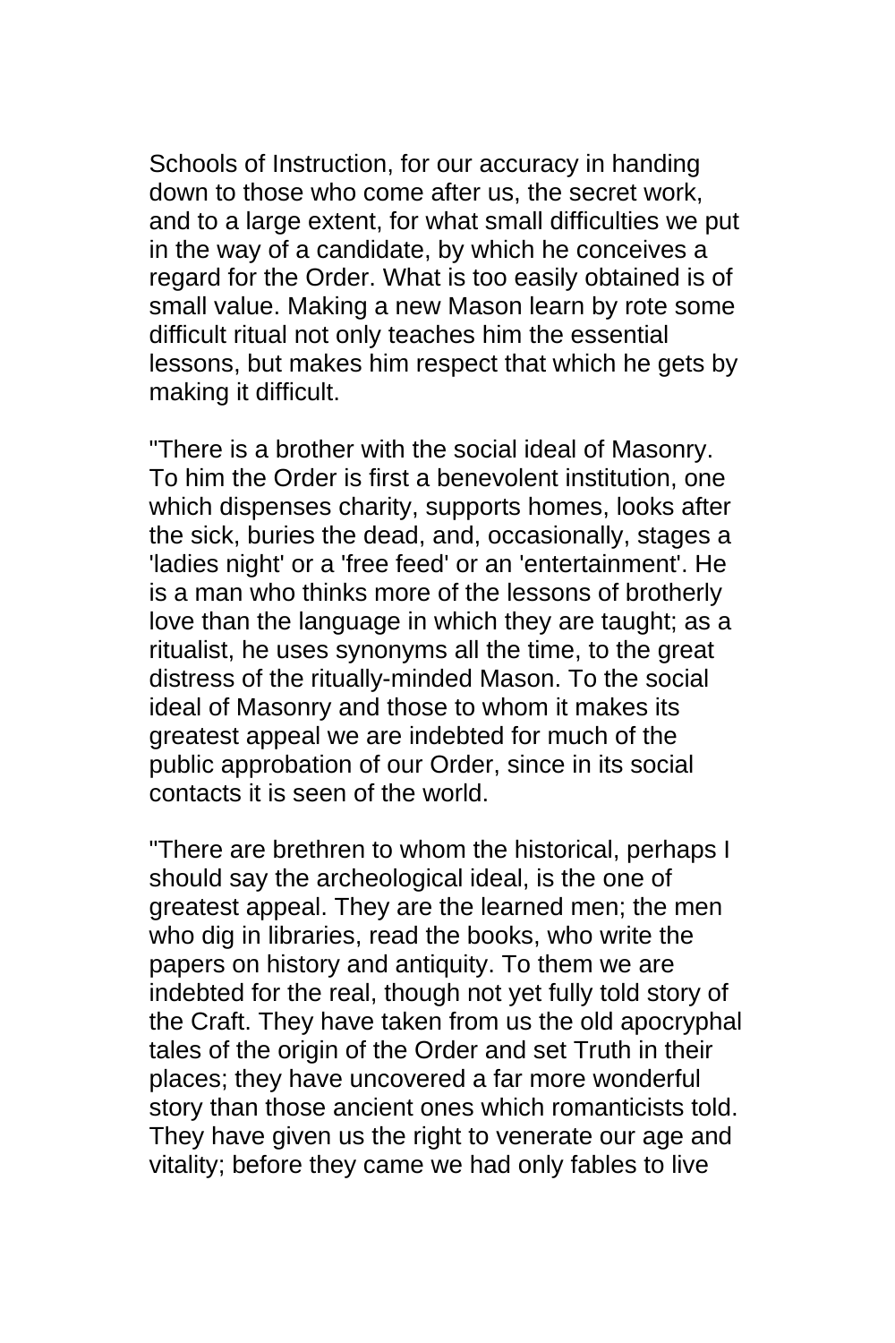Schools of Instruction, for our accuracy in handing down to those who come after us, the secret work, and to a large extent, for what small difficulties we put in the way of a candidate, by which he conceives a regard for the Order. What is too easily obtained is of small value. Making a new Mason learn by rote some difficult ritual not only teaches him the essential lessons, but makes him respect that which he gets by making it difficult.

"There is a brother with the social ideal of Masonry. To him the Order is first a benevolent institution, one which dispenses charity, supports homes, looks after the sick, buries the dead, and, occasionally, stages a 'ladies night' or a 'free feed' or an 'entertainment'. He is a man who thinks more of the lessons of brotherly love than the language in which they are taught; as a ritualist, he uses synonyms all the time, to the great distress of the ritually-minded Mason. To the social ideal of Masonry and those to whom it makes its greatest appeal we are indebted for much of the public approbation of our Order, since in its social contacts it is seen of the world.

"There are brethren to whom the historical, perhaps I should say the archeological ideal, is the one of greatest appeal. They are the learned men; the men who dig in libraries, read the books, who write the papers on history and antiquity. To them we are indebted for the real, though not yet fully told story of the Craft. They have taken from us the old apocryphal tales of the origin of the Order and set Truth in their places; they have uncovered a far more wonderful story than those ancient ones which romanticists told. They have given us the right to venerate our age and vitality; before they came we had only fables to live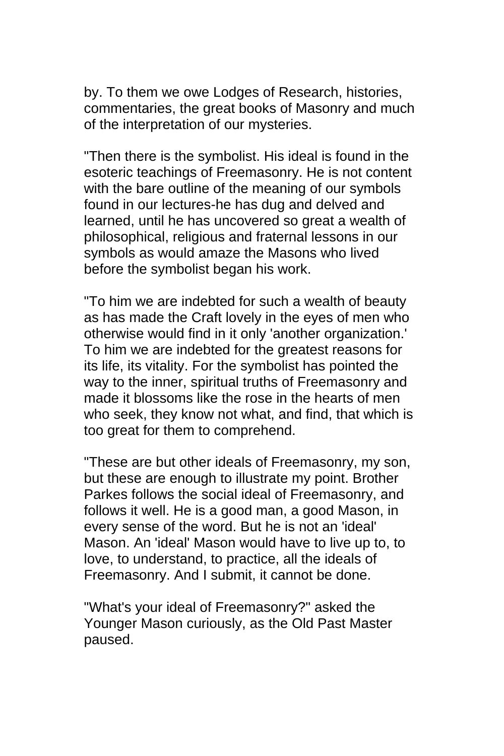by. To them we owe Lodges of Research, histories, commentaries, the great books of Masonry and much of the interpretation of our mysteries.

"Then there is the symbolist. His ideal is found in the esoteric teachings of Freemasonry. He is not content with the bare outline of the meaning of our symbols found in our lectures-he has dug and delved and learned, until he has uncovered so great a wealth of philosophical, religious and fraternal lessons in our symbols as would amaze the Masons who lived before the symbolist began his work.

"To him we are indebted for such a wealth of beauty as has made the Craft lovely in the eyes of men who otherwise would find in it only 'another organization.' To him we are indebted for the greatest reasons for its life, its vitality. For the symbolist has pointed the way to the inner, spiritual truths of Freemasonry and made it blossoms like the rose in the hearts of men who seek, they know not what, and find, that which is too great for them to comprehend.

"These are but other ideals of Freemasonry, my son, but these are enough to illustrate my point. Brother Parkes follows the social ideal of Freemasonry, and follows it well. He is a good man, a good Mason, in every sense of the word. But he is not an 'ideal' Mason. An 'ideal' Mason would have to live up to, to love, to understand, to practice, all the ideals of Freemasonry. And I submit, it cannot be done.

"What's your ideal of Freemasonry?" asked the Younger Mason curiously, as the Old Past Master paused.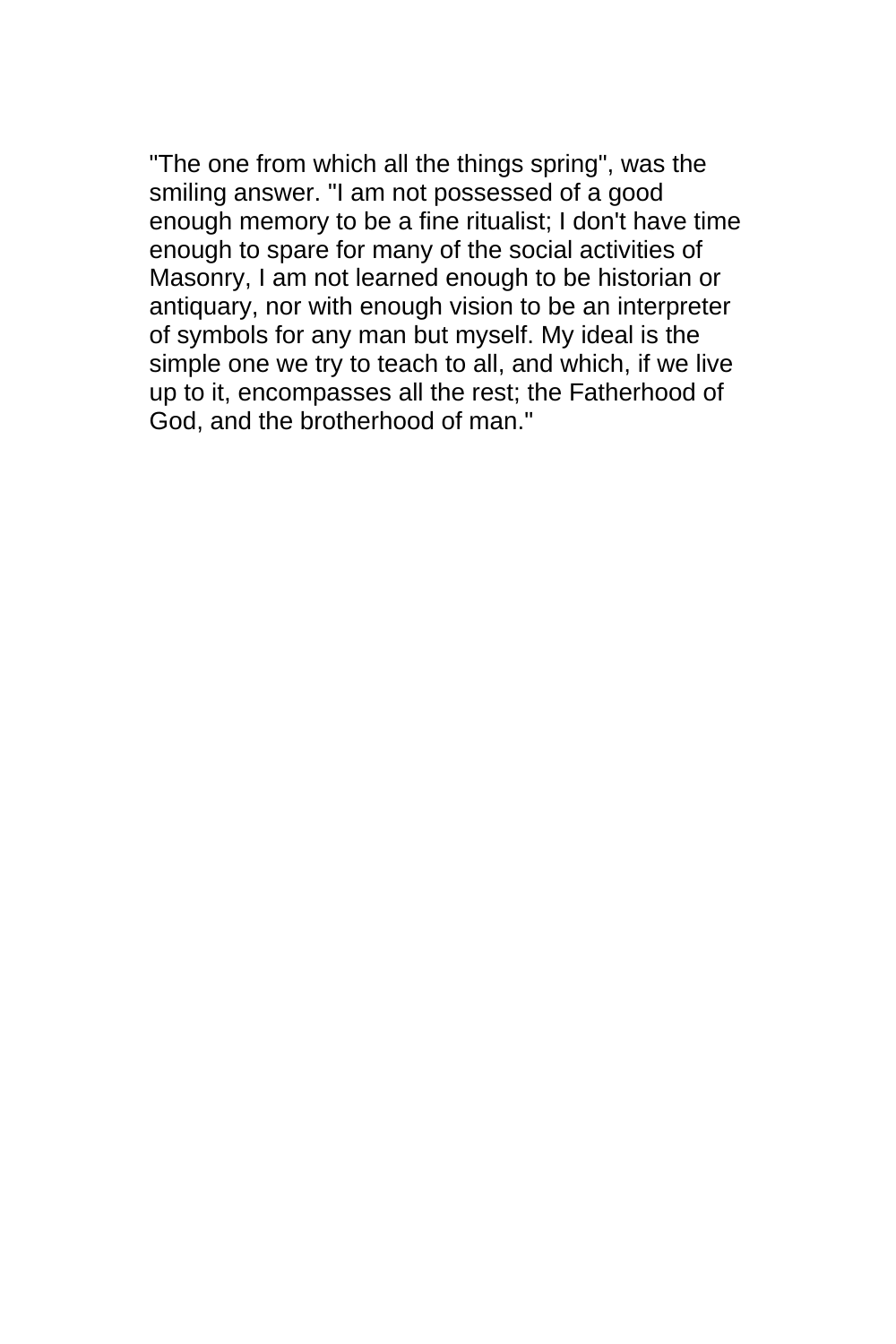"The one from which all the things spring", was the smiling answer. "I am not possessed of a good enough memory to be a fine ritualist; I don't have time enough to spare for many of the social activities of Masonry, I am not learned enough to be historian or antiquary, nor with enough vision to be an interpreter of symbols for any man but myself. My ideal is the simple one we try to teach to all, and which, if we live up to it, encompasses all the rest; the Fatherhood of God, and the brotherhood of man."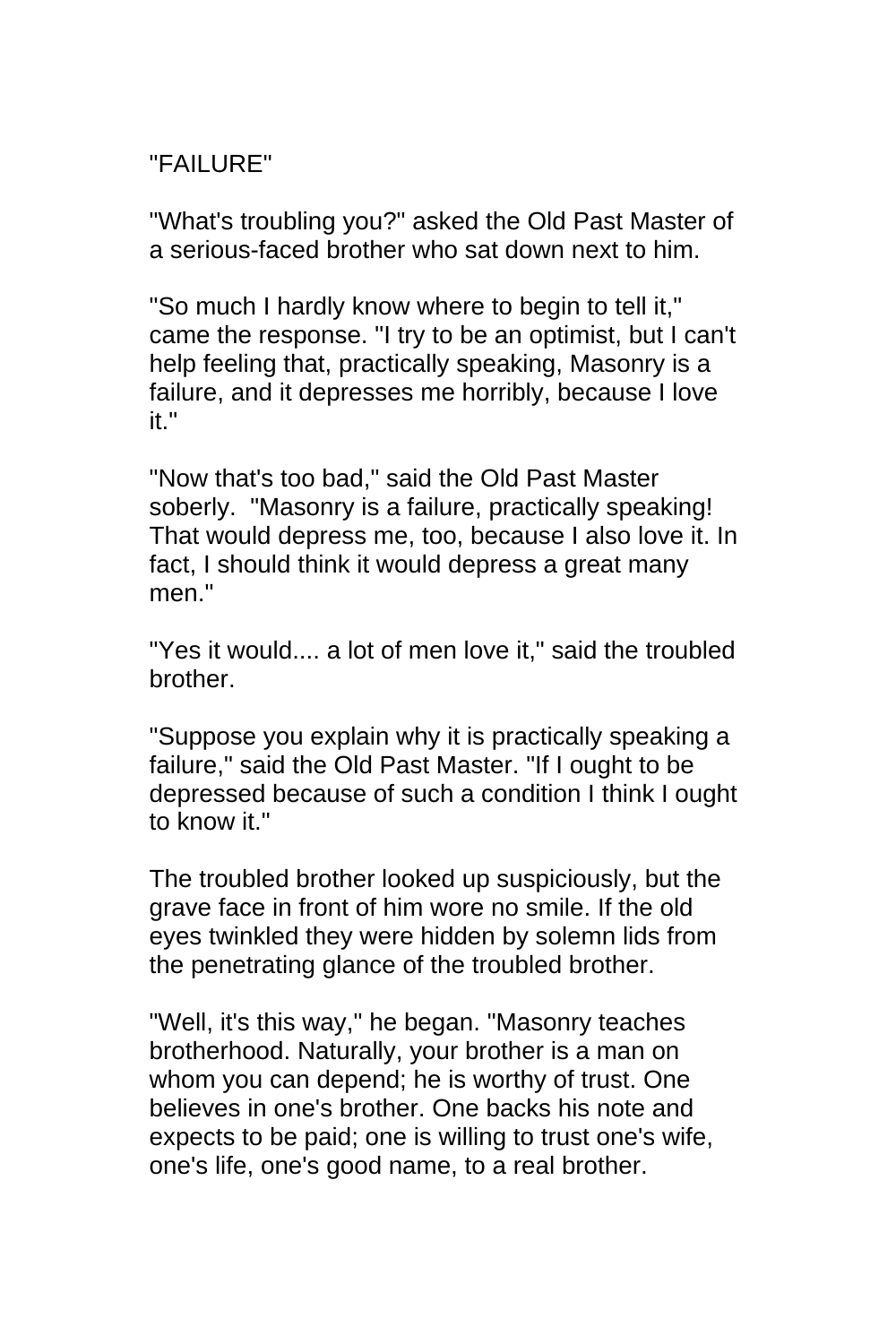"FAILURE"

"What's troubling you?" asked the Old Past Master of a serious-faced brother who sat down next to him.

"So much I hardly know where to begin to tell it," came the response. "I try to be an optimist, but I can't help feeling that, practically speaking, Masonry is a failure, and it depresses me horribly, because I love it."

"Now that's too bad," said the Old Past Master soberly. "Masonry is a failure, practically speaking! That would depress me, too, because I also love it. In fact, I should think it would depress a great many men."

"Yes it would.... a lot of men love it," said the troubled brother.

"Suppose you explain why it is practically speaking a failure," said the Old Past Master. "If I ought to be depressed because of such a condition I think I ought to know it."

The troubled brother looked up suspiciously, but the grave face in front of him wore no smile. If the old eyes twinkled they were hidden by solemn lids from the penetrating glance of the troubled brother.

"Well, it's this way," he began. "Masonry teaches brotherhood. Naturally, your brother is a man on whom you can depend; he is worthy of trust. One believes in one's brother. One backs his note and expects to be paid; one is willing to trust one's wife, one's life, one's good name, to a real brother.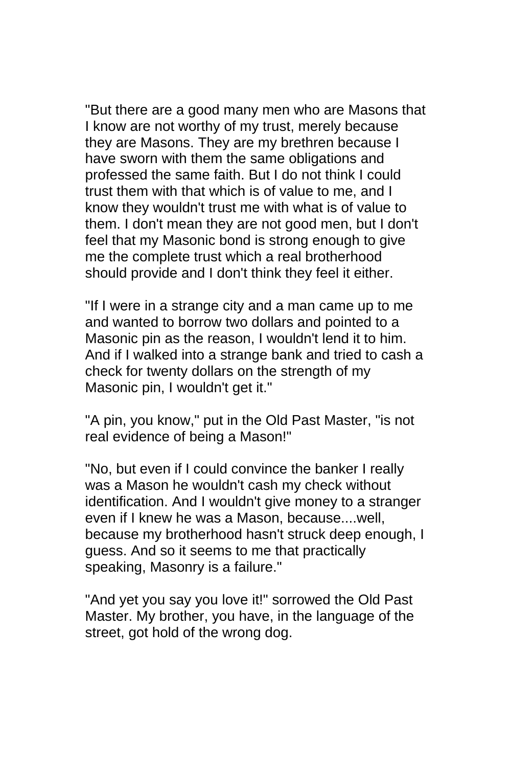"But there are a good many men who are Masons that I know are not worthy of my trust, merely because they are Masons. They are my brethren because I have sworn with them the same obligations and professed the same faith. But I do not think I could trust them with that which is of value to me, and I know they wouldn't trust me with what is of value to them. I don't mean they are not good men, but I don't feel that my Masonic bond is strong enough to give me the complete trust which a real brotherhood should provide and I don't think they feel it either.

"If I were in a strange city and a man came up to me and wanted to borrow two dollars and pointed to a Masonic pin as the reason, I wouldn't lend it to him. And if I walked into a strange bank and tried to cash a check for twenty dollars on the strength of my Masonic pin, I wouldn't get it."

"A pin, you know," put in the Old Past Master, "is not real evidence of being a Mason!"

"No, but even if I could convince the banker I really was a Mason he wouldn't cash my check without identification. And I wouldn't give money to a stranger even if I knew he was a Mason, because....well, because my brotherhood hasn't struck deep enough, I guess. And so it seems to me that practically speaking, Masonry is a failure."

"And yet you say you love it!" sorrowed the Old Past Master. My brother, you have, in the language of the street, got hold of the wrong dog.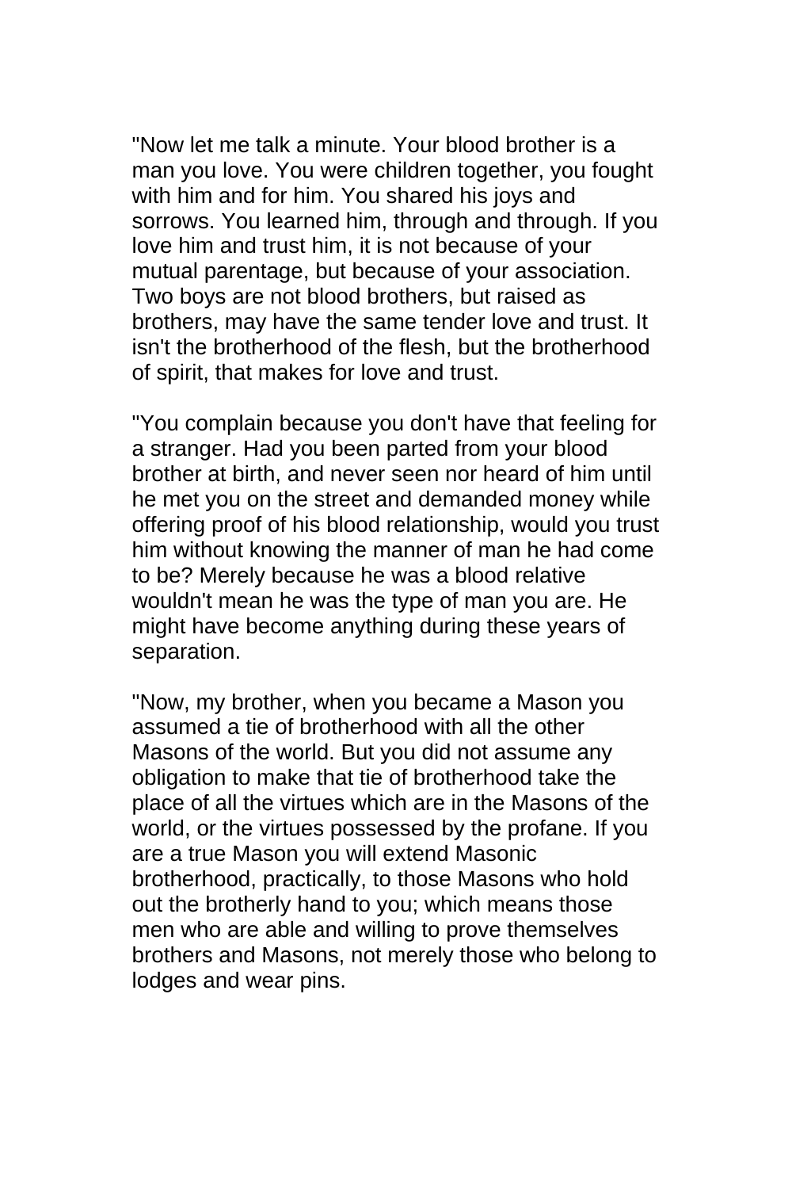"Now let me talk a minute. Your blood brother is a man you love. You were children together, you fought with him and for him. You shared his joys and sorrows. You learned him, through and through. If you love him and trust him, it is not because of your mutual parentage, but because of your association. Two boys are not blood brothers, but raised as brothers, may have the same tender love and trust. It isn't the brotherhood of the flesh, but the brotherhood of spirit, that makes for love and trust.

"You complain because you don't have that feeling for a stranger. Had you been parted from your blood brother at birth, and never seen nor heard of him until he met you on the street and demanded money while offering proof of his blood relationship, would you trust him without knowing the manner of man he had come to be? Merely because he was a blood relative wouldn't mean he was the type of man you are. He might have become anything during these years of separation.

"Now, my brother, when you became a Mason you assumed a tie of brotherhood with all the other Masons of the world. But you did not assume any obligation to make that tie of brotherhood take the place of all the virtues which are in the Masons of the world, or the virtues possessed by the profane. If you are a true Mason you will extend Masonic brotherhood, practically, to those Masons who hold out the brotherly hand to you; which means those men who are able and willing to prove themselves brothers and Masons, not merely those who belong to lodges and wear pins.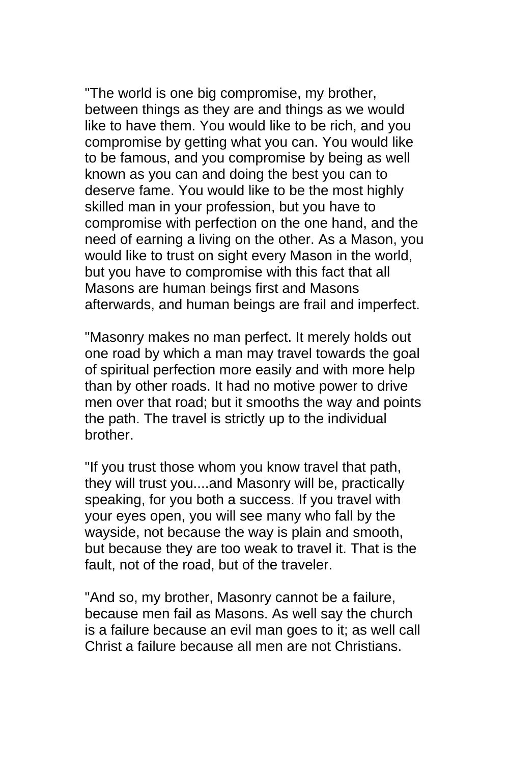"The world is one big compromise, my brother, between things as they are and things as we would like to have them. You would like to be rich, and you compromise by getting what you can. You would like to be famous, and you compromise by being as well known as you can and doing the best you can to deserve fame. You would like to be the most highly skilled man in your profession, but you have to compromise with perfection on the one hand, and the need of earning a living on the other. As a Mason, you would like to trust on sight every Mason in the world, but you have to compromise with this fact that all Masons are human beings first and Masons afterwards, and human beings are frail and imperfect.

"Masonry makes no man perfect. It merely holds out one road by which a man may travel towards the goal of spiritual perfection more easily and with more help than by other roads. It had no motive power to drive men over that road; but it smooths the way and points the path. The travel is strictly up to the individual brother.

"If you trust those whom you know travel that path, they will trust you....and Masonry will be, practically speaking, for you both a success. If you travel with your eyes open, you will see many who fall by the wayside, not because the way is plain and smooth, but because they are too weak to travel it. That is the fault, not of the road, but of the traveler.

"And so, my brother, Masonry cannot be a failure, because men fail as Masons. As well say the church is a failure because an evil man goes to it; as well call Christ a failure because all men are not Christians.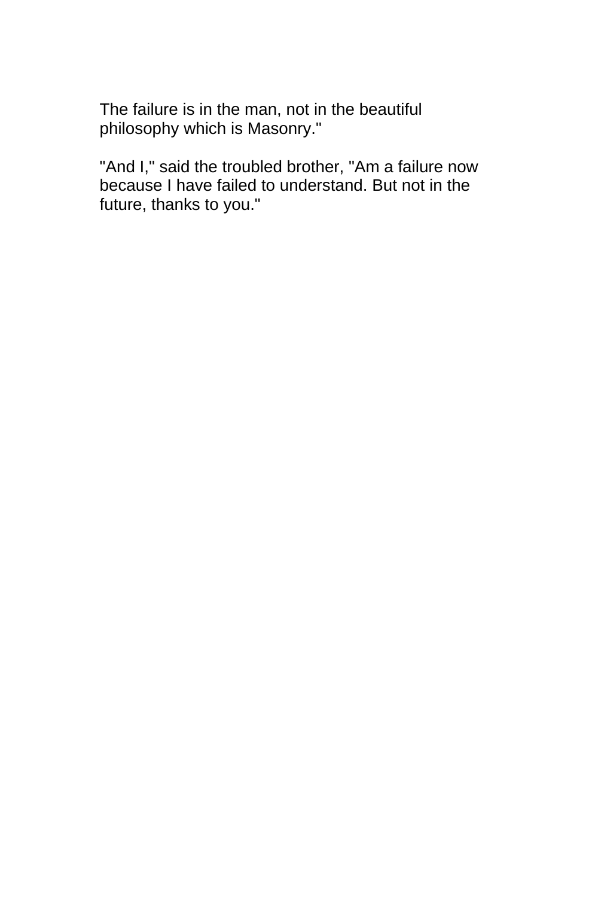The failure is in the man, not in the beautiful philosophy which is Masonry."

"And I," said the troubled brother, "Am a failure now because I have failed to understand. But not in the future, thanks to you."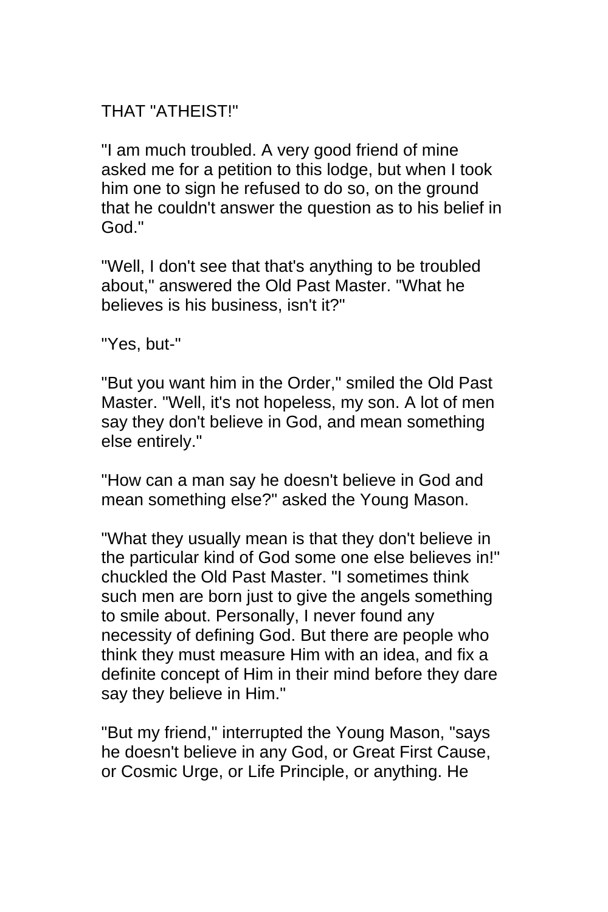## THAT "ATHEIST!"

"I am much troubled. A very good friend of mine asked me for a petition to this lodge, but when I took him one to sign he refused to do so, on the ground that he couldn't answer the question as to his belief in God."

"Well, I don't see that that's anything to be troubled about," answered the Old Past Master. "What he believes is his business, isn't it?"

"Yes, but-"

"But you want him in the Order," smiled the Old Past Master. "Well, it's not hopeless, my son. A lot of men say they don't believe in God, and mean something else entirely."

"How can a man say he doesn't believe in God and mean something else?" asked the Young Mason.

"What they usually mean is that they don't believe in the particular kind of God some one else believes in!" chuckled the Old Past Master. "I sometimes think such men are born just to give the angels something to smile about. Personally, I never found any necessity of defining God. But there are people who think they must measure Him with an idea, and fix a definite concept of Him in their mind before they dare say they believe in Him."

"But my friend," interrupted the Young Mason, "says he doesn't believe in any God, or Great First Cause, or Cosmic Urge, or Life Principle, or anything. He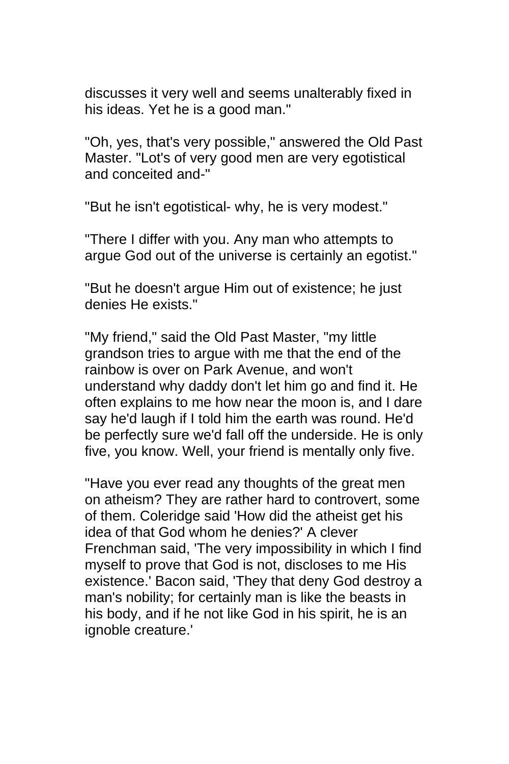discusses it very well and seems unalterably fixed in his ideas. Yet he is a good man."

"Oh, yes, that's very possible," answered the Old Past Master. "Lot's of very good men are very egotistical and conceited and-"

"But he isn't egotistical- why, he is very modest."

"There I differ with you. Any man who attempts to argue God out of the universe is certainly an egotist."

"But he doesn't argue Him out of existence; he just denies He exists."

"My friend," said the Old Past Master, "my little grandson tries to argue with me that the end of the rainbow is over on Park Avenue, and won't understand why daddy don't let him go and find it. He often explains to me how near the moon is, and I dare say he'd laugh if I told him the earth was round. He'd be perfectly sure we'd fall off the underside. He is only five, you know. Well, your friend is mentally only five.

"Have you ever read any thoughts of the great men on atheism? They are rather hard to controvert, some of them. Coleridge said 'How did the atheist get his idea of that God whom he denies?' A clever Frenchman said, 'The very impossibility in which I find myself to prove that God is not, discloses to me His existence.' Bacon said, 'They that deny God destroy a man's nobility; for certainly man is like the beasts in his body, and if he not like God in his spirit, he is an ignoble creature.'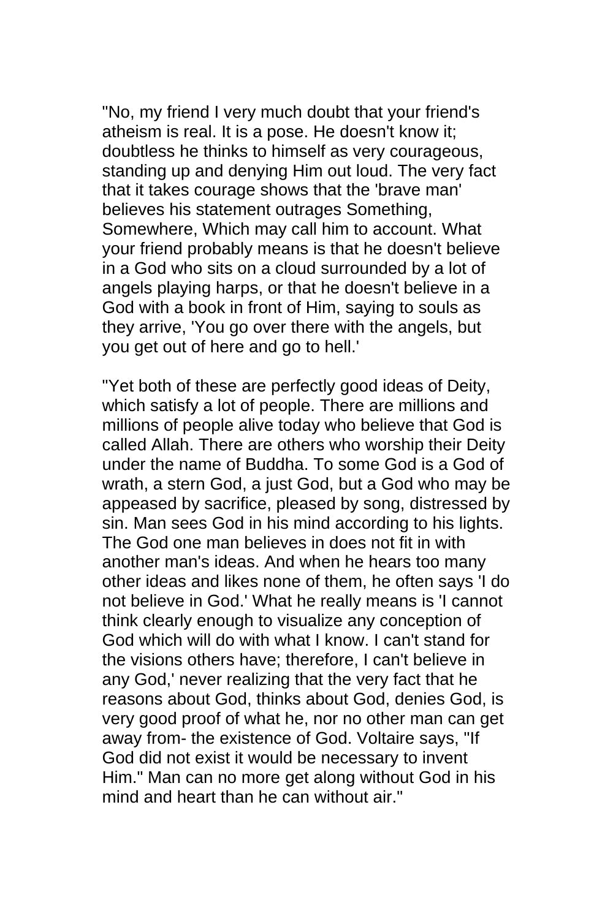"No, my friend I very much doubt that your friend's atheism is real. It is a pose. He doesn't know it; doubtless he thinks to himself as very courageous, standing up and denying Him out loud. The very fact that it takes courage shows that the 'brave man' believes his statement outrages Something, Somewhere, Which may call him to account. What your friend probably means is that he doesn't believe in a God who sits on a cloud surrounded by a lot of angels playing harps, or that he doesn't believe in a God with a book in front of Him, saying to souls as they arrive, 'You go over there with the angels, but you get out of here and go to hell.'

"Yet both of these are perfectly good ideas of Deity, which satisfy a lot of people. There are millions and millions of people alive today who believe that God is called Allah. There are others who worship their Deity under the name of Buddha. To some God is a God of wrath, a stern God, a just God, but a God who may be appeased by sacrifice, pleased by song, distressed by sin. Man sees God in his mind according to his lights. The God one man believes in does not fit in with another man's ideas. And when he hears too many other ideas and likes none of them, he often says 'I do not believe in God.' What he really means is 'I cannot think clearly enough to visualize any conception of God which will do with what I know. I can't stand for the visions others have; therefore, I can't believe in any God,' never realizing that the very fact that he reasons about God, thinks about God, denies God, is very good proof of what he, nor no other man can get away from- the existence of God. Voltaire says, "If God did not exist it would be necessary to invent Him." Man can no more get along without God in his mind and heart than he can without air."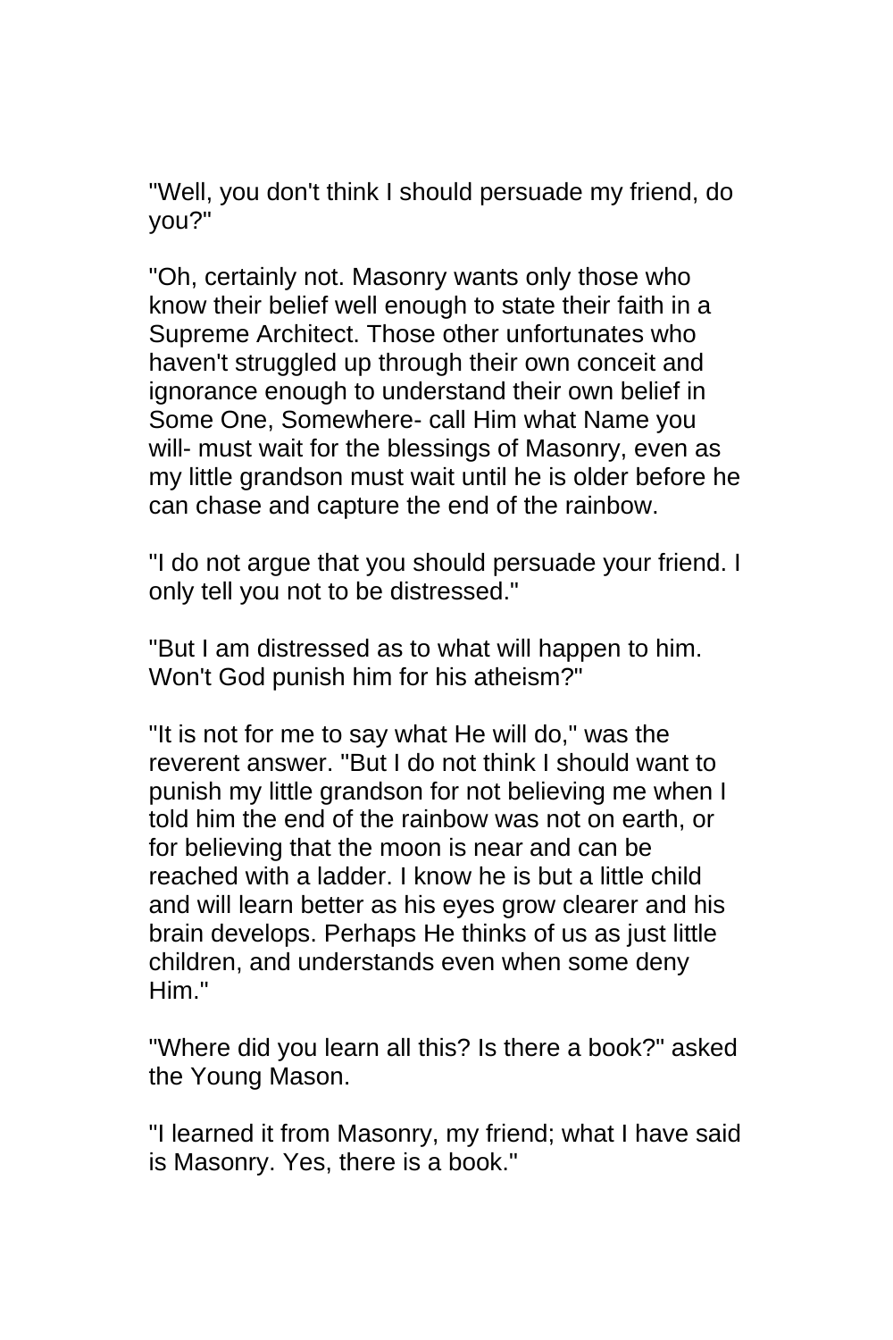"Well, you don't think I should persuade my friend, do you?"

"Oh, certainly not. Masonry wants only those who know their belief well enough to state their faith in a Supreme Architect. Those other unfortunates who haven't struggled up through their own conceit and ignorance enough to understand their own belief in Some One, Somewhere- call Him what Name you will- must wait for the blessings of Masonry, even as my little grandson must wait until he is older before he can chase and capture the end of the rainbow.

"I do not argue that you should persuade your friend. I only tell you not to be distressed."

"But I am distressed as to what will happen to him. Won't God punish him for his atheism?"

"It is not for me to say what He will do," was the reverent answer. "But I do not think I should want to punish my little grandson for not believing me when I told him the end of the rainbow was not on earth, or for believing that the moon is near and can be reached with a ladder. I know he is but a little child and will learn better as his eyes grow clearer and his brain develops. Perhaps He thinks of us as just little children, and understands even when some deny Him."

"Where did you learn all this? Is there a book?" asked the Young Mason.

"I learned it from Masonry, my friend; what I have said is Masonry. Yes, there is a book."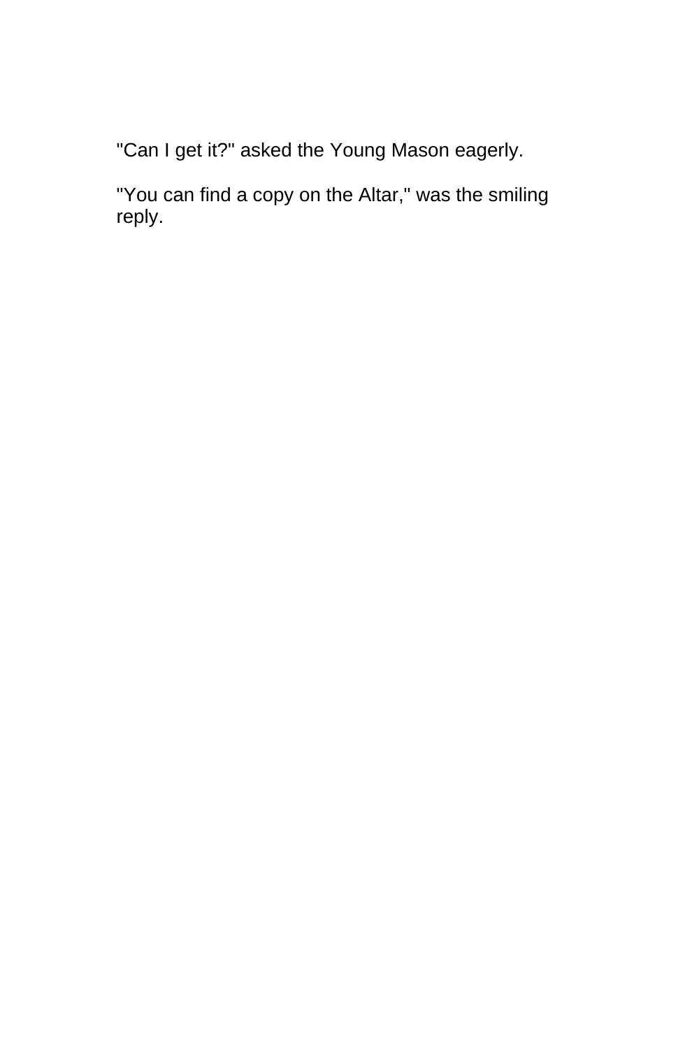"Can I get it?" asked the Young Mason eagerly.

"You can find a copy on the Altar," was the smiling reply.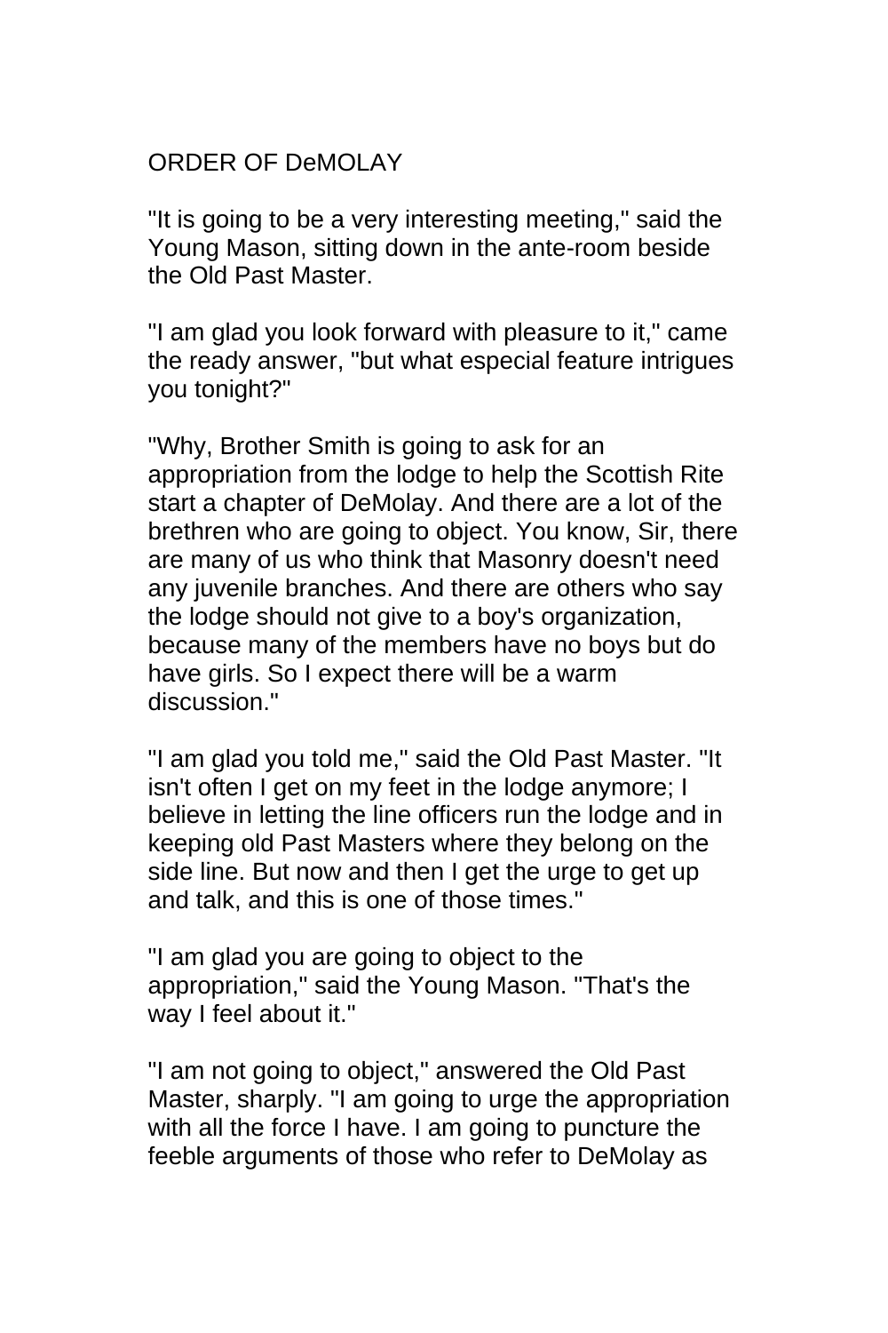## ORDER OF DeMOLAY

"It is going to be a very interesting meeting," said the Young Mason, sitting down in the ante-room beside the Old Past Master.

"I am glad you look forward with pleasure to it," came the ready answer, "but what especial feature intrigues you tonight?"

"Why, Brother Smith is going to ask for an appropriation from the lodge to help the Scottish Rite start a chapter of DeMolay. And there are a lot of the brethren who are going to object. You know, Sir, there are many of us who think that Masonry doesn't need any juvenile branches. And there are others who say the lodge should not give to a boy's organization, because many of the members have no boys but do have girls. So I expect there will be a warm discussion."

"I am glad you told me," said the Old Past Master. "It isn't often I get on my feet in the lodge anymore; I believe in letting the line officers run the lodge and in keeping old Past Masters where they belong on the side line. But now and then I get the urge to get up and talk, and this is one of those times."

"I am glad you are going to object to the appropriation," said the Young Mason. "That's the way I feel about it."

"I am not going to object," answered the Old Past Master, sharply. "I am going to urge the appropriation with all the force I have. I am going to puncture the feeble arguments of those who refer to DeMolay as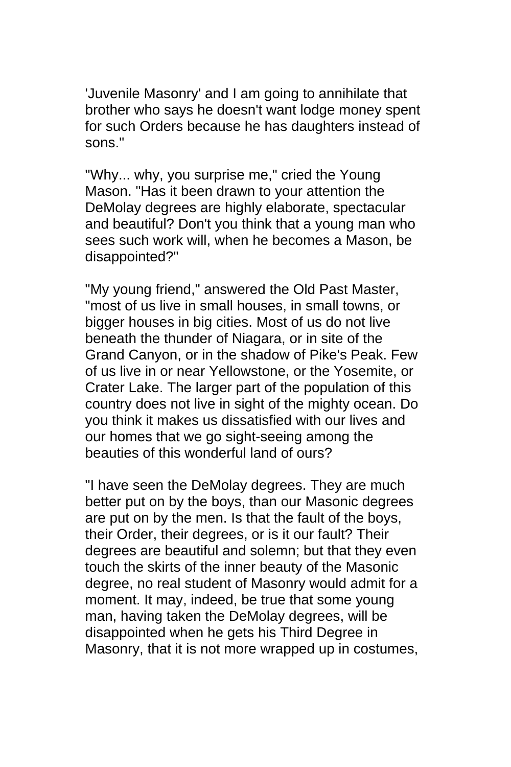'Juvenile Masonry' and I am going to annihilate that brother who says he doesn't want lodge money spent for such Orders because he has daughters instead of sons."

"Why... why, you surprise me," cried the Young Mason. "Has it been drawn to your attention the DeMolay degrees are highly elaborate, spectacular and beautiful? Don't you think that a young man who sees such work will, when he becomes a Mason, be disappointed?"

"My young friend," answered the Old Past Master, "most of us live in small houses, in small towns, or bigger houses in big cities. Most of us do not live beneath the thunder of Niagara, or in site of the Grand Canyon, or in the shadow of Pike's Peak. Few of us live in or near Yellowstone, or the Yosemite, or Crater Lake. The larger part of the population of this country does not live in sight of the mighty ocean. Do you think it makes us dissatisfied with our lives and our homes that we go sight-seeing among the beauties of this wonderful land of ours?

"I have seen the DeMolay degrees. They are much better put on by the boys, than our Masonic degrees are put on by the men. Is that the fault of the boys, their Order, their degrees, or is it our fault? Their degrees are beautiful and solemn; but that they even touch the skirts of the inner beauty of the Masonic degree, no real student of Masonry would admit for a moment. It may, indeed, be true that some young man, having taken the DeMolay degrees, will be disappointed when he gets his Third Degree in Masonry, that it is not more wrapped up in costumes,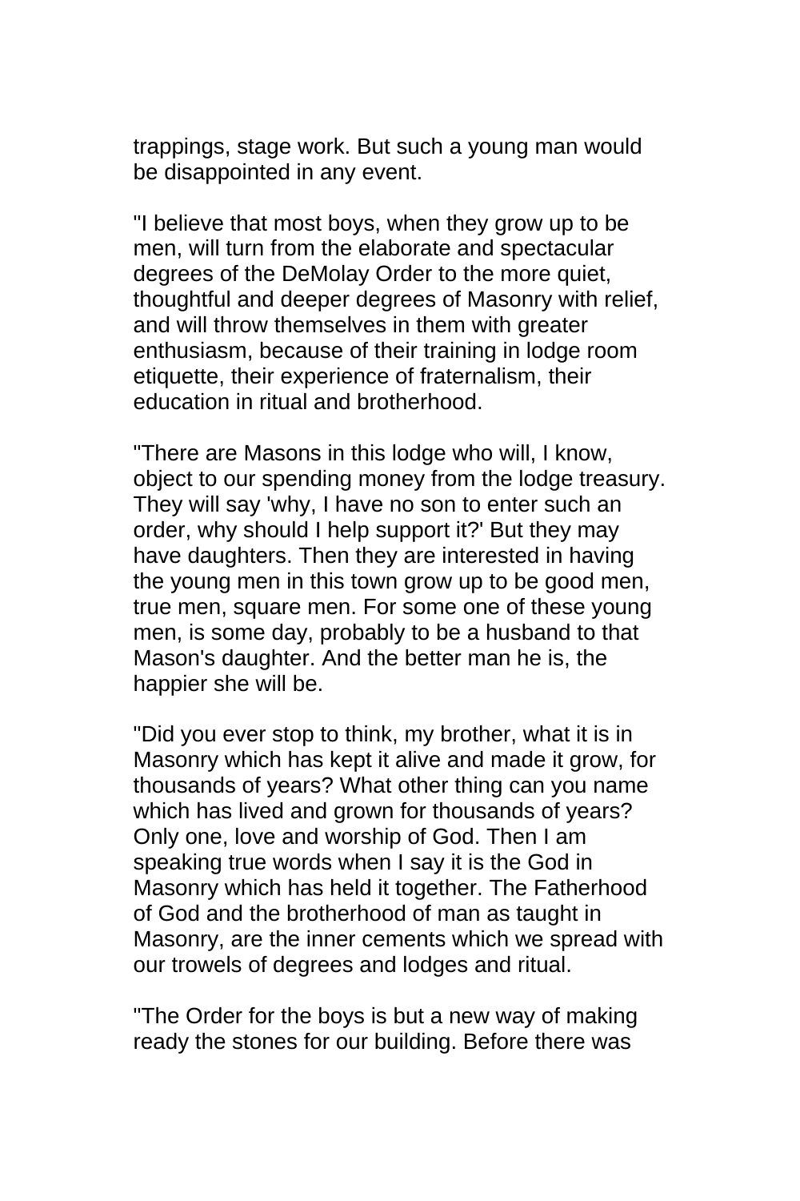trappings, stage work. But such a young man would be disappointed in any event.

"I believe that most boys, when they grow up to be men, will turn from the elaborate and spectacular degrees of the DeMolay Order to the more quiet, thoughtful and deeper degrees of Masonry with relief, and will throw themselves in them with greater enthusiasm, because of their training in lodge room etiquette, their experience of fraternalism, their education in ritual and brotherhood.

"There are Masons in this lodge who will, I know, object to our spending money from the lodge treasury. They will say 'why, I have no son to enter such an order, why should I help support it?' But they may have daughters. Then they are interested in having the young men in this town grow up to be good men, true men, square men. For some one of these young men, is some day, probably to be a husband to that Mason's daughter. And the better man he is, the happier she will be.

"Did you ever stop to think, my brother, what it is in Masonry which has kept it alive and made it grow, for thousands of years? What other thing can you name which has lived and grown for thousands of years? Only one, love and worship of God. Then I am speaking true words when I say it is the God in Masonry which has held it together. The Fatherhood of God and the brotherhood of man as taught in Masonry, are the inner cements which we spread with our trowels of degrees and lodges and ritual.

"The Order for the boys is but a new way of making ready the stones for our building. Before there was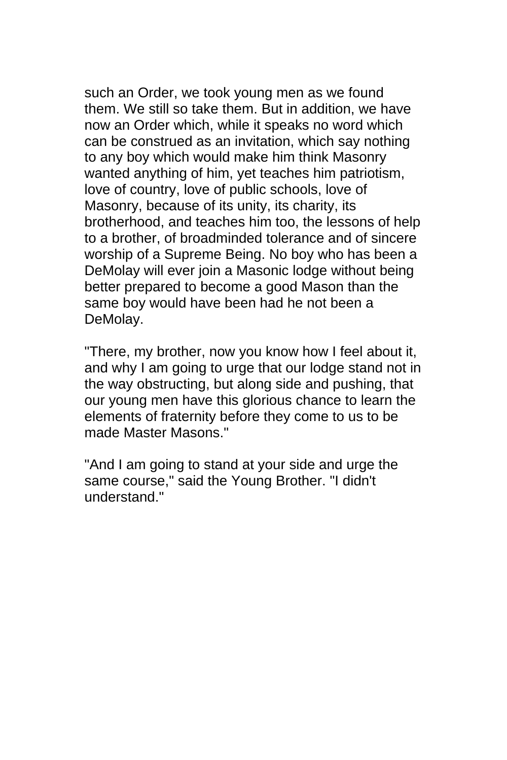such an Order, we took young men as we found them. We still so take them. But in addition, we have now an Order which, while it speaks no word which can be construed as an invitation, which say nothing to any boy which would make him think Masonry wanted anything of him, yet teaches him patriotism, love of country, love of public schools, love of Masonry, because of its unity, its charity, its brotherhood, and teaches him too, the lessons of help to a brother, of broadminded tolerance and of sincere worship of a Supreme Being. No boy who has been a DeMolay will ever join a Masonic lodge without being better prepared to become a good Mason than the same boy would have been had he not been a DeMolay.

"There, my brother, now you know how I feel about it, and why I am going to urge that our lodge stand not in the way obstructing, but along side and pushing, that our young men have this glorious chance to learn the elements of fraternity before they come to us to be made Master Masons."

"And I am going to stand at your side and urge the same course," said the Young Brother. "I didn't understand."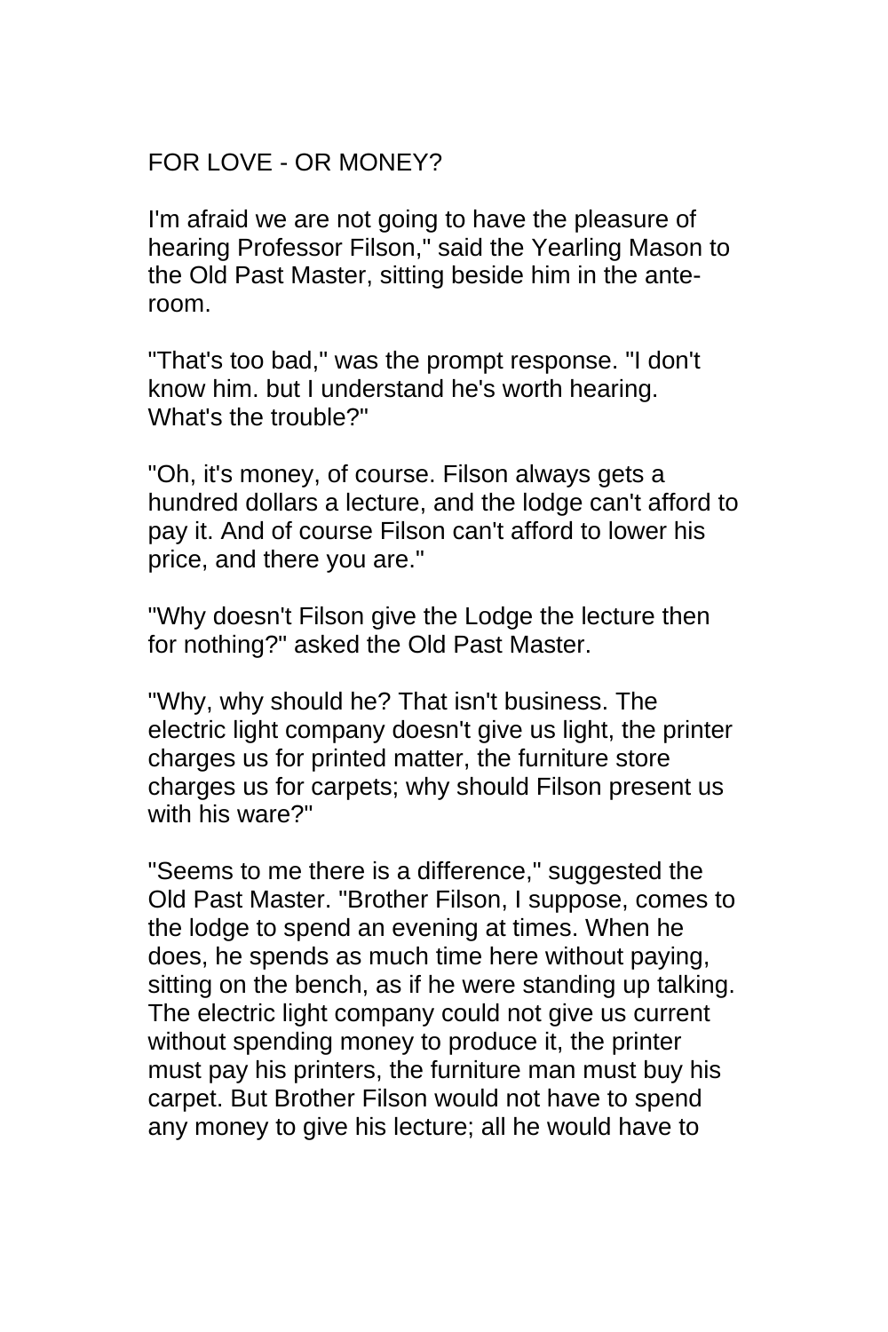FOR LOVE - OR MONEY?

I'm afraid we are not going to have the pleasure of hearing Professor Filson," said the Yearling Mason to the Old Past Master, sitting beside him in the ante-room.

"That's too bad," was the prompt response. "I don't know him. but I understand he's worth hearing. What's the trouble?"

"Oh, it's money, of course. Filson always gets a hundred dollars a lecture, and the lodge can't afford to pay it. And of course Filson can't afford to lower his price, and there you are."

"Why doesn't Filson give the Lodge the lecture then for nothing?" asked the Old Past Master.

"Why, why should he? That isn't business. The electric light company doesn't give us light, the printer charges us for printed matter, the furniture store charges us for carpets; why should Filson present us with his ware?"

"Seems to me there is a difference," suggested the Old Past Master. "Brother Filson, I suppose, comes to the lodge to spend an evening at times. When he does, he spends as much time here without paying, sitting on the bench, as if he were standing up talking. The electric light company could not give us current without spending money to produce it, the printer must pay his printers, the furniture man must buy his carpet. But Brother Filson would not have to spend any money to give his lecture; all he would have to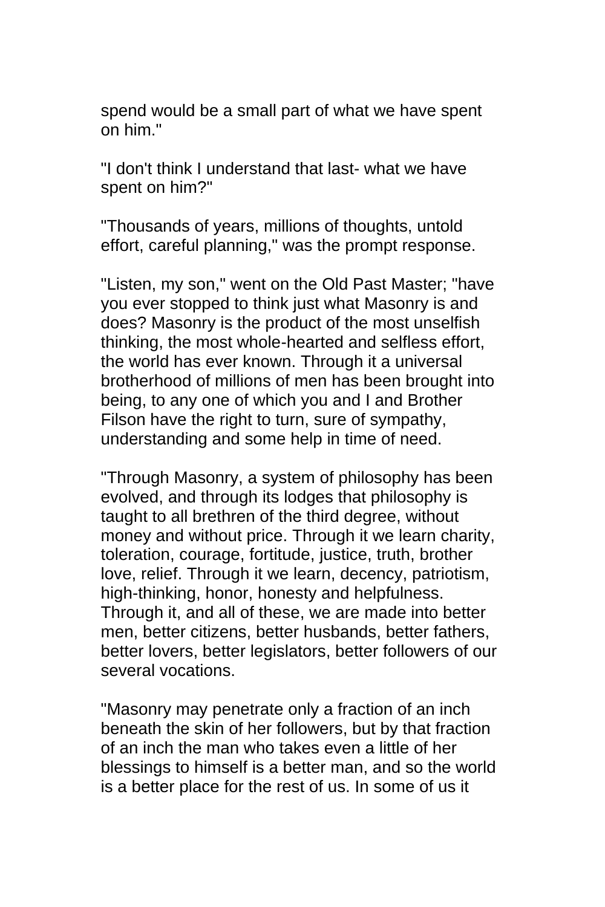spend would be a small part of what we have spent on him."

"I don't think I understand that last- what we have spent on him?"

"Thousands of years, millions of thoughts, untold effort, careful planning," was the prompt response.

"Listen, my son," went on the Old Past Master; "have you ever stopped to think just what Masonry is and does? Masonry is the product of the most unselfish thinking, the most whole-hearted and selfless effort, the world has ever known. Through it a universal brotherhood of millions of men has been brought into being, to any one of which you and I and Brother Filson have the right to turn, sure of sympathy, understanding and some help in time of need.

"Through Masonry, a system of philosophy has been evolved, and through its lodges that philosophy is taught to all brethren of the third degree, without money and without price. Through it we learn charity, toleration, courage, fortitude, justice, truth, brother love, relief. Through it we learn, decency, patriotism, high-thinking, honor, honesty and helpfulness. Through it, and all of these, we are made into better men, better citizens, better husbands, better fathers, better lovers, better legislators, better followers of our several vocations.

"Masonry may penetrate only a fraction of an inch beneath the skin of her followers, but by that fraction of an inch the man who takes even a little of her blessings to himself is a better man, and so the world is a better place for the rest of us. In some of us it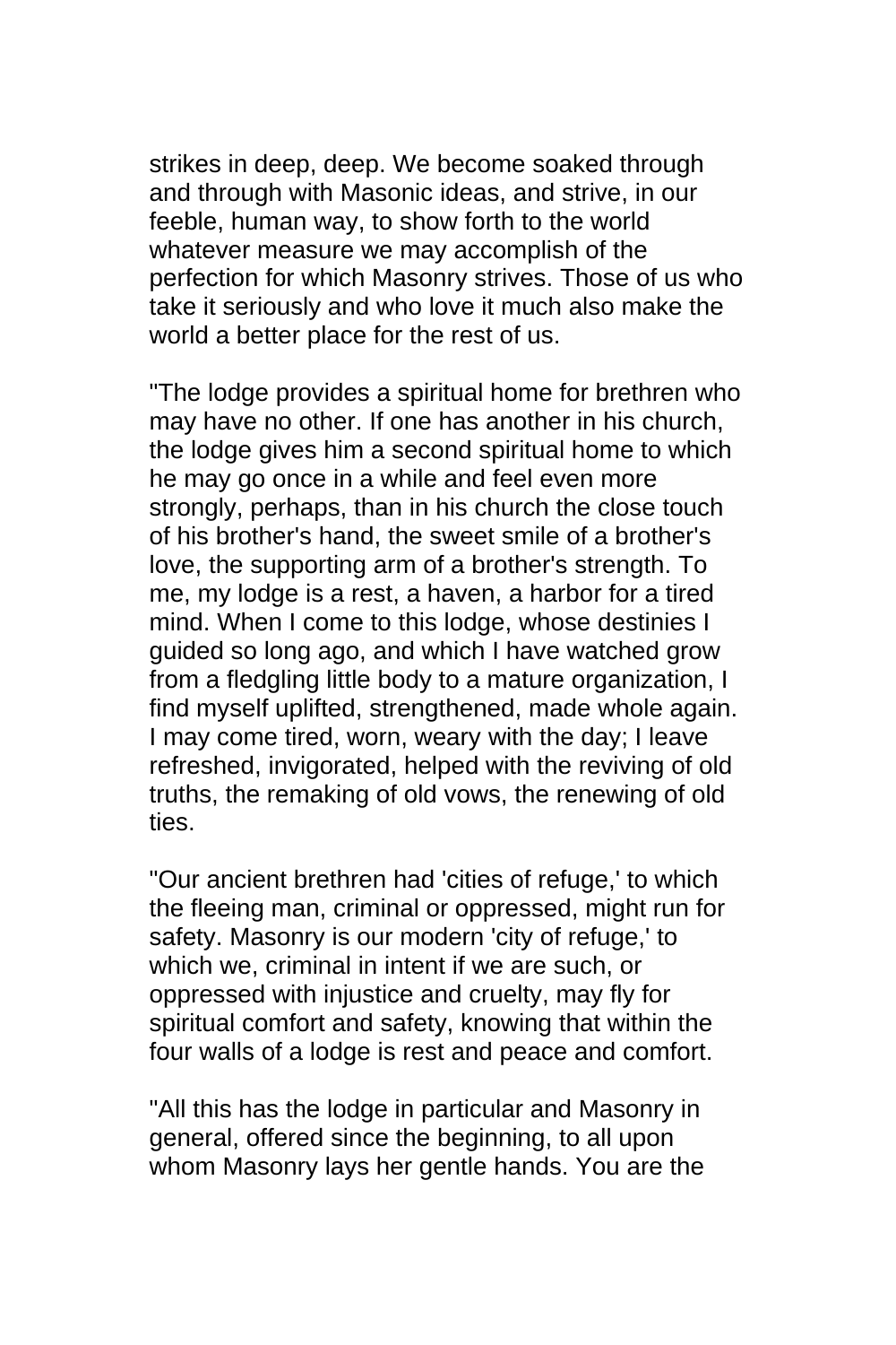strikes in deep, deep. We become soaked through and through with Masonic ideas, and strive, in our feeble, human way, to show forth to the world whatever measure we may accomplish of the perfection for which Masonry strives. Those of us who take it seriously and who love it much also make the world a better place for the rest of us.

"The lodge provides a spiritual home for brethren who may have no other. If one has another in his church, the lodge gives him a second spiritual home to which he may go once in a while and feel even more strongly, perhaps, than in his church the close touch of his brother's hand, the sweet smile of a brother's love, the supporting arm of a brother's strength. To me, my lodge is a rest, a haven, a harbor for a tired mind. When I come to this lodge, whose destinies I guided so long ago, and which I have watched grow from a fledgling little body to a mature organization, I find myself uplifted, strengthened, made whole again. I may come tired, worn, weary with the day; I leave refreshed, invigorated, helped with the reviving of old truths, the remaking of old vows, the renewing of old ties.

"Our ancient brethren had 'cities of refuge,' to which the fleeing man, criminal or oppressed, might run for safety. Masonry is our modern 'city of refuge,' to which we, criminal in intent if we are such, or oppressed with injustice and cruelty, may fly for spiritual comfort and safety, knowing that within the four walls of a lodge is rest and peace and comfort.

"All this has the lodge in particular and Masonry in general, offered since the beginning, to all upon whom Masonry lays her gentle hands. You are the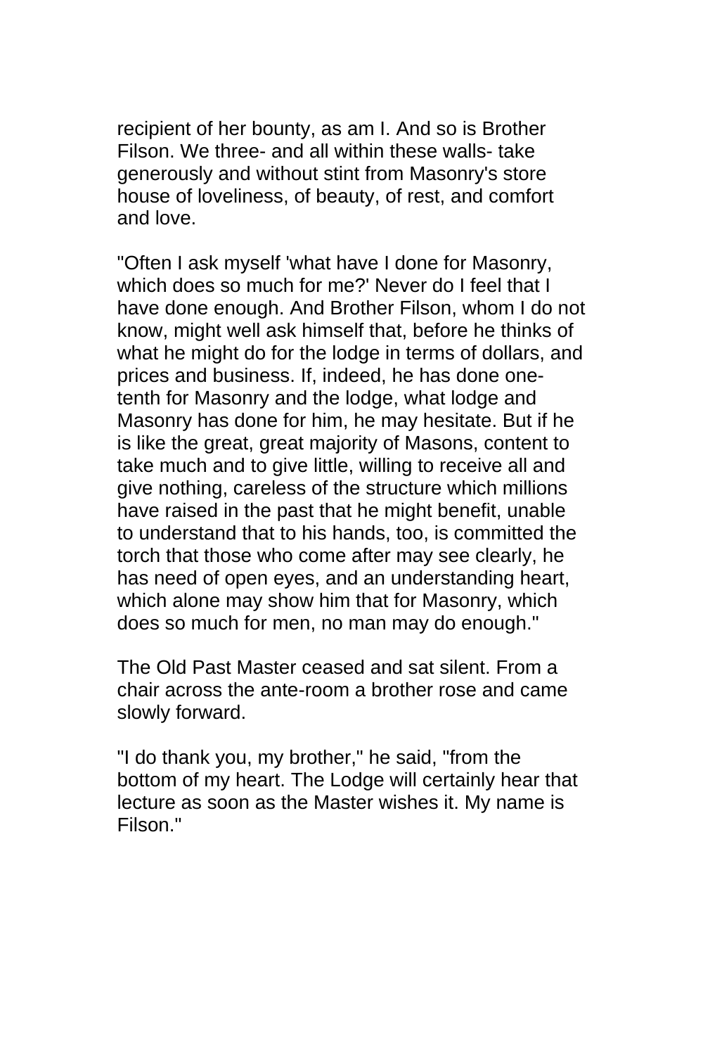recipient of her bounty, as am I. And so is Brother Filson. We three- and all within these walls- take generously and without stint from Masonry's store house of loveliness, of beauty, of rest, and comfort and love.

"Often I ask myself 'what have I done for Masonry, which does so much for me?' Never do I feel that I have done enough. And Brother Filson, whom I do not know, might well ask himself that, before he thinks of what he might do for the lodge in terms of dollars, and prices and business. If, indeed, he has done one-tenth for Masonry and the lodge, what lodge and Masonry has done for him, he may hesitate. But if he is like the great, great majority of Masons, content to take much and to give little, willing to receive all and give nothing, careless of the structure which millions have raised in the past that he might benefit, unable to understand that to his hands, too, is committed the torch that those who come after may see clearly, he has need of open eyes, and an understanding heart, which alone may show him that for Masonry, which does so much for men, no man may do enough."

The Old Past Master ceased and sat silent. From a chair across the ante-room a brother rose and came slowly forward.

"I do thank you, my brother," he said, "from the bottom of my heart. The Lodge will certainly hear that lecture as soon as the Master wishes it. My name is Filson."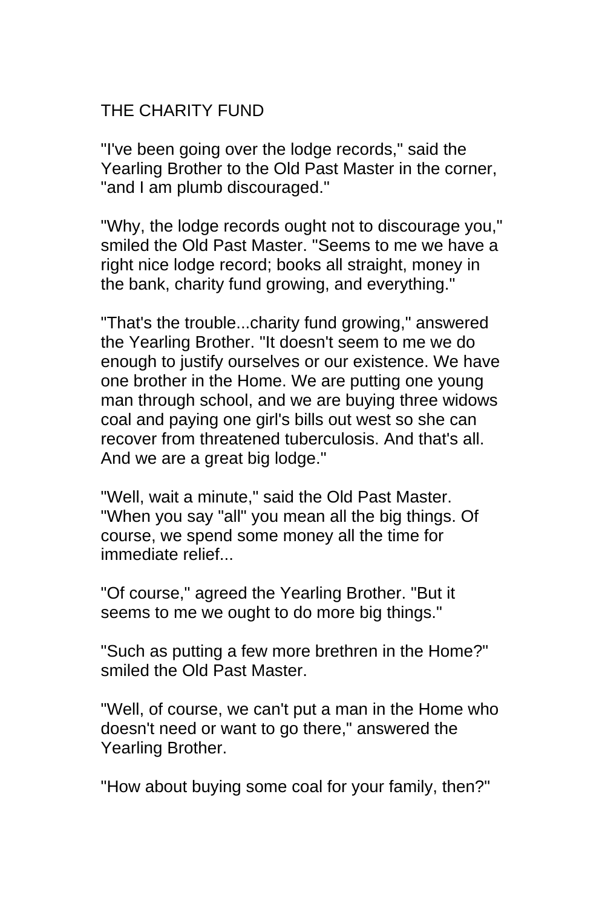## THE CHARITY FUND

"I've been going over the lodge records," said the Yearling Brother to the Old Past Master in the corner, "and I am plumb discouraged."

"Why, the lodge records ought not to discourage you," smiled the Old Past Master. "Seems to me we have a right nice lodge record; books all straight, money in the bank, charity fund growing, and everything."

"That's the trouble...charity fund growing," answered the Yearling Brother. "It doesn't seem to me we do enough to justify ourselves or our existence. We have one brother in the Home. We are putting one young man through school, and we are buying three widows coal and paying one girl's bills out west so she can recover from threatened tuberculosis. And that's all. And we are a great big lodge."

"Well, wait a minute," said the Old Past Master. "When you say "all" you mean all the big things. Of course, we spend some money all the time for immediate relief...

"Of course," agreed the Yearling Brother. "But it seems to me we ought to do more big things."

"Such as putting a few more brethren in the Home?" smiled the Old Past Master.

"Well, of course, we can't put a man in the Home who doesn't need or want to go there," answered the Yearling Brother.

"How about buying some coal for your family, then?"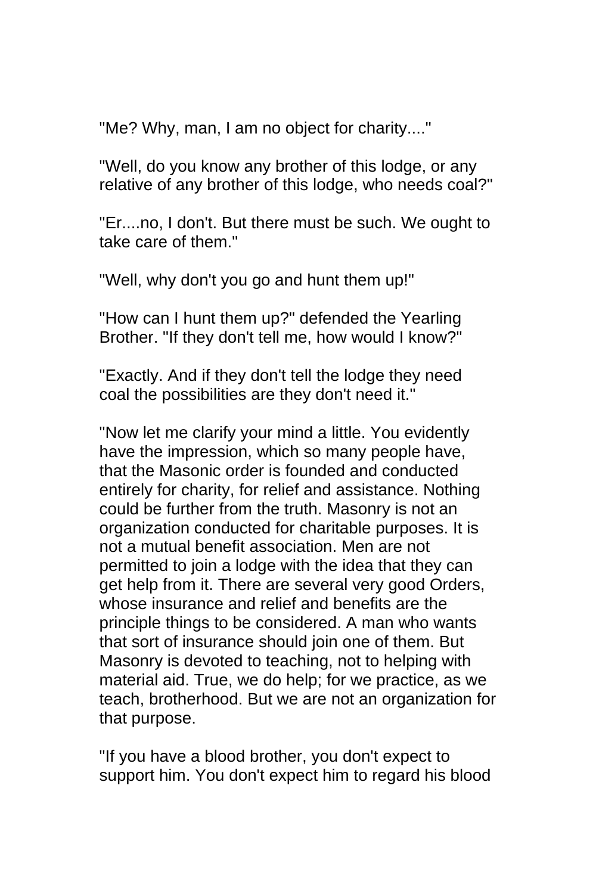"Me? Why, man, I am no object for charity...."

"Well, do you know any brother of this lodge, or any relative of any brother of this lodge, who needs coal?"

"Er....no, I don't. But there must be such. We ought to take care of them."

"Well, why don't you go and hunt them up!"

"How can I hunt them up?" defended the Yearling Brother. "If they don't tell me, how would I know?"

"Exactly. And if they don't tell the lodge they need coal the possibilities are they don't need it."

"Now let me clarify your mind a little. You evidently have the impression, which so many people have, that the Masonic order is founded and conducted entirely for charity, for relief and assistance. Nothing could be further from the truth. Masonry is not an organization conducted for charitable purposes. It is not a mutual benefit association. Men are not permitted to join a lodge with the idea that they can get help from it. There are several very good Orders, whose insurance and relief and benefits are the principle things to be considered. A man who wants that sort of insurance should join one of them. But Masonry is devoted to teaching, not to helping with material aid. True, we do help; for we practice, as we teach, brotherhood. But we are not an organization for that purpose.

"If you have a blood brother, you don't expect to support him. You don't expect him to regard his blood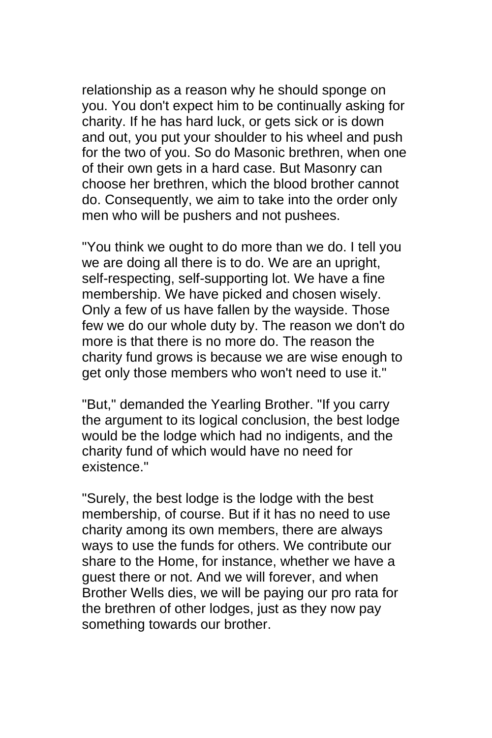relationship as a reason why he should sponge on you. You don't expect him to be continually asking for charity. If he has hard luck, or gets sick or is down and out, you put your shoulder to his wheel and push for the two of you. So do Masonic brethren, when one of their own gets in a hard case. But Masonry can choose her brethren, which the blood brother cannot do. Consequently, we aim to take into the order only men who will be pushers and not pushees.

"You think we ought to do more than we do. I tell you we are doing all there is to do. We are an upright, self-respecting, self-supporting lot. We have a fine membership. We have picked and chosen wisely. Only a few of us have fallen by the wayside. Those few we do our whole duty by. The reason we don't do more is that there is no more do. The reason the charity fund grows is because we are wise enough to get only those members who won't need to use it."

"But," demanded the Yearling Brother. "If you carry the argument to its logical conclusion, the best lodge would be the lodge which had no indigents, and the charity fund of which would have no need for existence."

"Surely, the best lodge is the lodge with the best membership, of course. But if it has no need to use charity among its own members, there are always ways to use the funds for others. We contribute our share to the Home, for instance, whether we have a guest there or not. And we will forever, and when Brother Wells dies, we will be paying our pro rata for the brethren of other lodges, just as they now pay something towards our brother.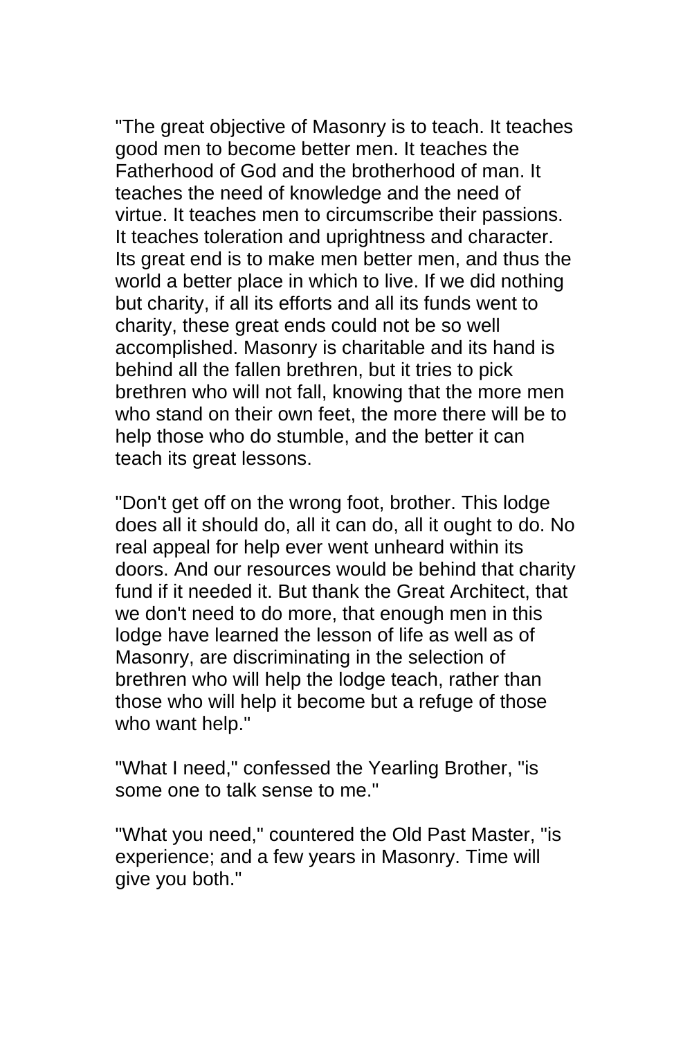"The great objective of Masonry is to teach. It teaches good men to become better men. It teaches the Fatherhood of God and the brotherhood of man. It teaches the need of knowledge and the need of virtue. It teaches men to circumscribe their passions. It teaches toleration and uprightness and character. Its great end is to make men better men, and thus the world a better place in which to live. If we did nothing but charity, if all its efforts and all its funds went to charity, these great ends could not be so well accomplished. Masonry is charitable and its hand is behind all the fallen brethren, but it tries to pick brethren who will not fall, knowing that the more men who stand on their own feet, the more there will be to help those who do stumble, and the better it can teach its great lessons.

"Don't get off on the wrong foot, brother. This lodge does all it should do, all it can do, all it ought to do. No real appeal for help ever went unheard within its doors. And our resources would be behind that charity fund if it needed it. But thank the Great Architect, that we don't need to do more, that enough men in this lodge have learned the lesson of life as well as of Masonry, are discriminating in the selection of brethren who will help the lodge teach, rather than those who will help it become but a refuge of those who want help."

"What I need," confessed the Yearling Brother, "is some one to talk sense to me."

"What you need," countered the Old Past Master, "is experience; and a few years in Masonry. Time will give you both."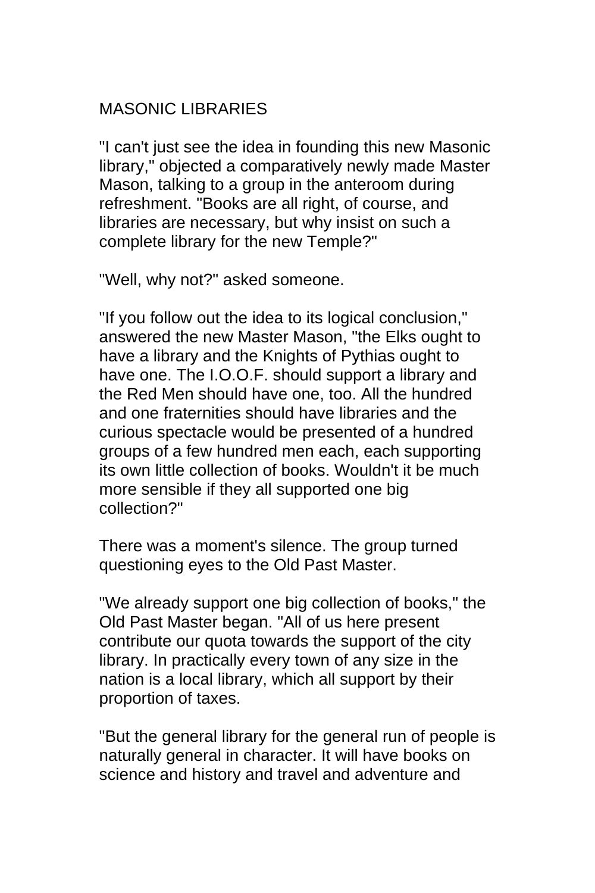## MASONIC LIBRARIES

"I can't just see the idea in founding this new Masonic library," objected a comparatively newly made Master Mason, talking to a group in the anteroom during refreshment. "Books are all right, of course, and libraries are necessary, but why insist on such a complete library for the new Temple?"

"Well, why not?" asked someone.

"If you follow out the idea to its logical conclusion," answered the new Master Mason, "the Elks ought to have a library and the Knights of Pythias ought to have one. The I.O.O.F. should support a library and the Red Men should have one, too. All the hundred and one fraternities should have libraries and the curious spectacle would be presented of a hundred groups of a few hundred men each, each supporting its own little collection of books. Wouldn't it be much more sensible if they all supported one big collection?"

There was a moment's silence. The group turned questioning eyes to the Old Past Master.

"We already support one big collection of books," the Old Past Master began. "All of us here present contribute our quota towards the support of the city library. In practically every town of any size in the nation is a local library, which all support by their proportion of taxes.

"But the general library for the general run of people is naturally general in character. It will have books on science and history and travel and adventure and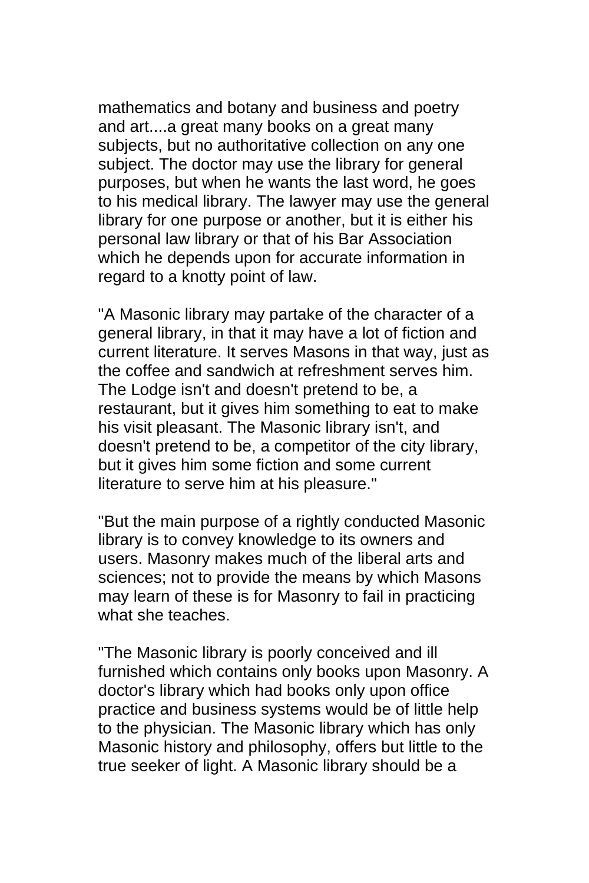mathematics and botany and business and poetry and art....a great many books on a great many subjects, but no authoritative collection on any one subject. The doctor may use the library for general purposes, but when he wants the last word, he goes to his medical library. The lawyer may use the general library for one purpose or another, but it is either his personal law library or that of his Bar Association which he depends upon for accurate information in regard to a knotty point of law.

"A Masonic library may partake of the character of a general library, in that it may have a lot of fiction and current literature. It serves Masons in that way, just as the coffee and sandwich at refreshment serves him. The Lodge isn't and doesn't pretend to be, a restaurant, but it gives him something to eat to make his visit pleasant. The Masonic library isn't, and doesn't pretend to be, a competitor of the city library, but it gives him some fiction and some current literature to serve him at his pleasure."

"But the main purpose of a rightly conducted Masonic library is to convey knowledge to its owners and users. Masonry makes much of the liberal arts and sciences; not to provide the means by which Masons may learn of these is for Masonry to fail in practicing what she teaches.

"The Masonic library is poorly conceived and ill furnished which contains only books upon Masonry. A doctor's library which had books only upon office practice and business systems would be of little help to the physician. The Masonic library which has only Masonic history and philosophy, offers but little to the true seeker of light. A Masonic library should be a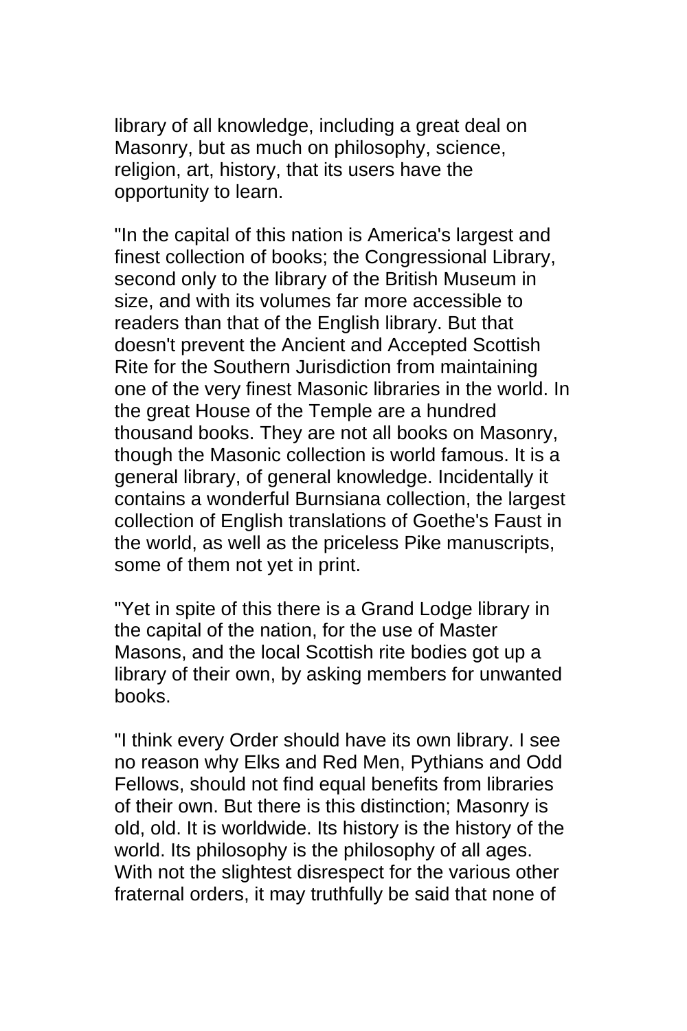library of all knowledge, including a great deal on Masonry, but as much on philosophy, science, religion, art, history, that its users have the opportunity to learn.

"In the capital of this nation is America's largest and finest collection of books; the Congressional Library, second only to the library of the British Museum in size, and with its volumes far more accessible to readers than that of the English library. But that doesn't prevent the Ancient and Accepted Scottish Rite for the Southern Jurisdiction from maintaining one of the very finest Masonic libraries in the world. In the great House of the Temple are a hundred thousand books. They are not all books on Masonry, though the Masonic collection is world famous. It is a general library, of general knowledge. Incidentally it contains a wonderful Burnsiana collection, the largest collection of English translations of Goethe's Faust in the world, as well as the priceless Pike manuscripts, some of them not yet in print.

"Yet in spite of this there is a Grand Lodge library in the capital of the nation, for the use of Master Masons, and the local Scottish rite bodies got up a library of their own, by asking members for unwanted books.

"I think every Order should have its own library. I see no reason why Elks and Red Men, Pythians and Odd Fellows, should not find equal benefits from libraries of their own. But there is this distinction; Masonry is old, old. It is worldwide. Its history is the history of the world. Its philosophy is the philosophy of all ages. With not the slightest disrespect for the various other fraternal orders, it may truthfully be said that none of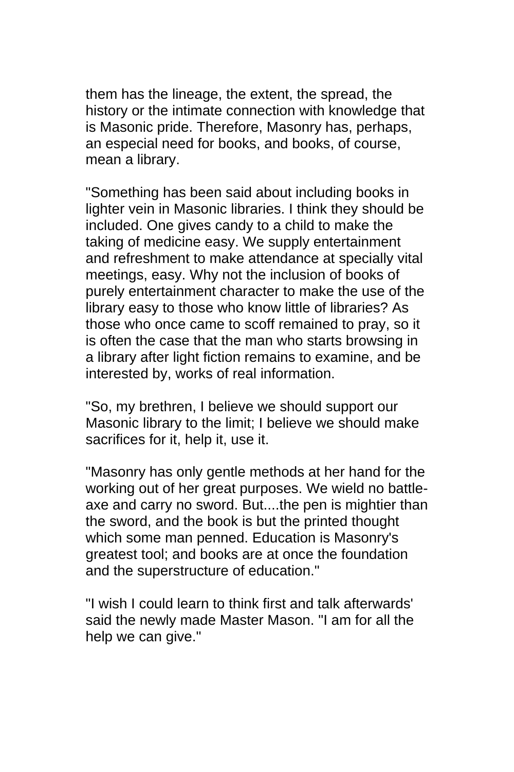them has the lineage, the extent, the spread, the history or the intimate connection with knowledge that is Masonic pride. Therefore, Masonry has, perhaps, an especial need for books, and books, of course, mean a library.

"Something has been said about including books in lighter vein in Masonic libraries. I think they should be included. One gives candy to a child to make the taking of medicine easy. We supply entertainment and refreshment to make attendance at specially vital meetings, easy. Why not the inclusion of books of purely entertainment character to make the use of the library easy to those who know little of libraries? As those who once came to scoff remained to pray, so it is often the case that the man who starts browsing in a library after light fiction remains to examine, and be interested by, works of real information.

"So, my brethren, I believe we should support our Masonic library to the limit; I believe we should make sacrifices for it, help it, use it.

"Masonry has only gentle methods at her hand for the working out of her great purposes. We wield no battle-axe and carry no sword. But....the pen is mightier than the sword, and the book is but the printed thought which some man penned. Education is Masonry's greatest tool; and books are at once the foundation and the superstructure of education."

"I wish I could learn to think first and talk afterwards' said the newly made Master Mason. "I am for all the help we can give."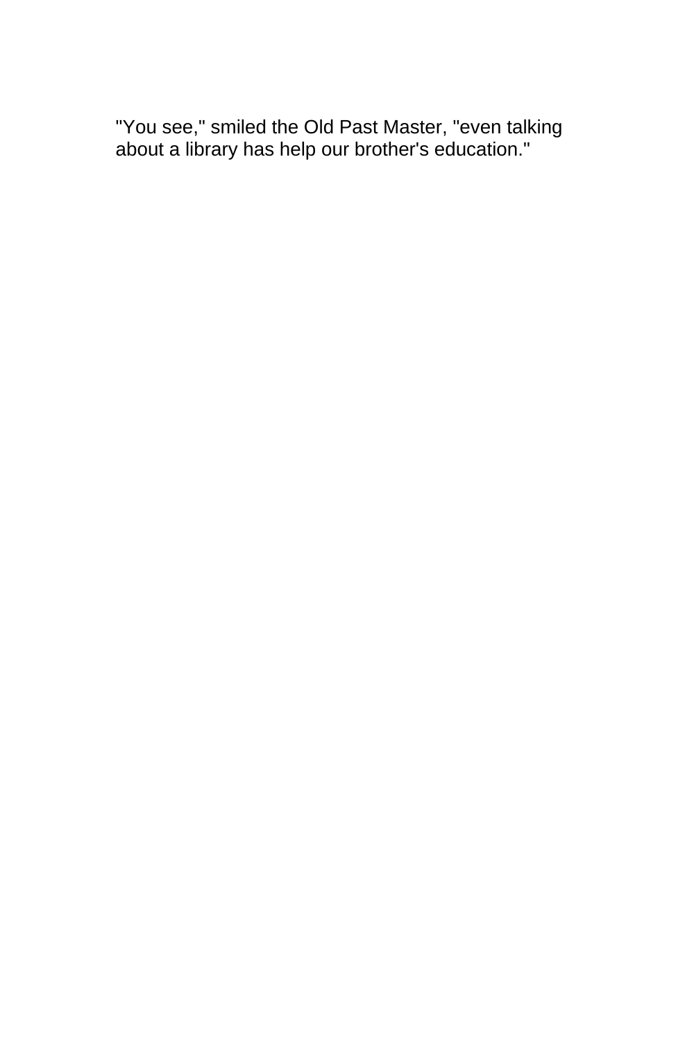"You see," smiled the Old Past Master, "even talking about a library has help our brother's education."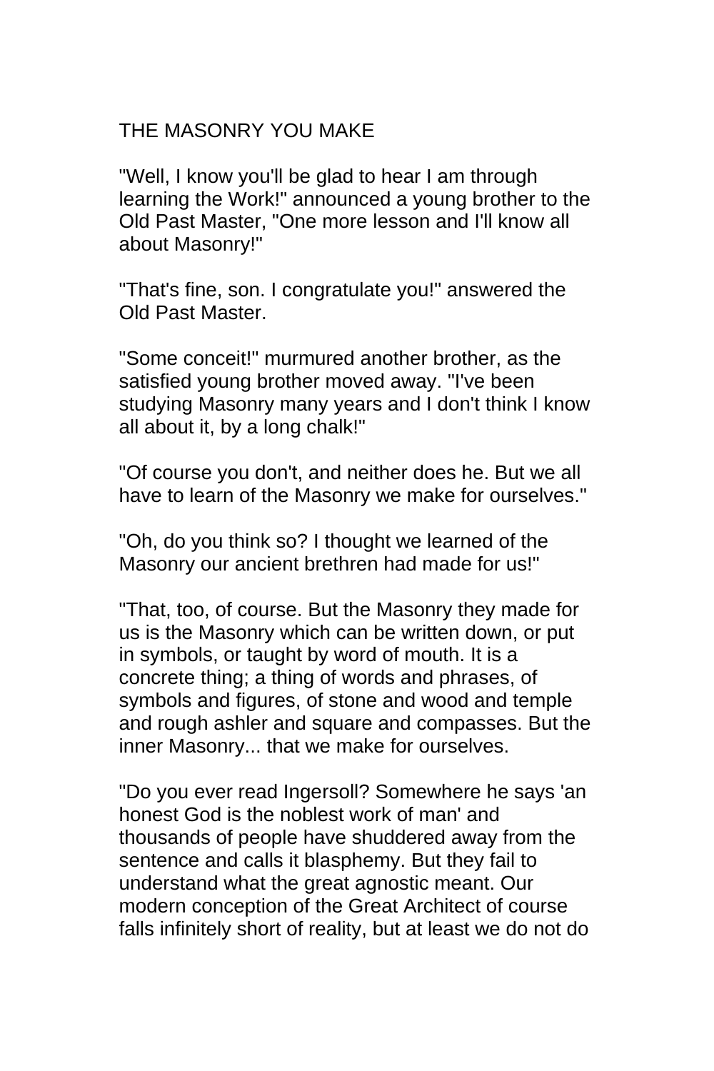# THE MASONRY YOU MAKE

"Well, I know you'll be glad to hear I am through learning the Work!" announced a young brother to the Old Past Master, "One more lesson and I'll know all about Masonry!"

"That's fine, son. I congratulate you!" answered the Old Past Master.

"Some conceit!" murmured another brother, as the satisfied young brother moved away. "I've been studying Masonry many years and I don't think I know all about it, by a long chalk!"

"Of course you don't, and neither does he. But we all have to learn of the Masonry we make for ourselves."

"Oh, do you think so? I thought we learned of the Masonry our ancient brethren had made for us!"

"That, too, of course. But the Masonry they made for us is the Masonry which can be written down, or put in symbols, or taught by word of mouth. It is a concrete thing; a thing of words and phrases, of symbols and figures, of stone and wood and temple and rough ashler and square and compasses. But the inner Masonry... that we make for ourselves.

"Do you ever read Ingersoll? Somewhere he says 'an honest God is the noblest work of man' and thousands of people have shuddered away from the sentence and calls it blasphemy. But they fail to understand what the great agnostic meant. Our modern conception of the Great Architect of course falls infinitely short of reality, but at least we do not do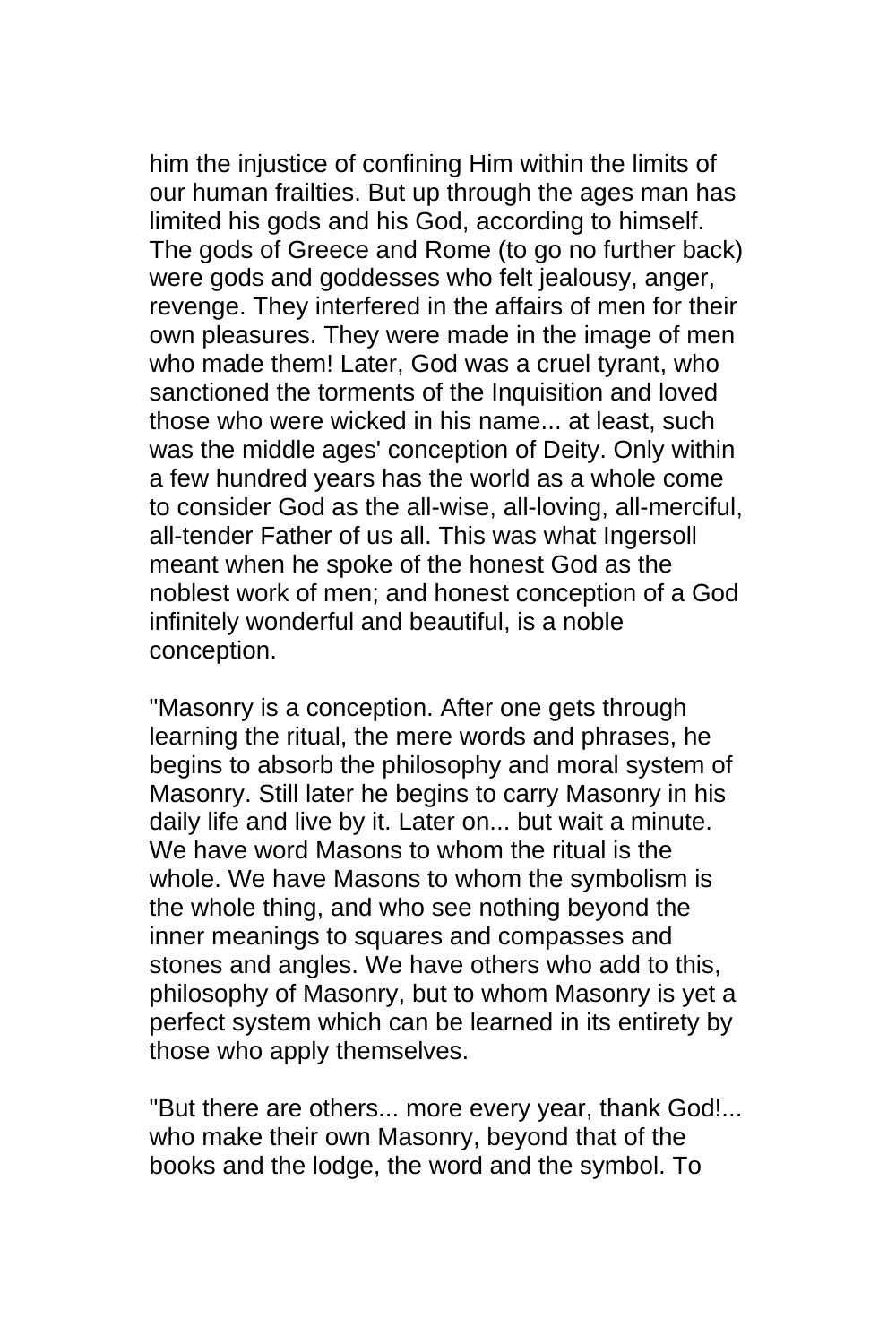him the injustice of confining Him within the limits of our human frailties. But up through the ages man has limited his gods and his God, according to himself. The gods of Greece and Rome (to go no further back) were gods and goddesses who felt jealousy, anger, revenge. They interfered in the affairs of men for their own pleasures. They were made in the image of men who made them! Later, God was a cruel tyrant, who sanctioned the torments of the Inquisition and loved those who were wicked in his name... at least, such was the middle ages' conception of Deity. Only within a few hundred years has the world as a whole come to consider God as the all-wise, all-loving, all-merciful, all-tender Father of us all. This was what Ingersoll meant when he spoke of the honest God as the noblest work of men; and honest conception of a God infinitely wonderful and beautiful, is a noble conception.

"Masonry is a conception. After one gets through learning the ritual, the mere words and phrases, he begins to absorb the philosophy and moral system of Masonry. Still later he begins to carry Masonry in his daily life and live by it. Later on... but wait a minute. We have word Masons to whom the ritual is the whole. We have Masons to whom the symbolism is the whole thing, and who see nothing beyond the inner meanings to squares and compasses and stones and angles. We have others who add to this, philosophy of Masonry, but to whom Masonry is yet a perfect system which can be learned in its entirety by those who apply themselves.

"But there are others... more every year, thank God!... who make their own Masonry, beyond that of the books and the lodge, the word and the symbol. To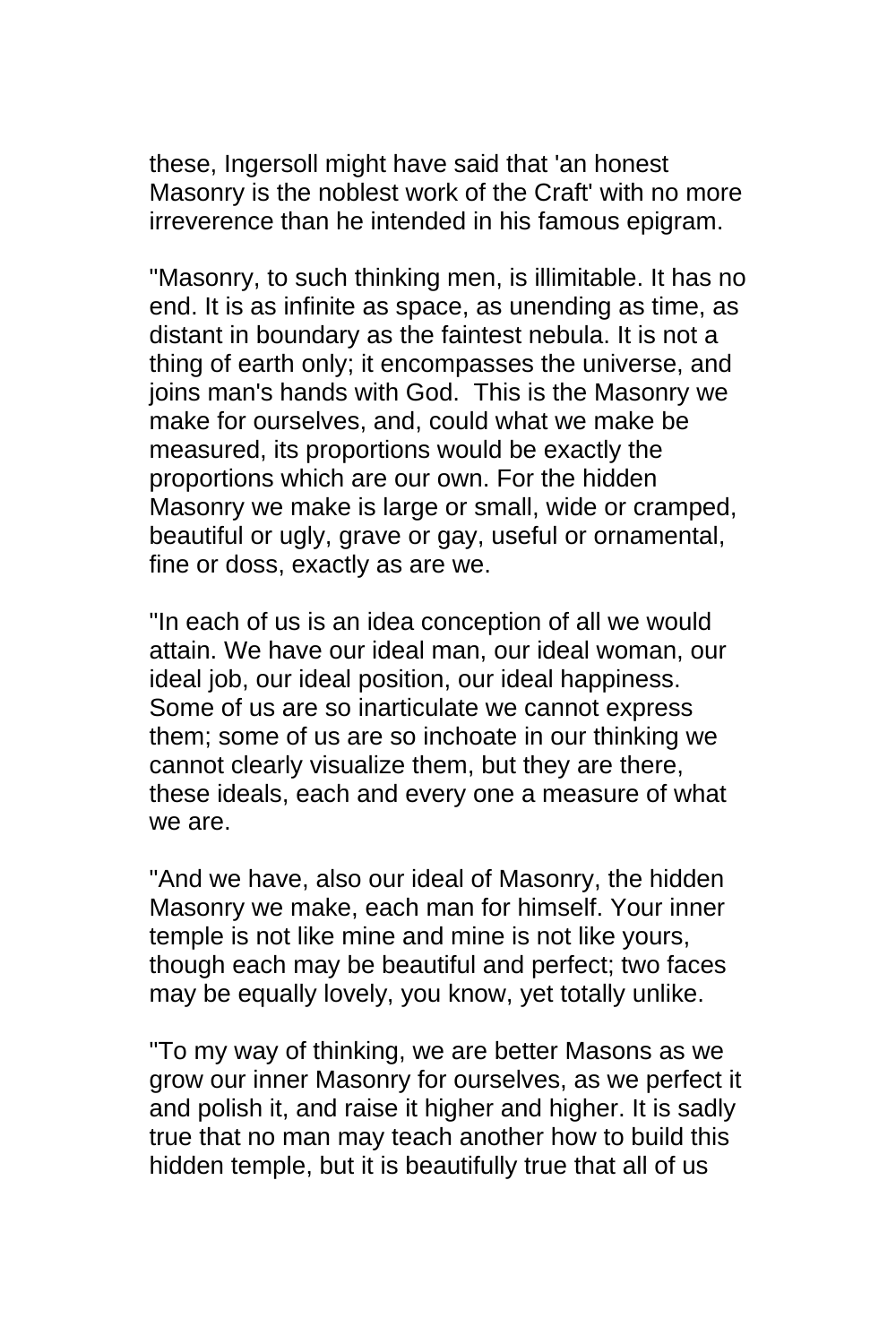these, Ingersoll might have said that 'an honest Masonry is the noblest work of the Craft' with no more irreverence than he intended in his famous epigram.

"Masonry, to such thinking men, is illimitable. It has no end. It is as infinite as space, as unending as time, as distant in boundary as the faintest nebula. It is not a thing of earth only; it encompasses the universe, and joins man's hands with God. This is the Masonry we make for ourselves, and, could what we make be measured, its proportions would be exactly the proportions which are our own. For the hidden Masonry we make is large or small, wide or cramped, beautiful or ugly, grave or gay, useful or ornamental, fine or doss, exactly as are we.

"In each of us is an idea conception of all we would attain. We have our ideal man, our ideal woman, our ideal job, our ideal position, our ideal happiness. Some of us are so inarticulate we cannot express them; some of us are so inchoate in our thinking we cannot clearly visualize them, but they are there, these ideals, each and every one a measure of what we are.

"And we have, also our ideal of Masonry, the hidden Masonry we make, each man for himself. Your inner temple is not like mine and mine is not like yours, though each may be beautiful and perfect; two faces may be equally lovely, you know, yet totally unlike.

"To my way of thinking, we are better Masons as we grow our inner Masonry for ourselves, as we perfect it and polish it, and raise it higher and higher. It is sadly true that no man may teach another how to build this hidden temple, but it is beautifully true that all of us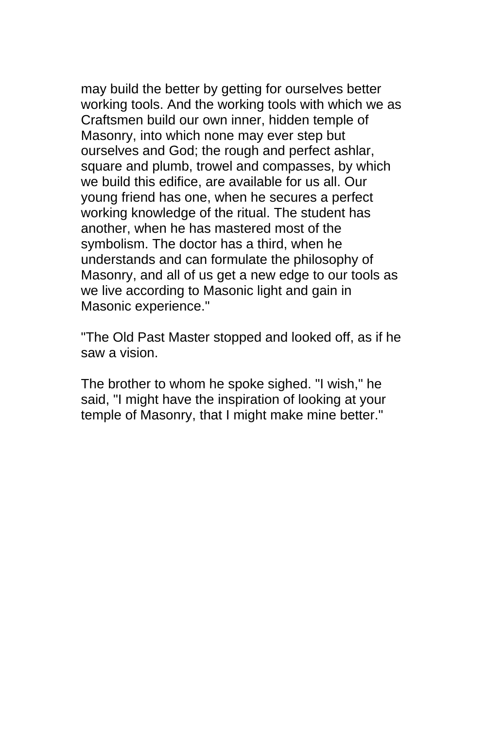may build the better by getting for ourselves better working tools. And the working tools with which we as Craftsmen build our own inner, hidden temple of Masonry, into which none may ever step but ourselves and God; the rough and perfect ashlar, square and plumb, trowel and compasses, by which we build this edifice, are available for us all. Our young friend has one, when he secures a perfect working knowledge of the ritual. The student has another, when he has mastered most of the symbolism. The doctor has a third, when he understands and can formulate the philosophy of Masonry, and all of us get a new edge to our tools as we live according to Masonic light and gain in Masonic experience."

"The Old Past Master stopped and looked off, as if he saw a vision.

The brother to whom he spoke sighed. "I wish," he said, "I might have the inspiration of looking at your temple of Masonry, that I might make mine better."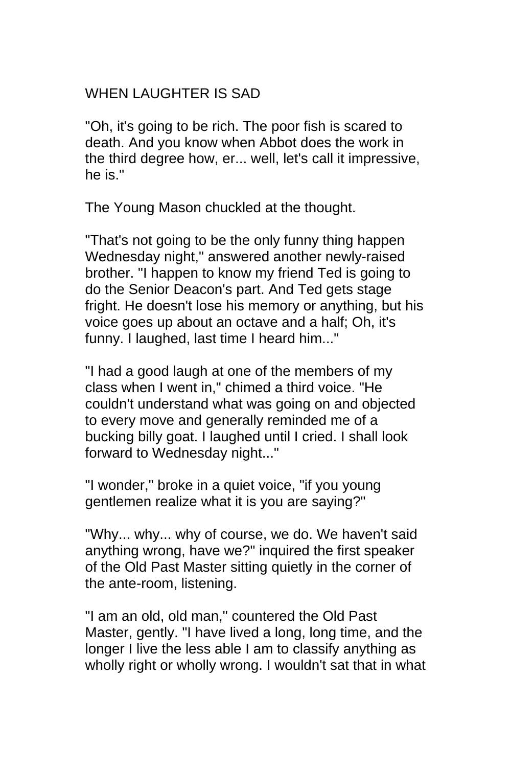## WHEN LAUGHTER IS SAD

"Oh, it's going to be rich. The poor fish is scared to death. And you know when Abbot does the work in the third degree how, er... well, let's call it impressive, he is."

The Young Mason chuckled at the thought.

"That's not going to be the only funny thing happen Wednesday night," answered another newly-raised brother. "I happen to know my friend Ted is going to do the Senior Deacon's part. And Ted gets stage fright. He doesn't lose his memory or anything, but his voice goes up about an octave and a half; Oh, it's funny. I laughed, last time I heard him..."

"I had a good laugh at one of the members of my class when I went in," chimed a third voice. "He couldn't understand what was going on and objected to every move and generally reminded me of a bucking billy goat. I laughed until I cried. I shall look forward to Wednesday night..."

"I wonder," broke in a quiet voice, "if you young gentlemen realize what it is you are saying?"

"Why... why... why of course, we do. We haven't said anything wrong, have we?" inquired the first speaker of the Old Past Master sitting quietly in the corner of the ante-room, listening.

"I am an old, old man," countered the Old Past Master, gently. "I have lived a long, long time, and the longer I live the less able I am to classify anything as wholly right or wholly wrong. I wouldn't sat that in what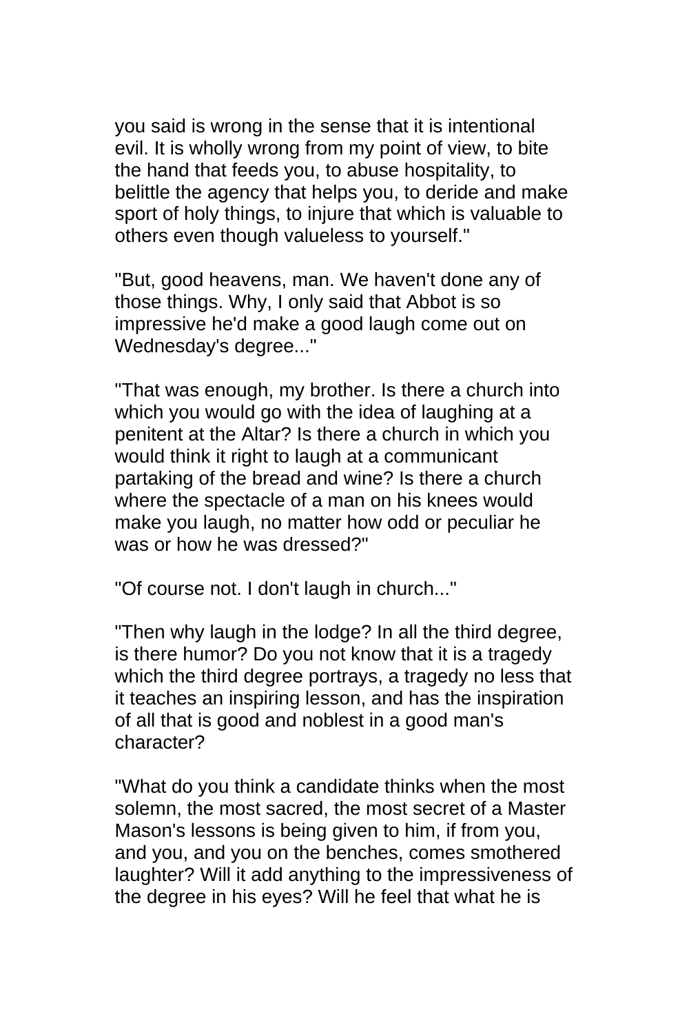you said is wrong in the sense that it is intentional evil. It is wholly wrong from my point of view, to bite the hand that feeds you, to abuse hospitality, to belittle the agency that helps you, to deride and make sport of holy things, to injure that which is valuable to others even though valueless to yourself."

"But, good heavens, man. We haven't done any of those things. Why, I only said that Abbot is so impressive he'd make a good laugh come out on Wednesday's degree..."

"That was enough, my brother. Is there a church into which you would go with the idea of laughing at a penitent at the Altar? Is there a church in which you would think it right to laugh at a communicant partaking of the bread and wine? Is there a church where the spectacle of a man on his knees would make you laugh, no matter how odd or peculiar he was or how he was dressed?"

"Of course not. I don't laugh in church..."

"Then why laugh in the lodge? In all the third degree, is there humor? Do you not know that it is a tragedy which the third degree portrays, a tragedy no less that it teaches an inspiring lesson, and has the inspiration of all that is good and noblest in a good man's character?

"What do you think a candidate thinks when the most solemn, the most sacred, the most secret of a Master Mason's lessons is being given to him, if from you, and you, and you on the benches, comes smothered laughter? Will it add anything to the impressiveness of the degree in his eyes? Will he feel that what he is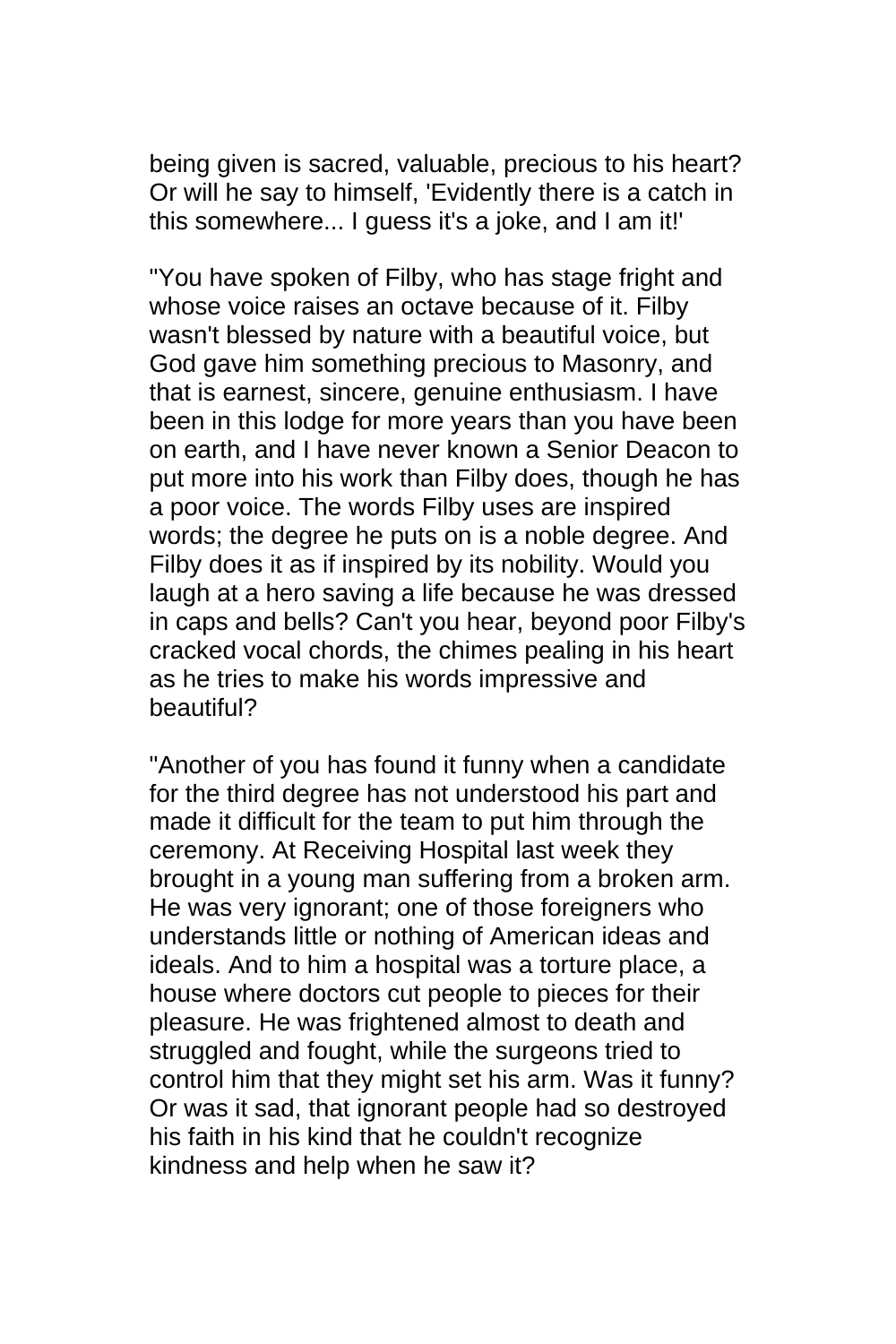being given is sacred, valuable, precious to his heart? Or will he say to himself, 'Evidently there is a catch in this somewhere... I guess it's a joke, and I am it!'

"You have spoken of Filby, who has stage fright and whose voice raises an octave because of it. Filby wasn't blessed by nature with a beautiful voice, but God gave him something precious to Masonry, and that is earnest, sincere, genuine enthusiasm. I have been in this lodge for more years than you have been on earth, and I have never known a Senior Deacon to put more into his work than Filby does, though he has a poor voice. The words Filby uses are inspired words; the degree he puts on is a noble degree. And Filby does it as if inspired by its nobility. Would you laugh at a hero saving a life because he was dressed in caps and bells? Can't you hear, beyond poor Filby's cracked vocal chords, the chimes pealing in his heart as he tries to make his words impressive and beautiful?

"Another of you has found it funny when a candidate for the third degree has not understood his part and made it difficult for the team to put him through the ceremony. At Receiving Hospital last week they brought in a young man suffering from a broken arm. He was very ignorant; one of those foreigners who understands little or nothing of American ideas and ideals. And to him a hospital was a torture place, a house where doctors cut people to pieces for their pleasure. He was frightened almost to death and struggled and fought, while the surgeons tried to control him that they might set his arm. Was it funny? Or was it sad, that ignorant people had so destroyed his faith in his kind that he couldn't recognize kindness and help when he saw it?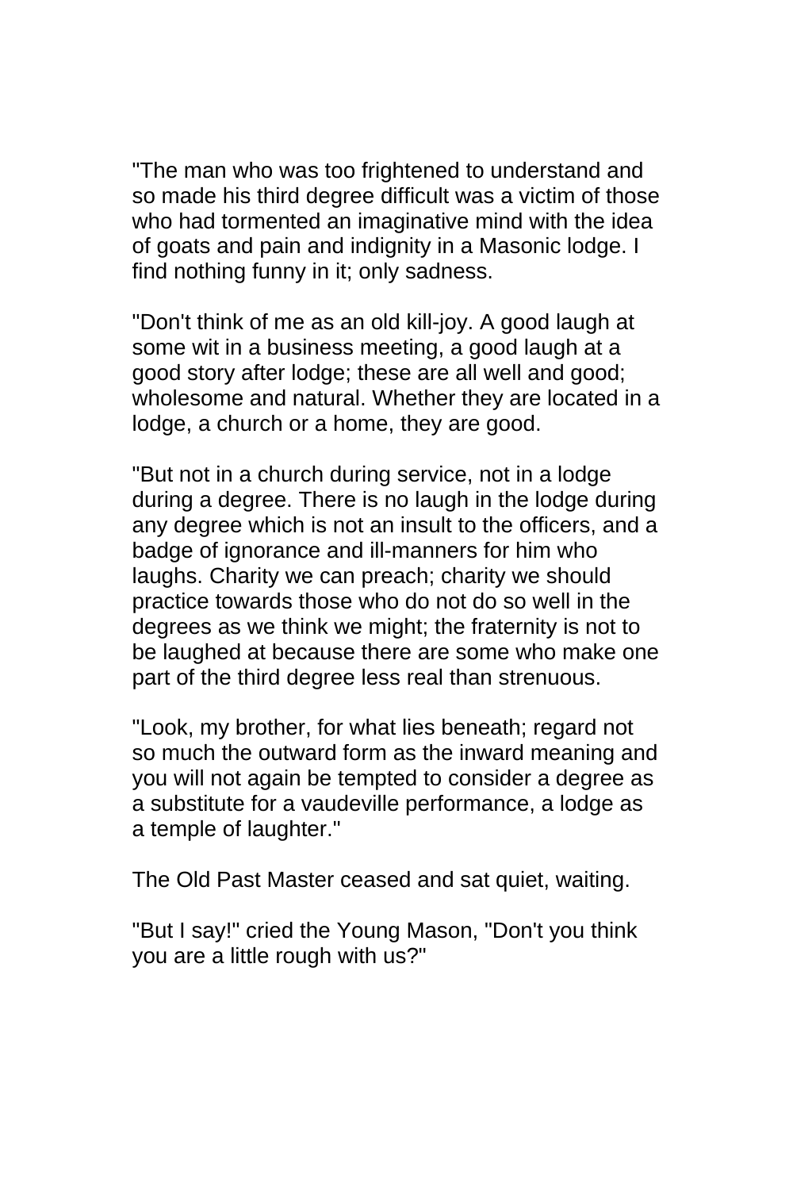"The man who was too frightened to understand and so made his third degree difficult was a victim of those who had tormented an imaginative mind with the idea of goats and pain and indignity in a Masonic lodge. I find nothing funny in it; only sadness.

"Don't think of me as an old kill-joy. A good laugh at some wit in a business meeting, a good laugh at a good story after lodge; these are all well and good; wholesome and natural. Whether they are located in a lodge, a church or a home, they are good.

"But not in a church during service, not in a lodge during a degree. There is no laugh in the lodge during any degree which is not an insult to the officers, and a badge of ignorance and ill-manners for him who laughs. Charity we can preach; charity we should practice towards those who do not do so well in the degrees as we think we might; the fraternity is not to be laughed at because there are some who make one part of the third degree less real than strenuous.

"Look, my brother, for what lies beneath; regard not so much the outward form as the inward meaning and you will not again be tempted to consider a degree as a substitute for a vaudeville performance, a lodge as a temple of laughter."

The Old Past Master ceased and sat quiet, waiting.

"But I say!" cried the Young Mason, "Don't you think you are a little rough with us?"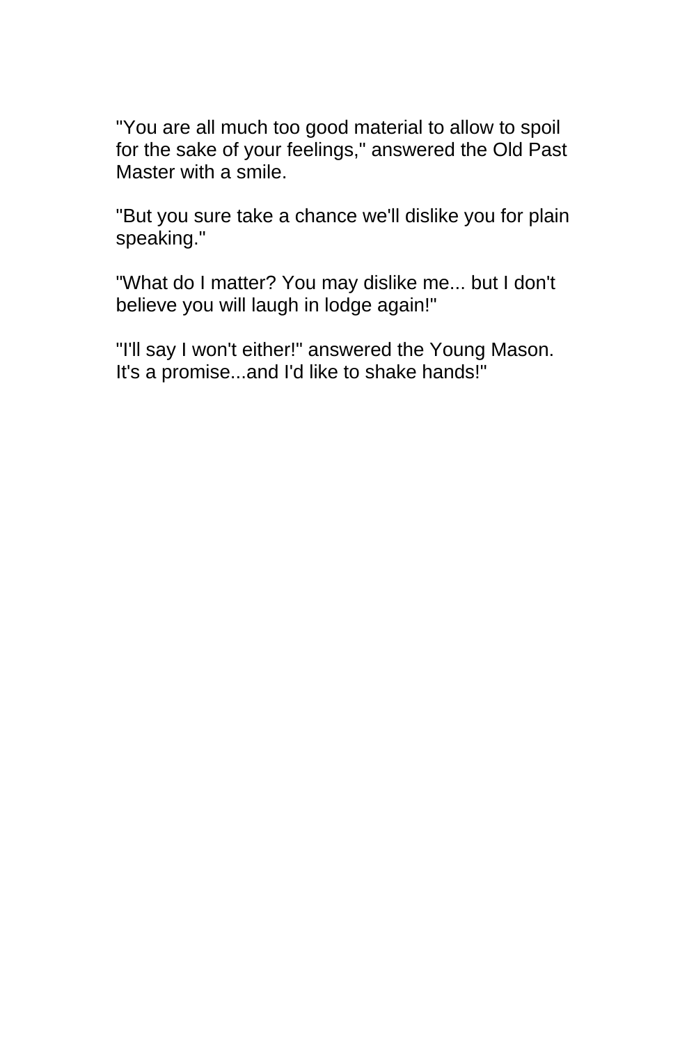"You are all much too good material to allow to spoil for the sake of your feelings," answered the Old Past Master with a smile.

"But you sure take a chance we'll dislike you for plain speaking."

"What do I matter? You may dislike me... but I don't believe you will laugh in lodge again!"

"I'll say I won't either!" answered the Young Mason. It's a promise...and I'd like to shake hands!"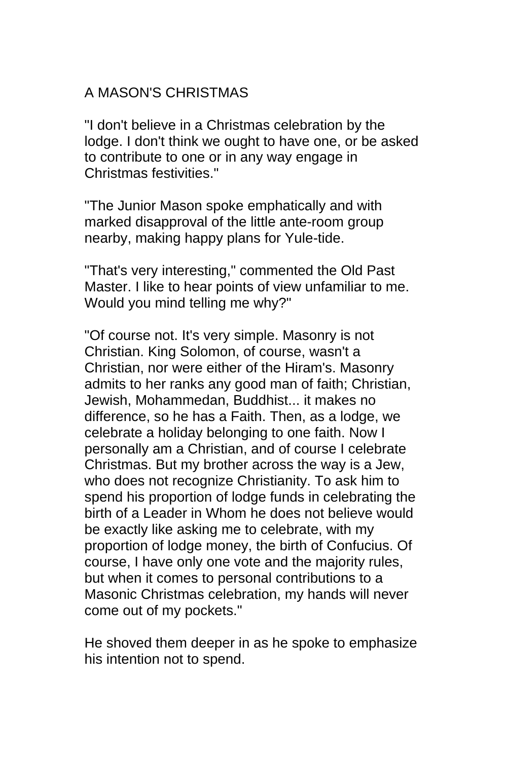# A MASON'S CHRISTMAS

"I don't believe in a Christmas celebration by the lodge. I don't think we ought to have one, or be asked to contribute to one or in any way engage in Christmas festivities."

"The Junior Mason spoke emphatically and with marked disapproval of the little ante-room group nearby, making happy plans for Yule-tide.

"That's very interesting," commented the Old Past Master. I like to hear points of view unfamiliar to me. Would you mind telling me why?"

"Of course not. It's very simple. Masonry is not Christian. King Solomon, of course, wasn't a Christian, nor were either of the Hiram's. Masonry admits to her ranks any good man of faith; Christian, Jewish, Mohammedan, Buddhist... it makes no difference, so he has a Faith. Then, as a lodge, we celebrate a holiday belonging to one faith. Now I personally am a Christian, and of course I celebrate Christmas. But my brother across the way is a Jew, who does not recognize Christianity. To ask him to spend his proportion of lodge funds in celebrating the birth of a Leader in Whom he does not believe would be exactly like asking me to celebrate, with my proportion of lodge money, the birth of Confucius. Of course, I have only one vote and the majority rules, but when it comes to personal contributions to a Masonic Christmas celebration, my hands will never come out of my pockets."

He shoved them deeper in as he spoke to emphasize his intention not to spend.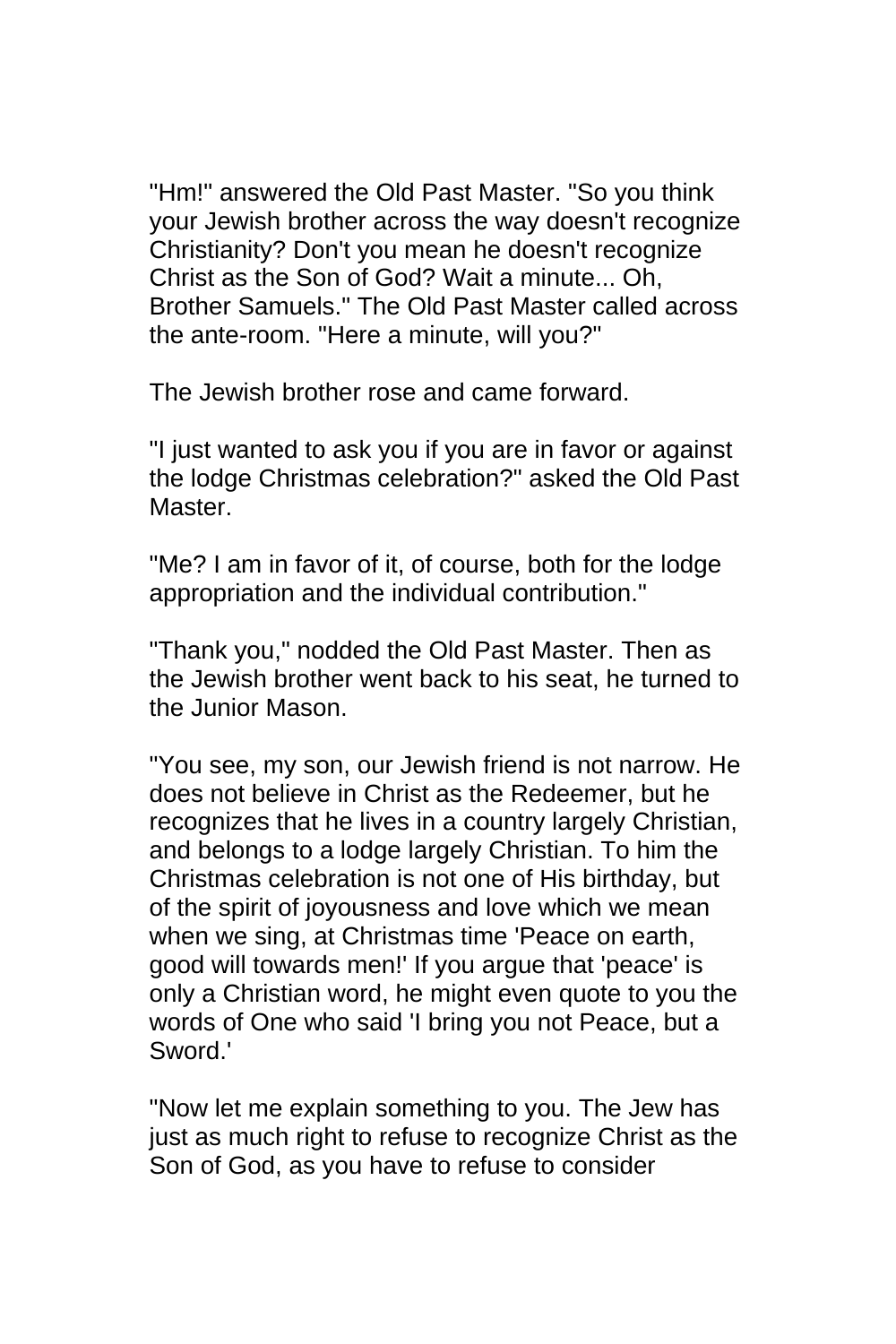"Hm!" answered the Old Past Master. "So you think your Jewish brother across the way doesn't recognize Christianity? Don't you mean he doesn't recognize Christ as the Son of God? Wait a minute... Oh, Brother Samuels." The Old Past Master called across the ante-room. "Here a minute, will you?"

The Jewish brother rose and came forward.

"I just wanted to ask you if you are in favor or against the lodge Christmas celebration?" asked the Old Past Master.

"Me? I am in favor of it, of course, both for the lodge appropriation and the individual contribution."

"Thank you," nodded the Old Past Master. Then as the Jewish brother went back to his seat, he turned to the Junior Mason.

"You see, my son, our Jewish friend is not narrow. He does not believe in Christ as the Redeemer, but he recognizes that he lives in a country largely Christian, and belongs to a lodge largely Christian. To him the Christmas celebration is not one of His birthday, but of the spirit of joyousness and love which we mean when we sing, at Christmas time 'Peace on earth, good will towards men!' If you argue that 'peace' is only a Christian word, he might even quote to you the words of One who said 'I bring you not Peace, but a Sword.'

"Now let me explain something to you. The Jew has just as much right to refuse to recognize Christ as the Son of God, as you have to refuse to consider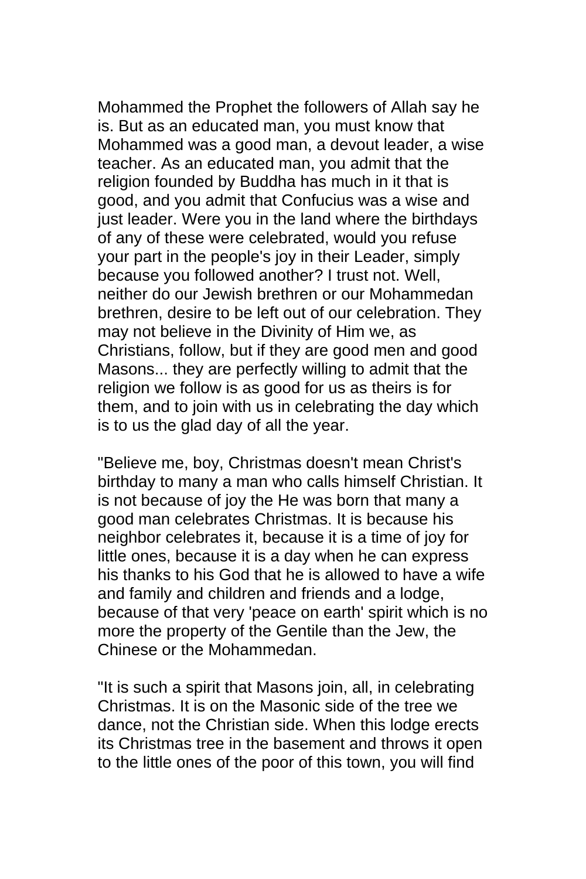Mohammed the Prophet the followers of Allah say he is. But as an educated man, you must know that Mohammed was a good man, a devout leader, a wise teacher. As an educated man, you admit that the religion founded by Buddha has much in it that is good, and you admit that Confucius was a wise and just leader. Were you in the land where the birthdays of any of these were celebrated, would you refuse your part in the people's joy in their Leader, simply because you followed another? I trust not. Well, neither do our Jewish brethren or our Mohammedan brethren, desire to be left out of our celebration. They may not believe in the Divinity of Him we, as Christians, follow, but if they are good men and good Masons... they are perfectly willing to admit that the religion we follow is as good for us as theirs is for them, and to join with us in celebrating the day which is to us the glad day of all the year.

"Believe me, boy, Christmas doesn't mean Christ's birthday to many a man who calls himself Christian. It is not because of joy the He was born that many a good man celebrates Christmas. It is because his neighbor celebrates it, because it is a time of joy for little ones, because it is a day when he can express his thanks to his God that he is allowed to have a wife and family and children and friends and a lodge, because of that very 'peace on earth' spirit which is no more the property of the Gentile than the Jew, the Chinese or the Mohammedan.

"It is such a spirit that Masons join, all, in celebrating Christmas. It is on the Masonic side of the tree we dance, not the Christian side. When this lodge erects its Christmas tree in the basement and throws it open to the little ones of the poor of this town, you will find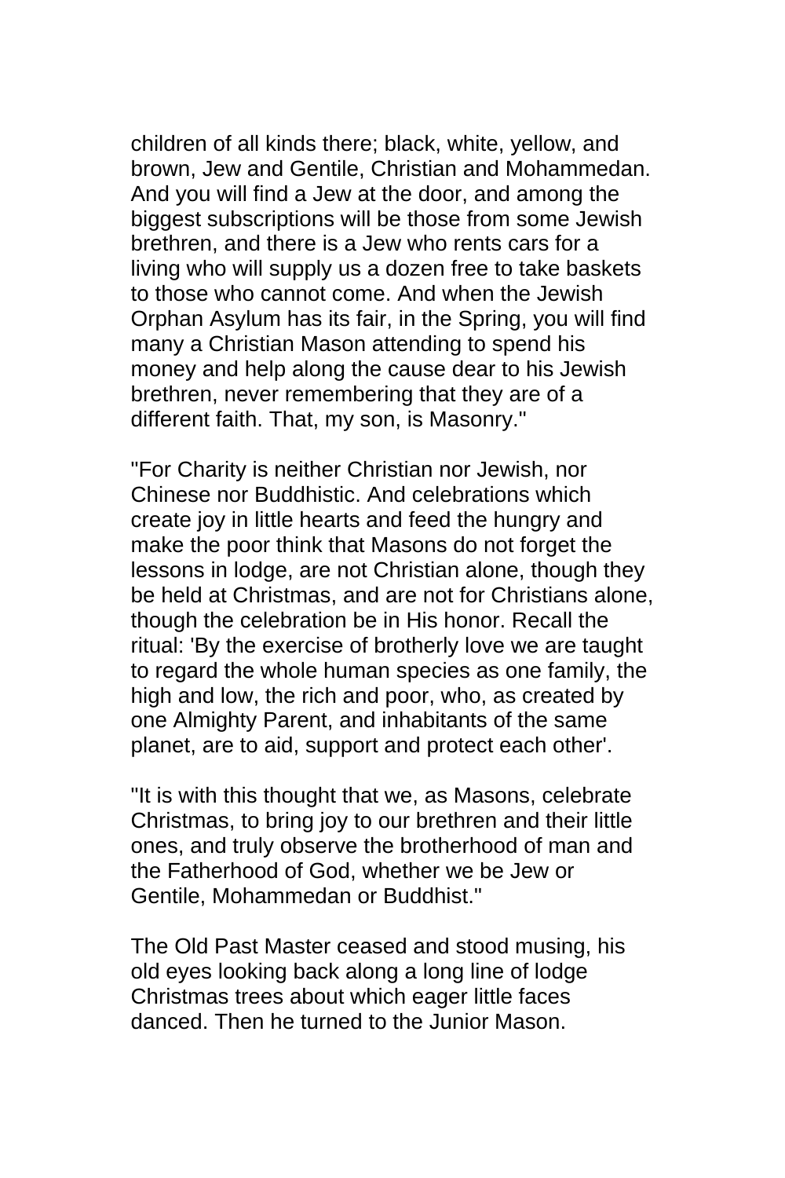children of all kinds there; black, white, yellow, and brown, Jew and Gentile, Christian and Mohammedan. And you will find a Jew at the door, and among the biggest subscriptions will be those from some Jewish brethren, and there is a Jew who rents cars for a living who will supply us a dozen free to take baskets to those who cannot come. And when the Jewish Orphan Asylum has its fair, in the Spring, you will find many a Christian Mason attending to spend his money and help along the cause dear to his Jewish brethren, never remembering that they are of a different faith. That, my son, is Masonry."

"For Charity is neither Christian nor Jewish, nor Chinese nor Buddhistic. And celebrations which create joy in little hearts and feed the hungry and make the poor think that Masons do not forget the lessons in lodge, are not Christian alone, though they be held at Christmas, and are not for Christians alone, though the celebration be in His honor. Recall the ritual: 'By the exercise of brotherly love we are taught to regard the whole human species as one family, the high and low, the rich and poor, who, as created by one Almighty Parent, and inhabitants of the same planet, are to aid, support and protect each other'.

"It is with this thought that we, as Masons, celebrate Christmas, to bring joy to our brethren and their little ones, and truly observe the brotherhood of man and the Fatherhood of God, whether we be Jew or Gentile, Mohammedan or Buddhist."

The Old Past Master ceased and stood musing, his old eyes looking back along a long line of lodge Christmas trees about which eager little faces danced. Then he turned to the Junior Mason.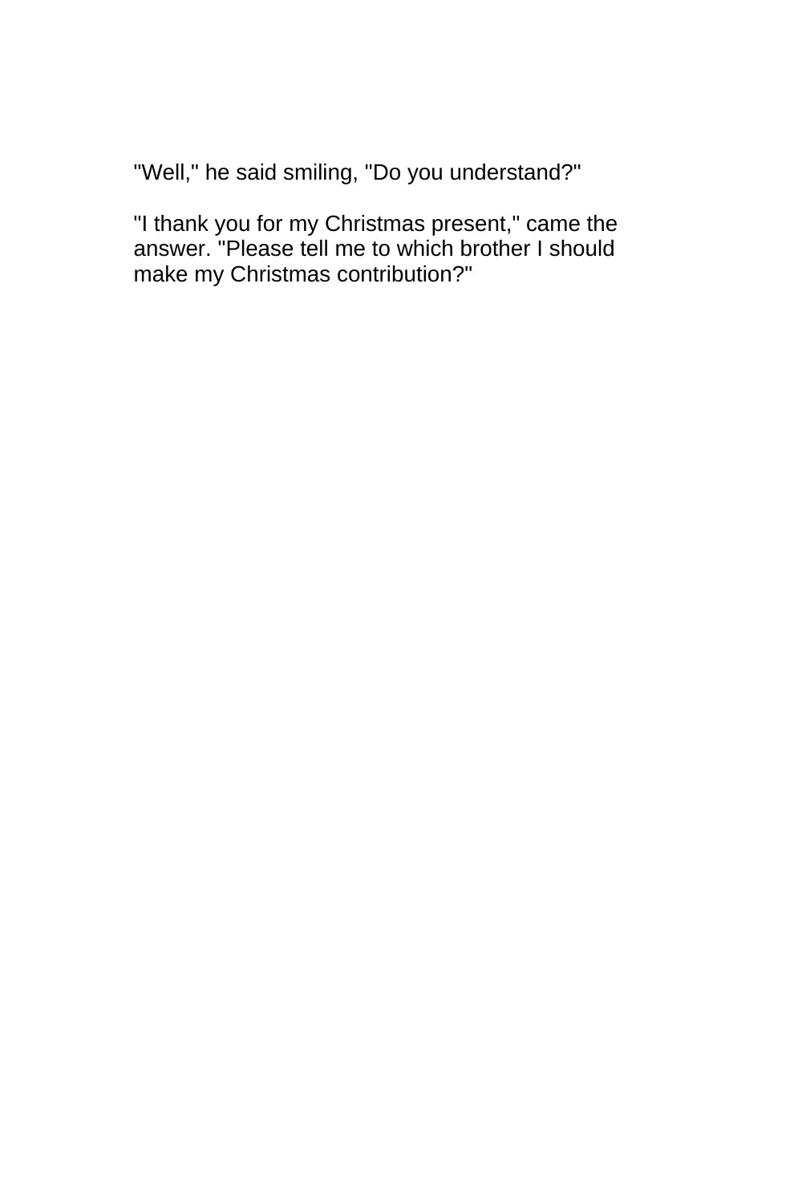"Well," he said smiling, "Do you understand?"

"I thank you for my Christmas present," came the answer. "Please tell me to which brother I should make my Christmas contribution?"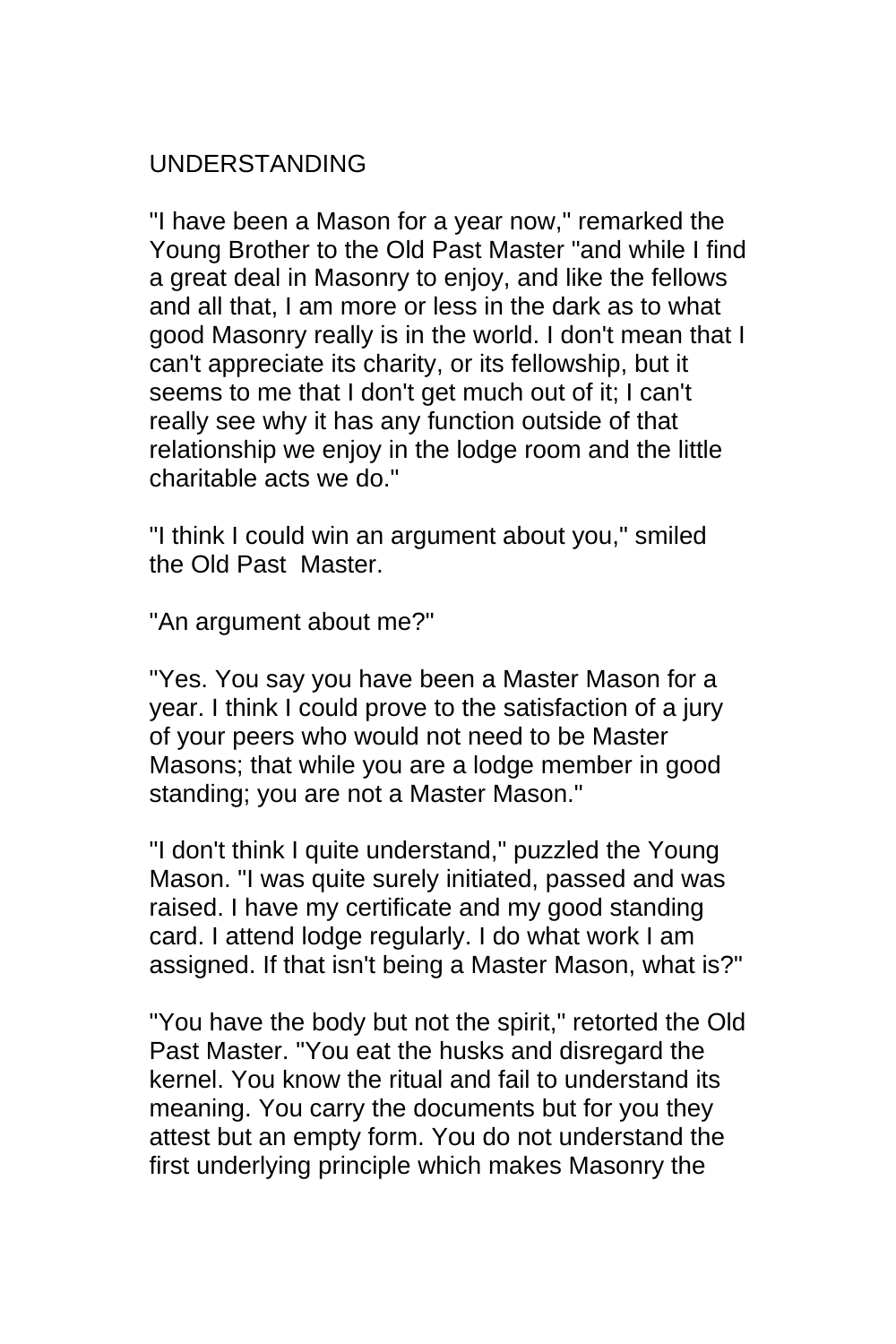## UNDERSTANDING

"I have been a Mason for a year now," remarked the Young Brother to the Old Past Master "and while I find a great deal in Masonry to enjoy, and like the fellows and all that, I am more or less in the dark as to what good Masonry really is in the world. I don't mean that I can't appreciate its charity, or its fellowship, but it seems to me that I don't get much out of it; I can't really see why it has any function outside of that relationship we enjoy in the lodge room and the little charitable acts we do."

"I think I could win an argument about you," smiled the Old Past Master.

"An argument about me?"

"Yes. You say you have been a Master Mason for a year. I think I could prove to the satisfaction of a jury of your peers who would not need to be Master Masons; that while you are a lodge member in good standing; you are not a Master Mason."

"I don't think I quite understand," puzzled the Young Mason. "I was quite surely initiated, passed and was raised. I have my certificate and my good standing card. I attend lodge regularly. I do what work I am assigned. If that isn't being a Master Mason, what is?"

"You have the body but not the spirit," retorted the Old Past Master. "You eat the husks and disregard the kernel. You know the ritual and fail to understand its meaning. You carry the documents but for you they attest but an empty form. You do not understand the first underlying principle which makes Masonry the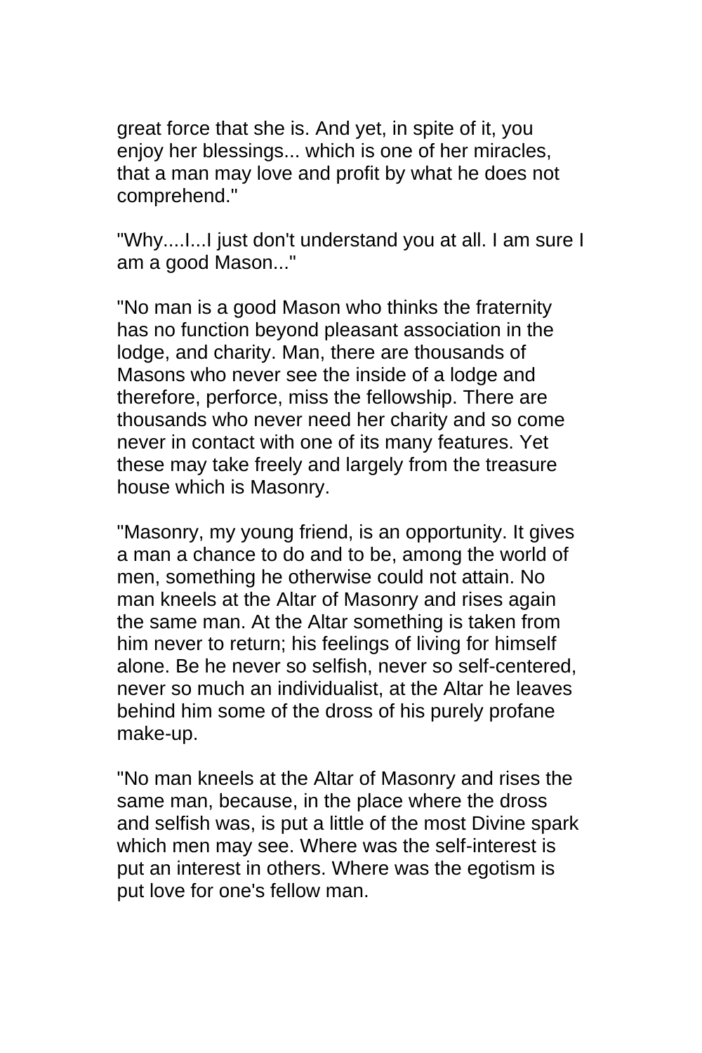great force that she is. And yet, in spite of it, you enjoy her blessings... which is one of her miracles, that a man may love and profit by what he does not comprehend."

"Why....I...I just don't understand you at all. I am sure I am a good Mason..."

"No man is a good Mason who thinks the fraternity has no function beyond pleasant association in the lodge, and charity. Man, there are thousands of Masons who never see the inside of a lodge and therefore, perforce, miss the fellowship. There are thousands who never need her charity and so come never in contact with one of its many features. Yet these may take freely and largely from the treasure house which is Masonry.

"Masonry, my young friend, is an opportunity. It gives a man a chance to do and to be, among the world of men, something he otherwise could not attain. No man kneels at the Altar of Masonry and rises again the same man. At the Altar something is taken from him never to return; his feelings of living for himself alone. Be he never so selfish, never so self-centered, never so much an individualist, at the Altar he leaves behind him some of the dross of his purely profane make-up.

"No man kneels at the Altar of Masonry and rises the same man, because, in the place where the dross and selfish was, is put a little of the most Divine spark which men may see. Where was the self-interest is put an interest in others. Where was the egotism is put love for one's fellow man.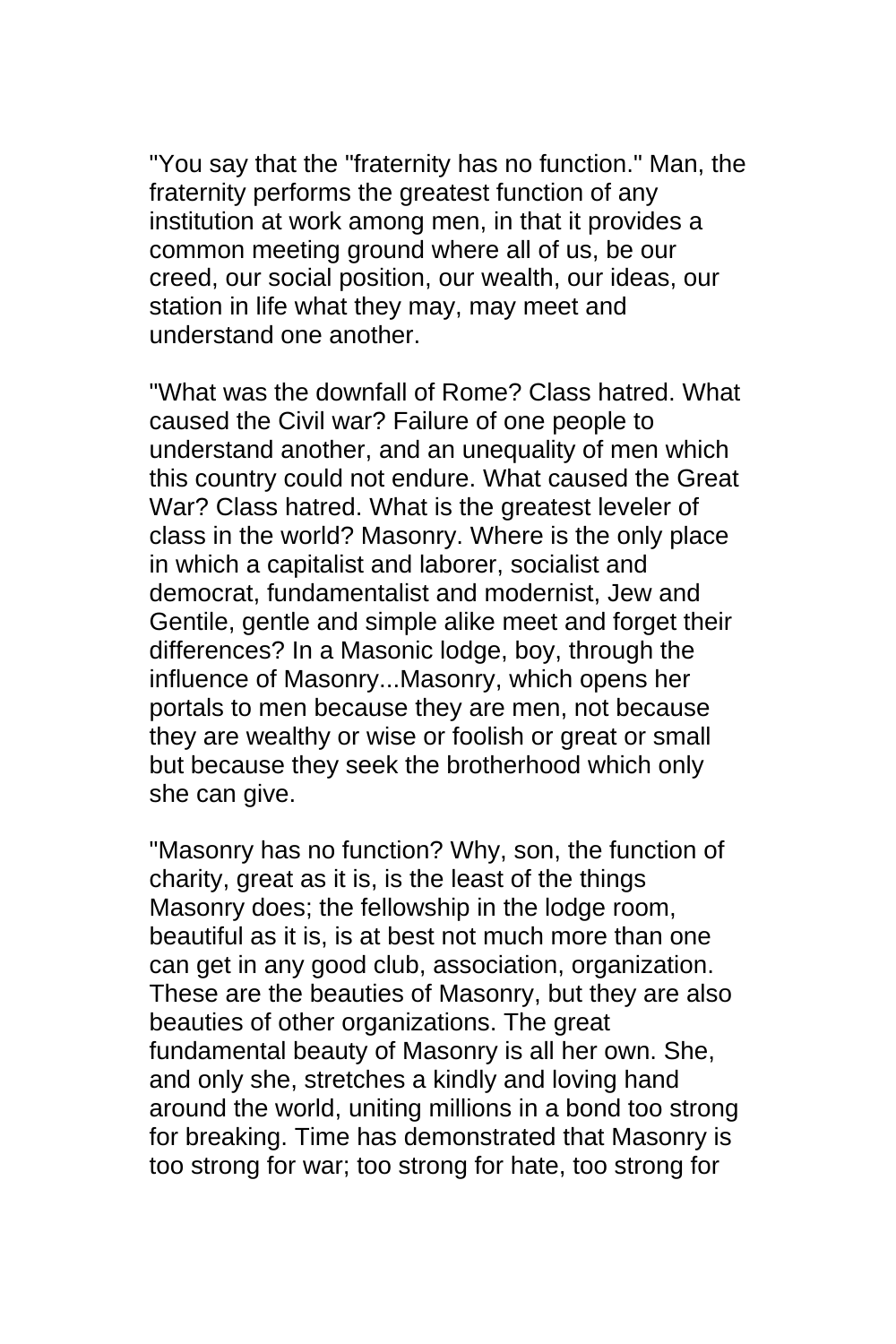"You say that the "fraternity has no function." Man, the fraternity performs the greatest function of any institution at work among men, in that it provides a common meeting ground where all of us, be our creed, our social position, our wealth, our ideas, our station in life what they may, may meet and understand one another.

"What was the downfall of Rome? Class hatred. What caused the Civil war? Failure of one people to understand another, and an unequality of men which this country could not endure. What caused the Great War? Class hatred. What is the greatest leveler of class in the world? Masonry. Where is the only place in which a capitalist and laborer, socialist and democrat, fundamentalist and modernist, Jew and Gentile, gentle and simple alike meet and forget their differences? In a Masonic lodge, boy, through the influence of Masonry...Masonry, which opens her portals to men because they are men, not because they are wealthy or wise or foolish or great or small but because they seek the brotherhood which only she can give.

"Masonry has no function? Why, son, the function of charity, great as it is, is the least of the things Masonry does; the fellowship in the lodge room, beautiful as it is, is at best not much more than one can get in any good club, association, organization. These are the beauties of Masonry, but they are also beauties of other organizations. The great fundamental beauty of Masonry is all her own. She, and only she, stretches a kindly and loving hand around the world, uniting millions in a bond too strong for breaking. Time has demonstrated that Masonry is too strong for war; too strong for hate, too strong for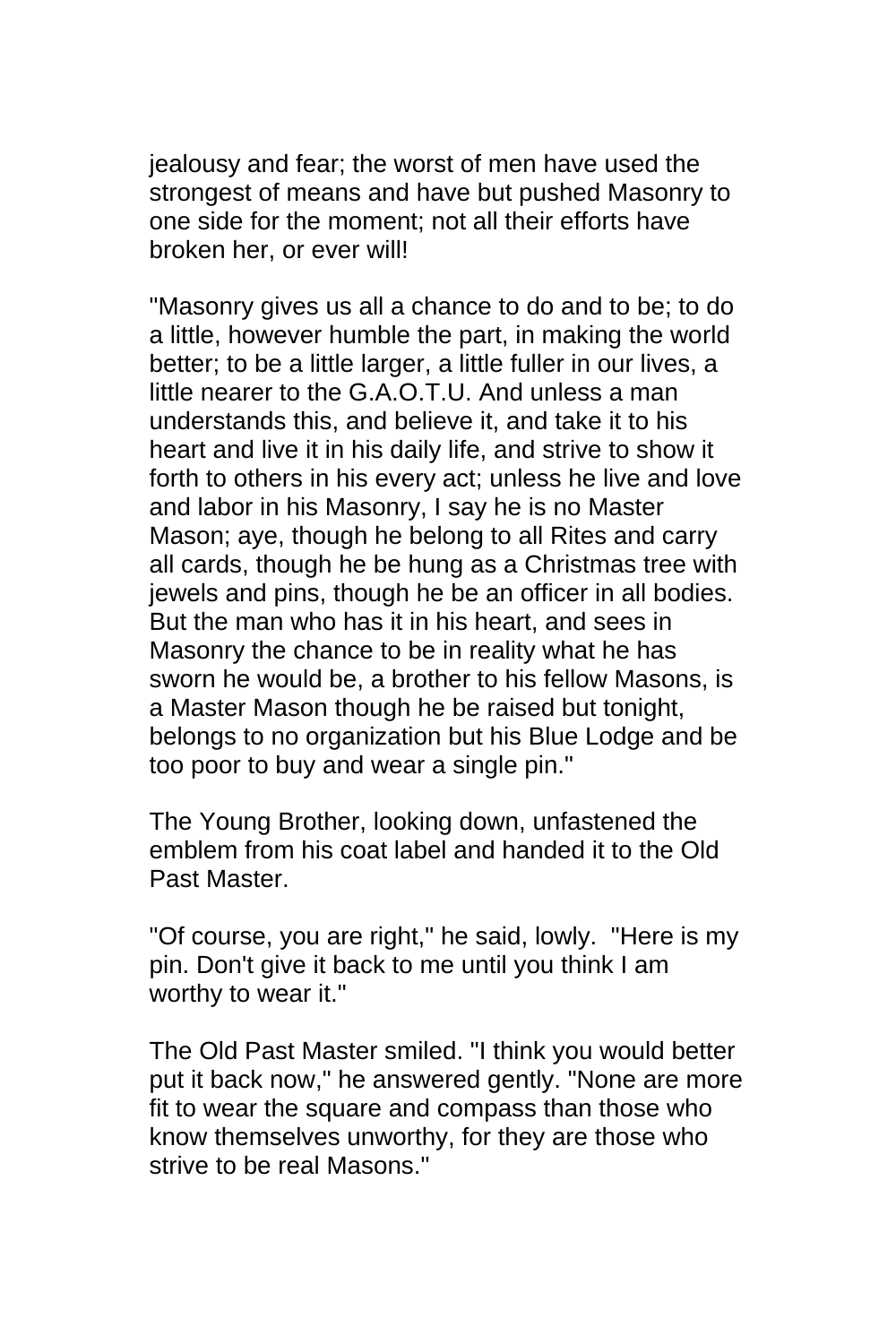jealousy and fear; the worst of men have used the strongest of means and have but pushed Masonry to one side for the moment; not all their efforts have broken her, or ever will!

"Masonry gives us all a chance to do and to be; to do a little, however humble the part, in making the world better; to be a little larger, a little fuller in our lives, a little nearer to the G.A.O.T.U. And unless a man understands this, and believe it, and take it to his heart and live it in his daily life, and strive to show it forth to others in his every act; unless he live and love and labor in his Masonry, I say he is no Master Mason; aye, though he belong to all Rites and carry all cards, though he be hung as a Christmas tree with jewels and pins, though he be an officer in all bodies. But the man who has it in his heart, and sees in Masonry the chance to be in reality what he has sworn he would be, a brother to his fellow Masons, is a Master Mason though he be raised but tonight, belongs to no organization but his Blue Lodge and be too poor to buy and wear a single pin."

The Young Brother, looking down, unfastened the emblem from his coat label and handed it to the Old Past Master.

"Of course, you are right," he said, lowly. "Here is my pin. Don't give it back to me until you think I am worthy to wear it."

The Old Past Master smiled. "I think you would better put it back now," he answered gently. "None are more fit to wear the square and compass than those who know themselves unworthy, for they are those who strive to be real Masons."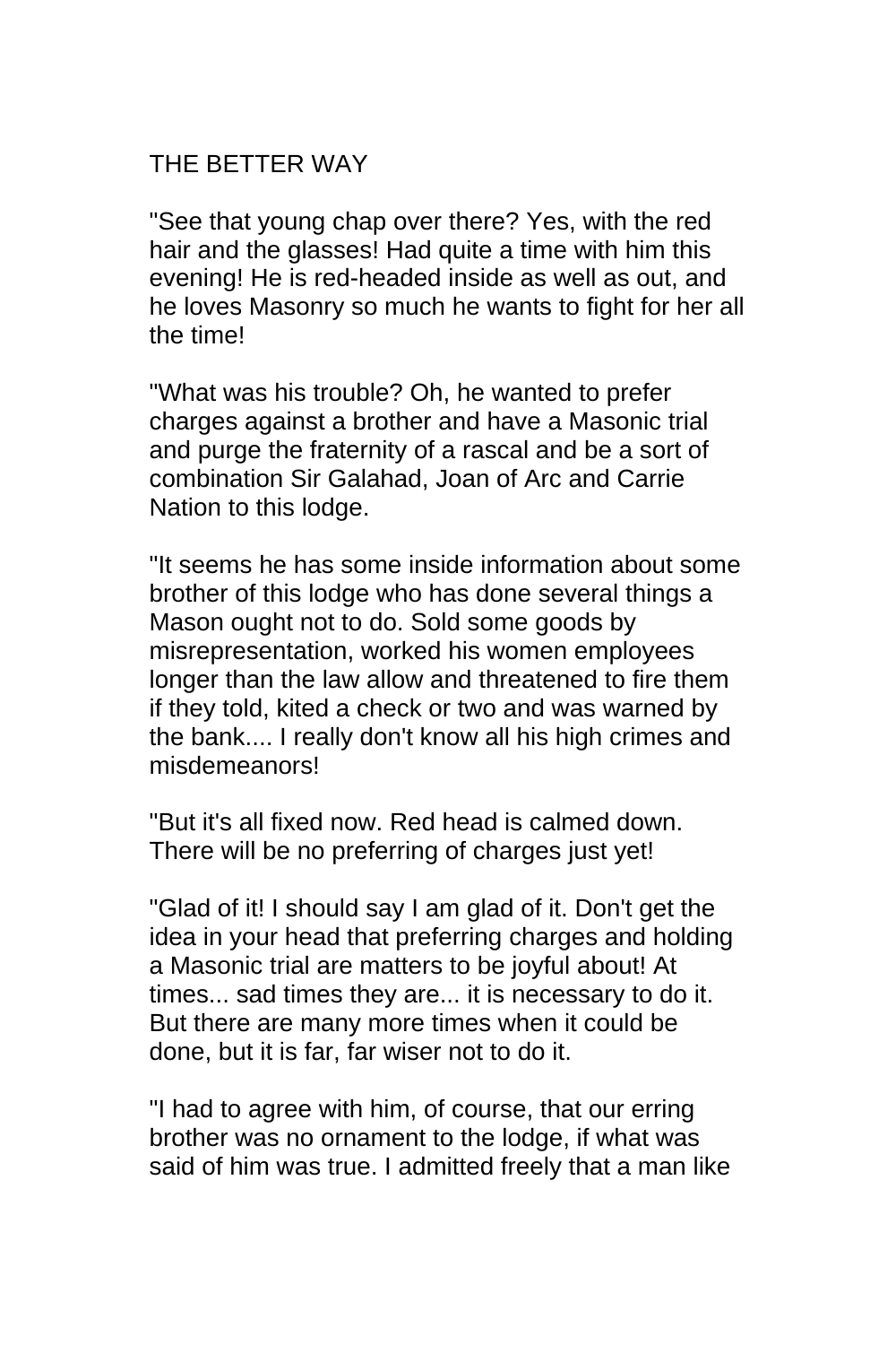# THE BETTER WAY

"See that young chap over there? Yes, with the red hair and the glasses! Had quite a time with him this evening! He is red-headed inside as well as out, and he loves Masonry so much he wants to fight for her all the time!

"What was his trouble? Oh, he wanted to prefer charges against a brother and have a Masonic trial and purge the fraternity of a rascal and be a sort of combination Sir Galahad, Joan of Arc and Carrie Nation to this lodge.

"It seems he has some inside information about some brother of this lodge who has done several things a Mason ought not to do. Sold some goods by misrepresentation, worked his women employees longer than the law allow and threatened to fire them if they told, kited a check or two and was warned by the bank.... I really don't know all his high crimes and misdemeanors!

"But it's all fixed now. Red head is calmed down. There will be no preferring of charges just yet!

"Glad of it! I should say I am glad of it. Don't get the idea in your head that preferring charges and holding a Masonic trial are matters to be joyful about! At times... sad times they are... it is necessary to do it. But there are many more times when it could be done, but it is far, far wiser not to do it.

"I had to agree with him, of course, that our erring brother was no ornament to the lodge, if what was said of him was true. I admitted freely that a man like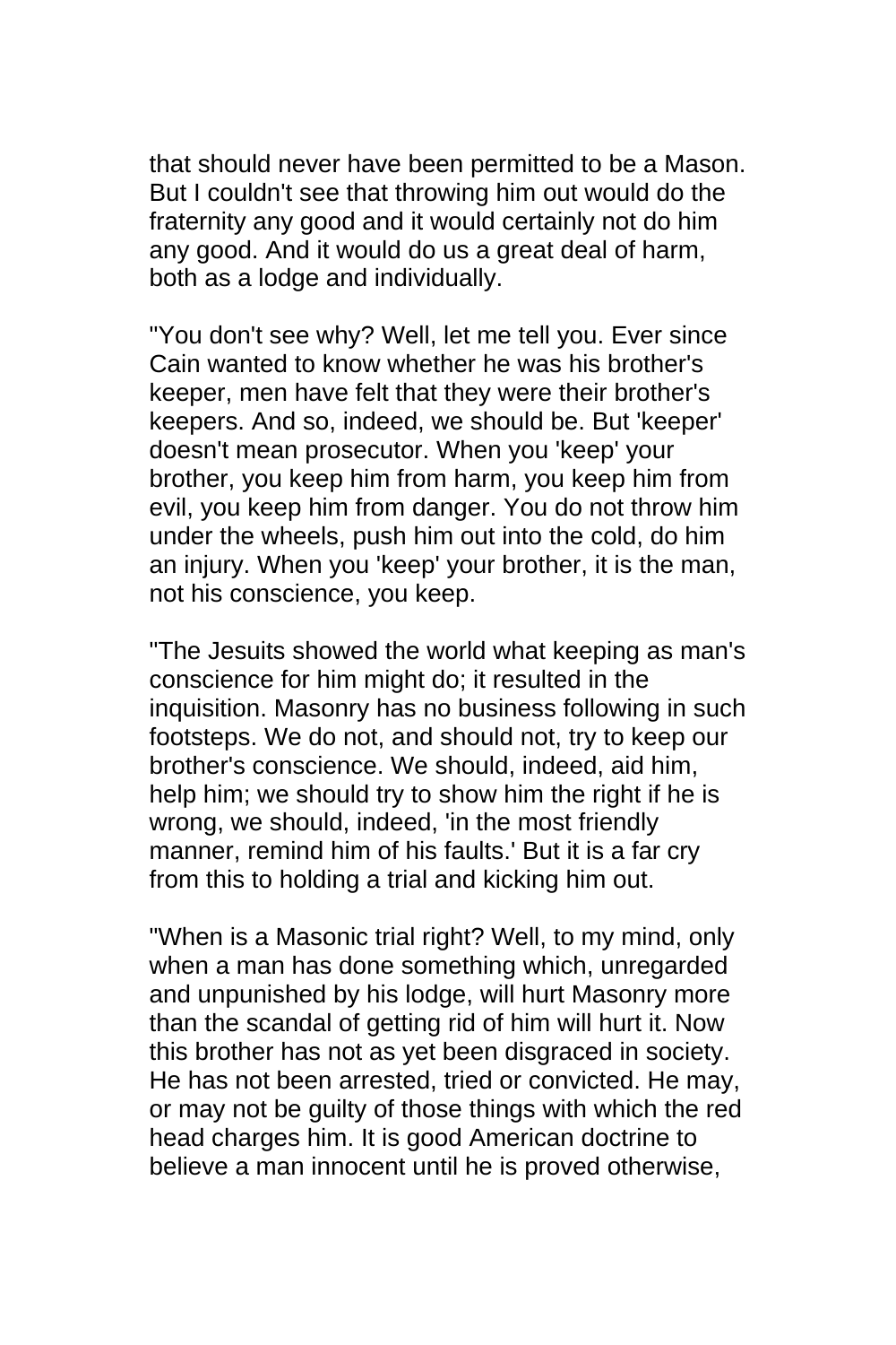that should never have been permitted to be a Mason. But I couldn't see that throwing him out would do the fraternity any good and it would certainly not do him any good. And it would do us a great deal of harm, both as a lodge and individually.

"You don't see why? Well, let me tell you. Ever since Cain wanted to know whether he was his brother's keeper, men have felt that they were their brother's keepers. And so, indeed, we should be. But 'keeper' doesn't mean prosecutor. When you 'keep' your brother, you keep him from harm, you keep him from evil, you keep him from danger. You do not throw him under the wheels, push him out into the cold, do him an injury. When you 'keep' your brother, it is the man, not his conscience, you keep.

"The Jesuits showed the world what keeping as man's conscience for him might do; it resulted in the inquisition. Masonry has no business following in such footsteps. We do not, and should not, try to keep our brother's conscience. We should, indeed, aid him, help him; we should try to show him the right if he is wrong, we should, indeed, 'in the most friendly manner, remind him of his faults.' But it is a far cry from this to holding a trial and kicking him out.

"When is a Masonic trial right? Well, to my mind, only when a man has done something which, unregarded and unpunished by his lodge, will hurt Masonry more than the scandal of getting rid of him will hurt it. Now this brother has not as yet been disgraced in society. He has not been arrested, tried or convicted. He may, or may not be guilty of those things with which the red head charges him. It is good American doctrine to believe a man innocent until he is proved otherwise,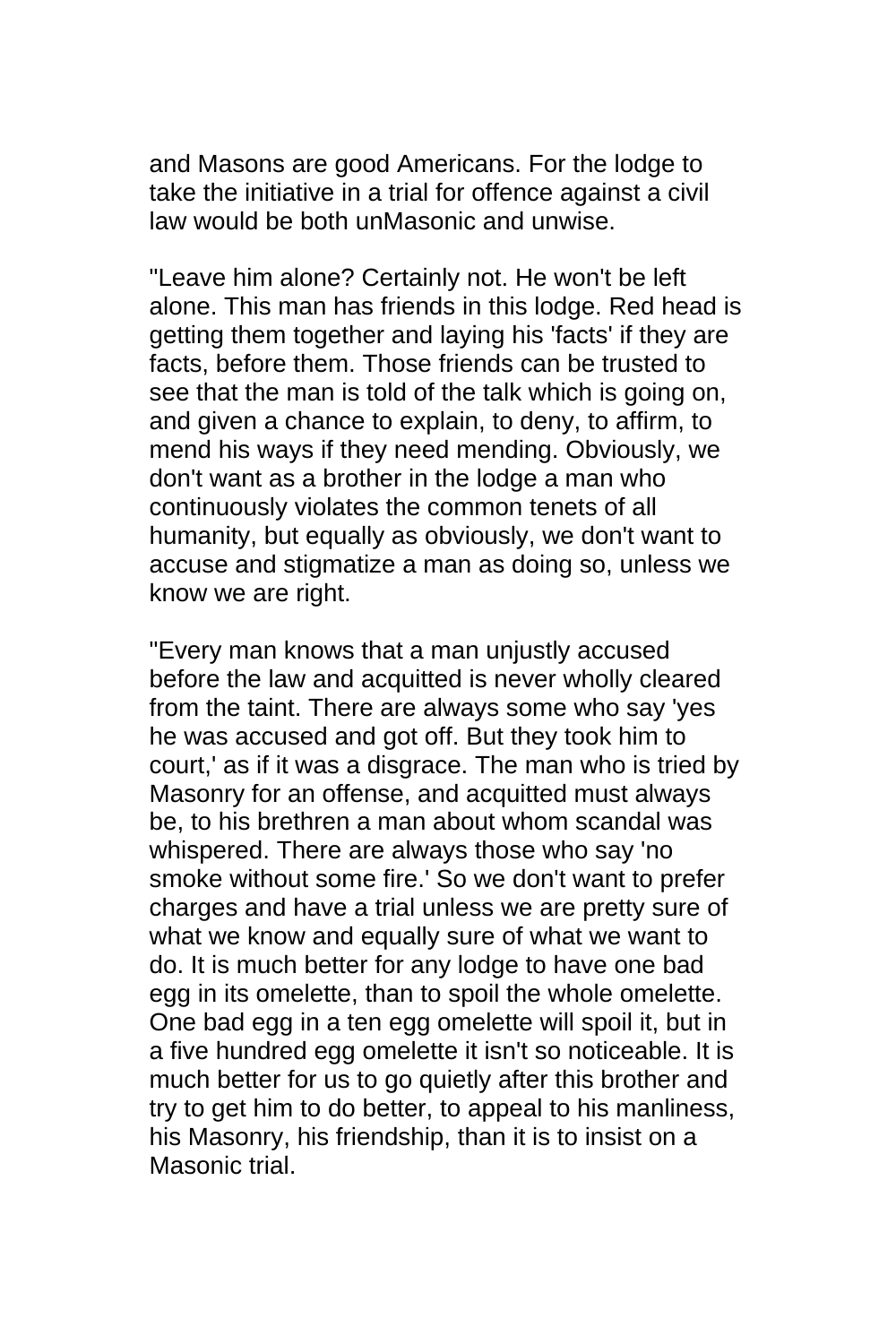and Masons are good Americans. For the lodge to take the initiative in a trial for offence against a civil law would be both unMasonic and unwise.

"Leave him alone? Certainly not. He won't be left alone. This man has friends in this lodge. Red head is getting them together and laying his 'facts' if they are facts, before them. Those friends can be trusted to see that the man is told of the talk which is going on, and given a chance to explain, to deny, to affirm, to mend his ways if they need mending. Obviously, we don't want as a brother in the lodge a man who continuously violates the common tenets of all humanity, but equally as obviously, we don't want to accuse and stigmatize a man as doing so, unless we know we are right.

"Every man knows that a man unjustly accused before the law and acquitted is never wholly cleared from the taint. There are always some who say 'yes he was accused and got off. But they took him to court,' as if it was a disgrace. The man who is tried by Masonry for an offense, and acquitted must always be, to his brethren a man about whom scandal was whispered. There are always those who say 'no smoke without some fire.' So we don't want to prefer charges and have a trial unless we are pretty sure of what we know and equally sure of what we want to do. It is much better for any lodge to have one bad egg in its omelette, than to spoil the whole omelette. One bad egg in a ten egg omelette will spoil it, but in a five hundred egg omelette it isn't so noticeable. It is much better for us to go quietly after this brother and try to get him to do better, to appeal to his manliness, his Masonry, his friendship, than it is to insist on a Masonic trial.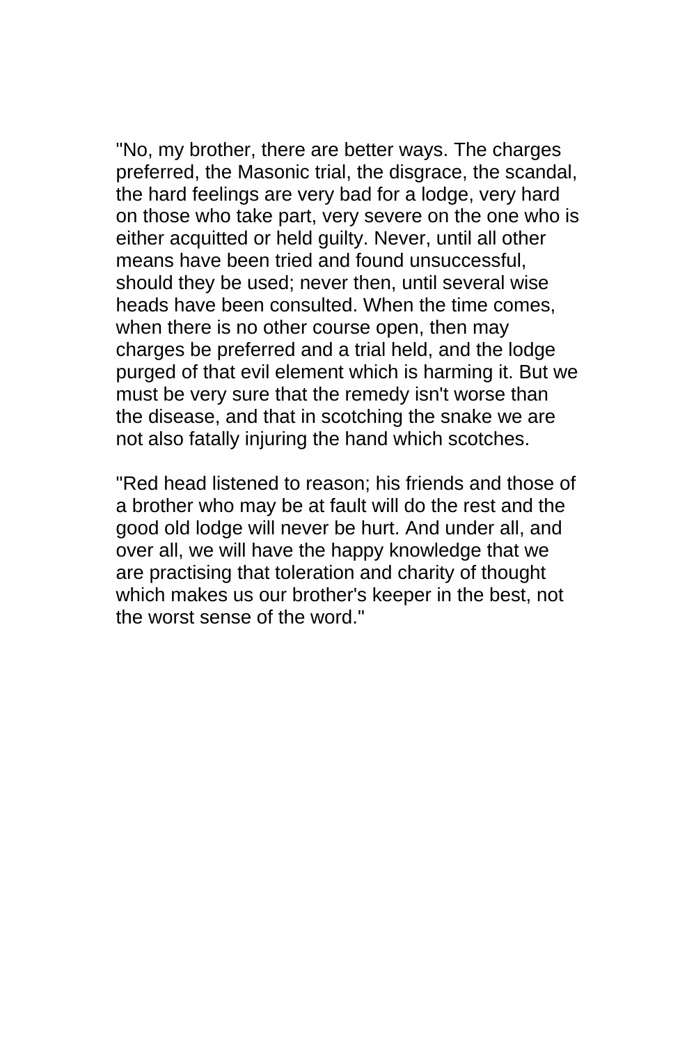"No, my brother, there are better ways. The charges preferred, the Masonic trial, the disgrace, the scandal, the hard feelings are very bad for a lodge, very hard on those who take part, very severe on the one who is either acquitted or held guilty. Never, until all other means have been tried and found unsuccessful, should they be used; never then, until several wise heads have been consulted. When the time comes, when there is no other course open, then may charges be preferred and a trial held, and the lodge purged of that evil element which is harming it. But we must be very sure that the remedy isn't worse than the disease, and that in scotching the snake we are not also fatally injuring the hand which scotches.

"Red head listened to reason; his friends and those of a brother who may be at fault will do the rest and the good old lodge will never be hurt. And under all, and over all, we will have the happy knowledge that we are practising that toleration and charity of thought which makes us our brother's keeper in the best, not the worst sense of the word."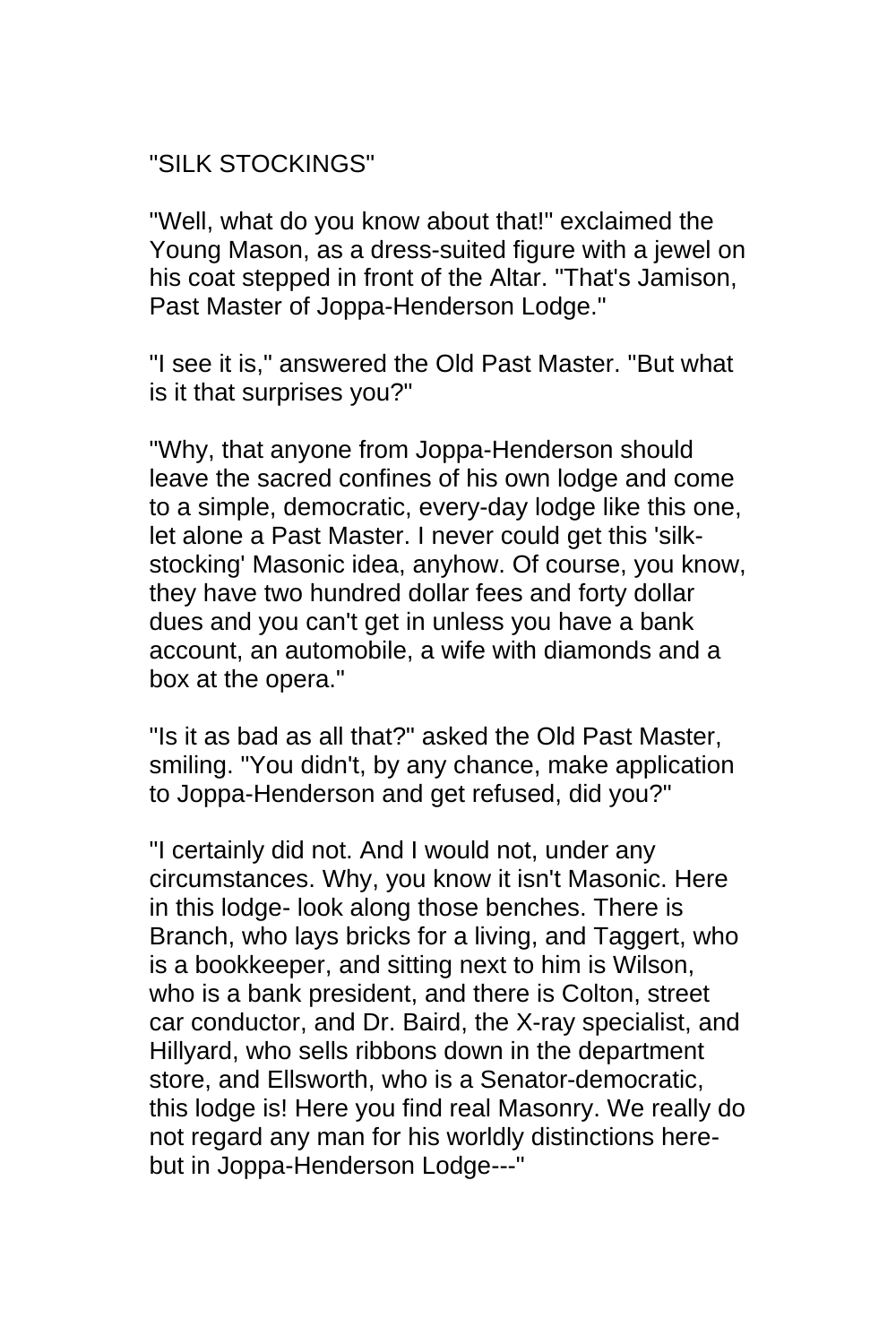## "SILK STOCKINGS"

"Well, what do you know about that!" exclaimed the Young Mason, as a dress-suited figure with a jewel on his coat stepped in front of the Altar. "That's Jamison, Past Master of Joppa-Henderson Lodge."

"I see it is," answered the Old Past Master. "But what is it that surprises you?"

"Why, that anyone from Joppa-Henderson should leave the sacred confines of his own lodge and come to a simple, democratic, every-day lodge like this one, let alone a Past Master. I never could get this 'silk-stocking' Masonic idea, anyhow. Of course, you know, they have two hundred dollar fees and forty dollar dues and you can't get in unless you have a bank account, an automobile, a wife with diamonds and a box at the opera."

"Is it as bad as all that?" asked the Old Past Master, smiling. "You didn't, by any chance, make application to Joppa-Henderson and get refused, did you?"

"I certainly did not. And I would not, under any circumstances. Why, you know it isn't Masonic. Here in this lodge- look along those benches. There is Branch, who lays bricks for a living, and Taggert, who is a bookkeeper, and sitting next to him is Wilson, who is a bank president, and there is Colton, street car conductor, and Dr. Baird, the X-ray specialist, and Hillyard, who sells ribbons down in the department store, and Ellsworth, who is a Senator-democratic, this lodge is! Here you find real Masonry. We really do not regard any man for his worldly distinctions here- but in Joppa-Henderson Lodge---"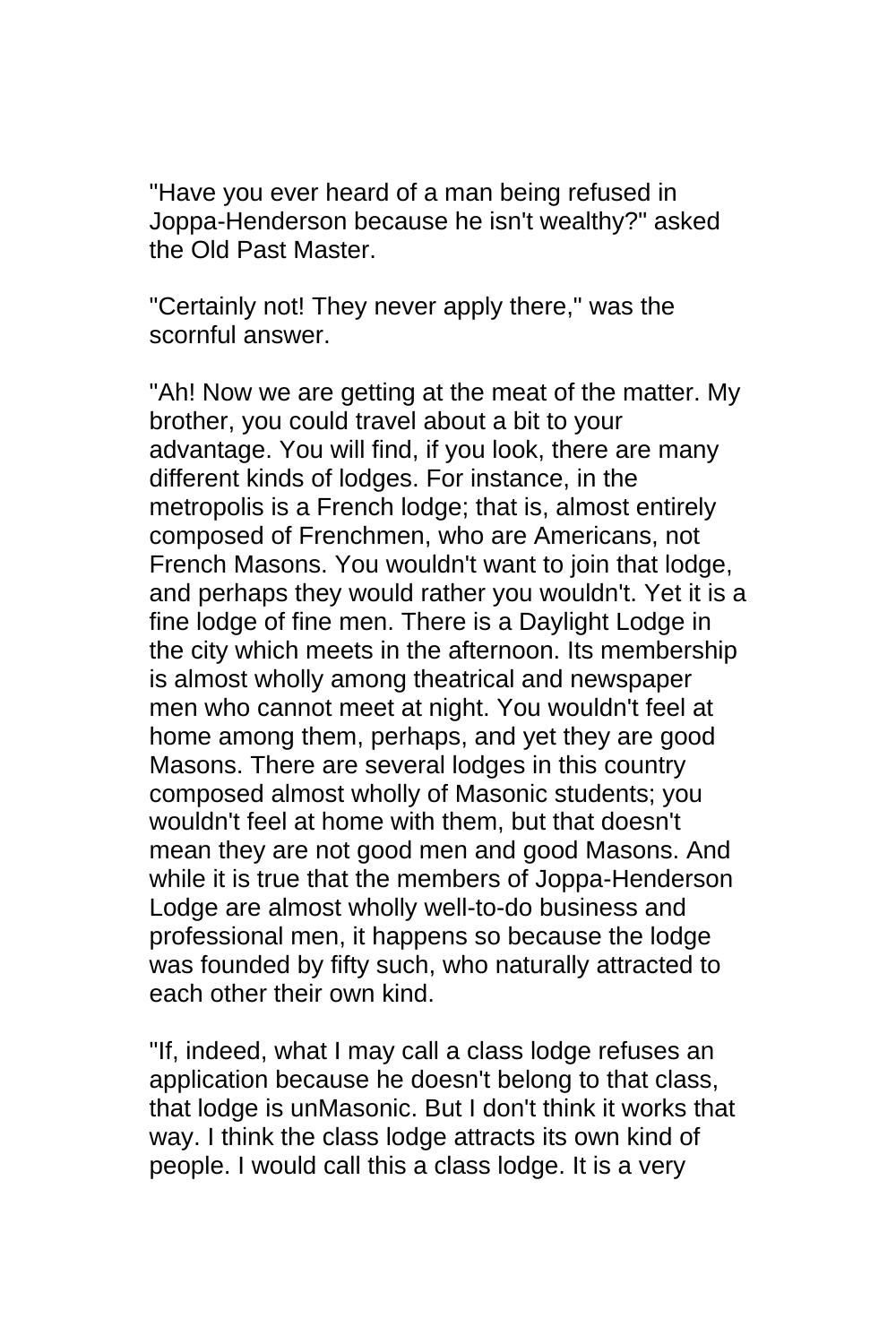"Have you ever heard of a man being refused in Joppa-Henderson because he isn't wealthy?" asked the Old Past Master.

"Certainly not! They never apply there," was the scornful answer.

"Ah! Now we are getting at the meat of the matter. My brother, you could travel about a bit to your advantage. You will find, if you look, there are many different kinds of lodges. For instance, in the metropolis is a French lodge; that is, almost entirely composed of Frenchmen, who are Americans, not French Masons. You wouldn't want to join that lodge, and perhaps they would rather you wouldn't. Yet it is a fine lodge of fine men. There is a Daylight Lodge in the city which meets in the afternoon. Its membership is almost wholly among theatrical and newspaper men who cannot meet at night. You wouldn't feel at home among them, perhaps, and yet they are good Masons. There are several lodges in this country composed almost wholly of Masonic students; you wouldn't feel at home with them, but that doesn't mean they are not good men and good Masons. And while it is true that the members of Joppa-Henderson Lodge are almost wholly well-to-do business and professional men, it happens so because the lodge was founded by fifty such, who naturally attracted to each other their own kind.

"If, indeed, what I may call a class lodge refuses an application because he doesn't belong to that class, that lodge is unMasonic. But I don't think it works that way. I think the class lodge attracts its own kind of people. I would call this a class lodge. It is a very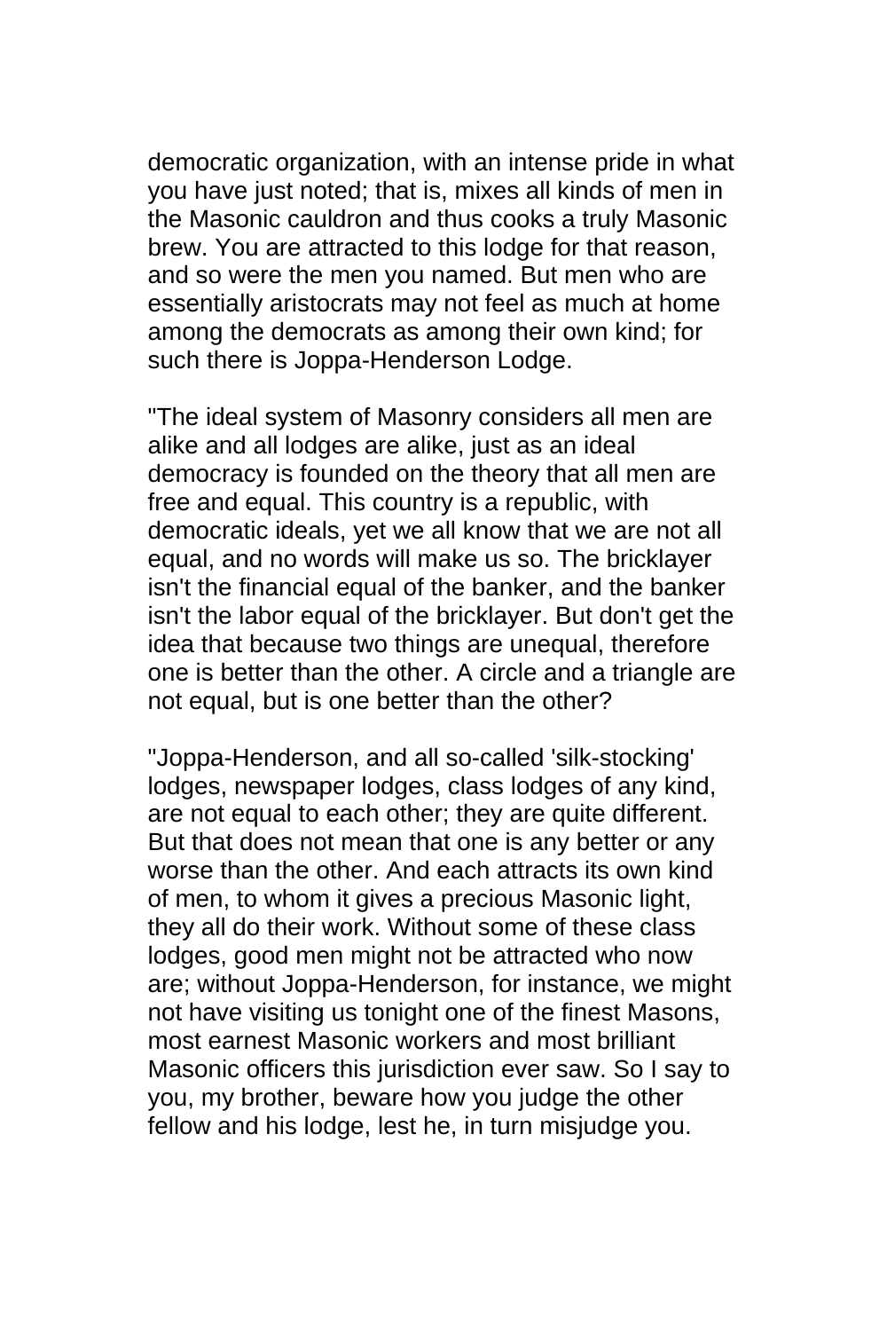democratic organization, with an intense pride in what you have just noted; that is, mixes all kinds of men in the Masonic cauldron and thus cooks a truly Masonic brew. You are attracted to this lodge for that reason, and so were the men you named. But men who are essentially aristocrats may not feel as much at home among the democrats as among their own kind; for such there is Joppa-Henderson Lodge.

"The ideal system of Masonry considers all men are alike and all lodges are alike, just as an ideal democracy is founded on the theory that all men are free and equal. This country is a republic, with democratic ideals, yet we all know that we are not all equal, and no words will make us so. The bricklayer isn't the financial equal of the banker, and the banker isn't the labor equal of the bricklayer. But don't get the idea that because two things are unequal, therefore one is better than the other. A circle and a triangle are not equal, but is one better than the other?

"Joppa-Henderson, and all so-called 'silk-stocking' lodges, newspaper lodges, class lodges of any kind, are not equal to each other; they are quite different. But that does not mean that one is any better or any worse than the other. And each attracts its own kind of men, to whom it gives a precious Masonic light, they all do their work. Without some of these class lodges, good men might not be attracted who now are; without Joppa-Henderson, for instance, we might not have visiting us tonight one of the finest Masons, most earnest Masonic workers and most brilliant Masonic officers this jurisdiction ever saw. So I say to you, my brother, beware how you judge the other fellow and his lodge, lest he, in turn misjudge you.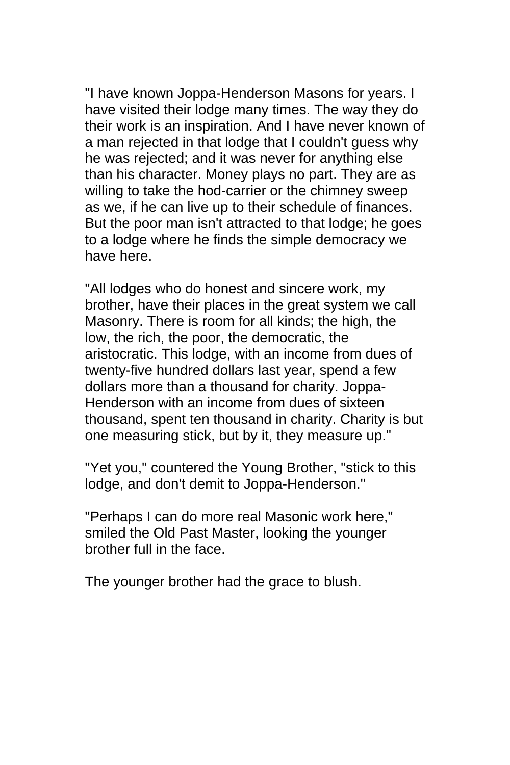"I have known Joppa-Henderson Masons for years. I have visited their lodge many times. The way they do their work is an inspiration. And I have never known of a man rejected in that lodge that I couldn't guess why he was rejected; and it was never for anything else than his character. Money plays no part. They are as willing to take the hod-carrier or the chimney sweep as we, if he can live up to their schedule of finances. But the poor man isn't attracted to that lodge; he goes to a lodge where he finds the simple democracy we have here.

"All lodges who do honest and sincere work, my brother, have their places in the great system we call Masonry. There is room for all kinds; the high, the low, the rich, the poor, the democratic, the aristocratic. This lodge, with an income from dues of twenty-five hundred dollars last year, spend a few dollars more than a thousand for charity. Joppa-Henderson with an income from dues of sixteen thousand, spent ten thousand in charity. Charity is but one measuring stick, but by it, they measure up."

"Yet you," countered the Young Brother, "stick to this lodge, and don't demit to Joppa-Henderson."

"Perhaps I can do more real Masonic work here," smiled the Old Past Master, looking the younger brother full in the face.

The younger brother had the grace to blush.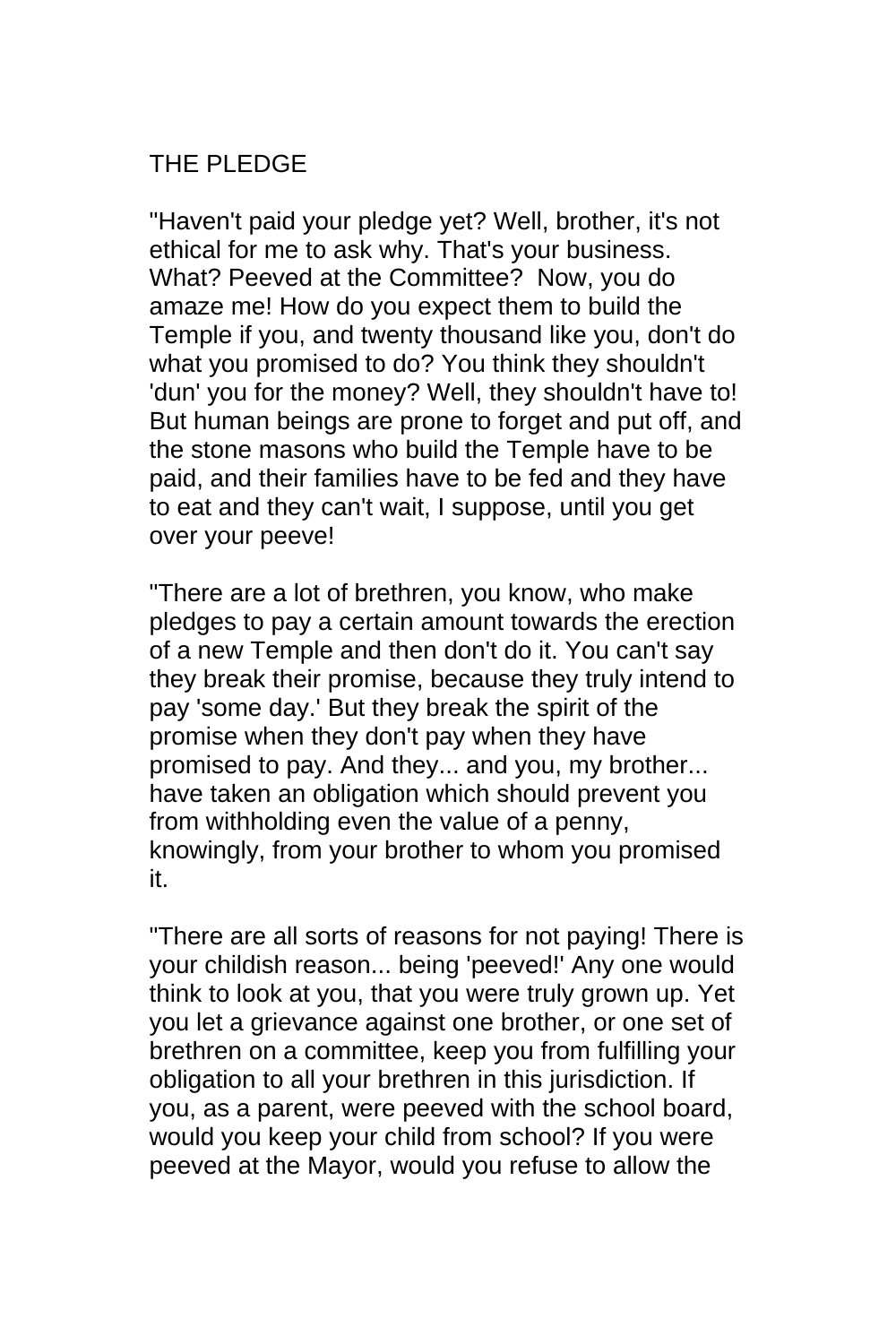## THE PLEDGE

"Haven't paid your pledge yet? Well, brother, it's not ethical for me to ask why. That's your business. What? Peeved at the Committee? Now, you do amaze me! How do you expect them to build the Temple if you, and twenty thousand like you, don't do what you promised to do? You think they shouldn't 'dun' you for the money? Well, they shouldn't have to! But human beings are prone to forget and put off, and the stone masons who build the Temple have to be paid, and their families have to be fed and they have to eat and they can't wait, I suppose, until you get over your peeve!

"There are a lot of brethren, you know, who make pledges to pay a certain amount towards the erection of a new Temple and then don't do it. You can't say they break their promise, because they truly intend to pay 'some day.' But they break the spirit of the promise when they don't pay when they have promised to pay. And they... and you, my brother... have taken an obligation which should prevent you from withholding even the value of a penny, knowingly, from your brother to whom you promised it.

"There are all sorts of reasons for not paying! There is your childish reason... being 'peeved!' Any one would think to look at you, that you were truly grown up. Yet you let a grievance against one brother, or one set of brethren on a committee, keep you from fulfilling your obligation to all your brethren in this jurisdiction. If you, as a parent, were peeved with the school board, would you keep your child from school? If you were peeved at the Mayor, would you refuse to allow the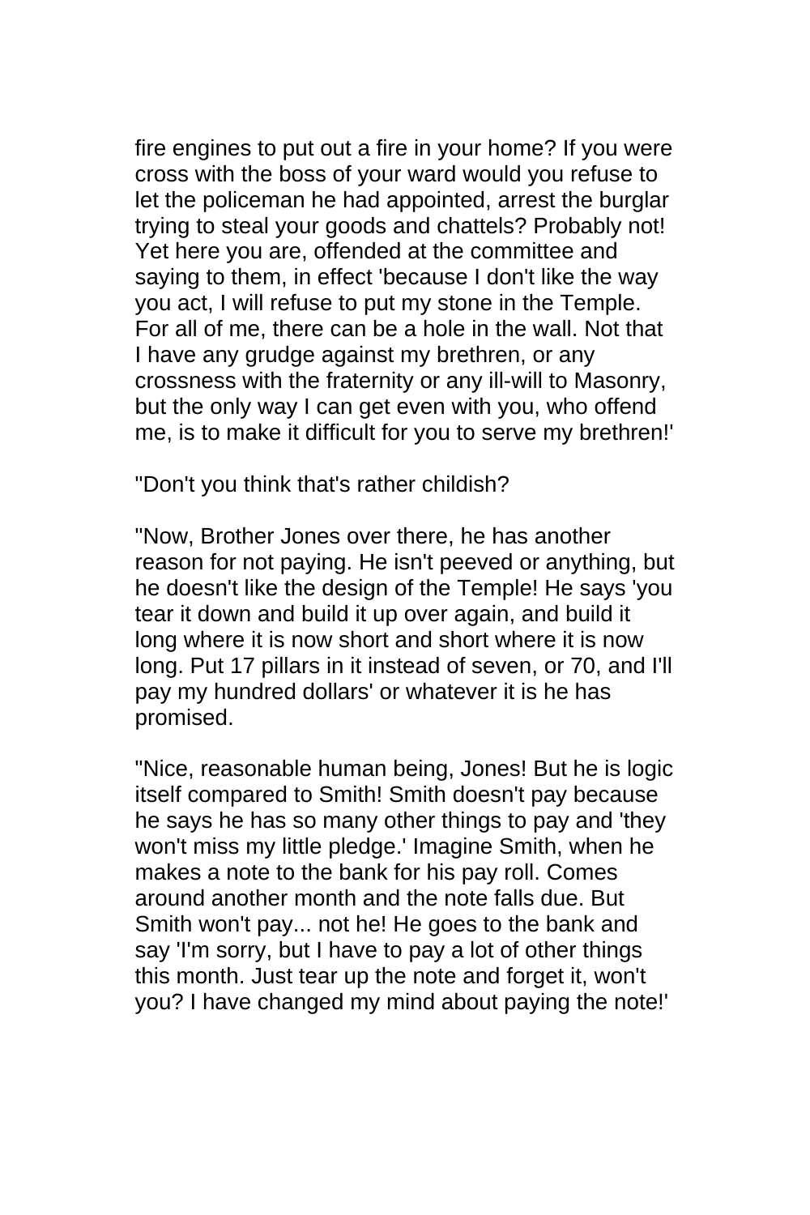fire engines to put out a fire in your home? If you were cross with the boss of your ward would you refuse to let the policeman he had appointed, arrest the burglar trying to steal your goods and chattels? Probably not! Yet here you are, offended at the committee and saying to them, in effect 'because I don't like the way you act, I will refuse to put my stone in the Temple. For all of me, there can be a hole in the wall. Not that I have any grudge against my brethren, or any crossness with the fraternity or any ill-will to Masonry, but the only way I can get even with you, who offend me, is to make it difficult for you to serve my brethren!'

"Don't you think that's rather childish?

"Now, Brother Jones over there, he has another reason for not paying. He isn't peeved or anything, but he doesn't like the design of the Temple! He says 'you tear it down and build it up over again, and build it long where it is now short and short where it is now long. Put 17 pillars in it instead of seven, or 70, and I'll pay my hundred dollars' or whatever it is he has promised.

"Nice, reasonable human being, Jones! But he is logic itself compared to Smith! Smith doesn't pay because he says he has so many other things to pay and 'they won't miss my little pledge.' Imagine Smith, when he makes a note to the bank for his pay roll. Comes around another month and the note falls due. But Smith won't pay... not he! He goes to the bank and say 'I'm sorry, but I have to pay a lot of other things this month. Just tear up the note and forget it, won't you? I have changed my mind about paying the note!'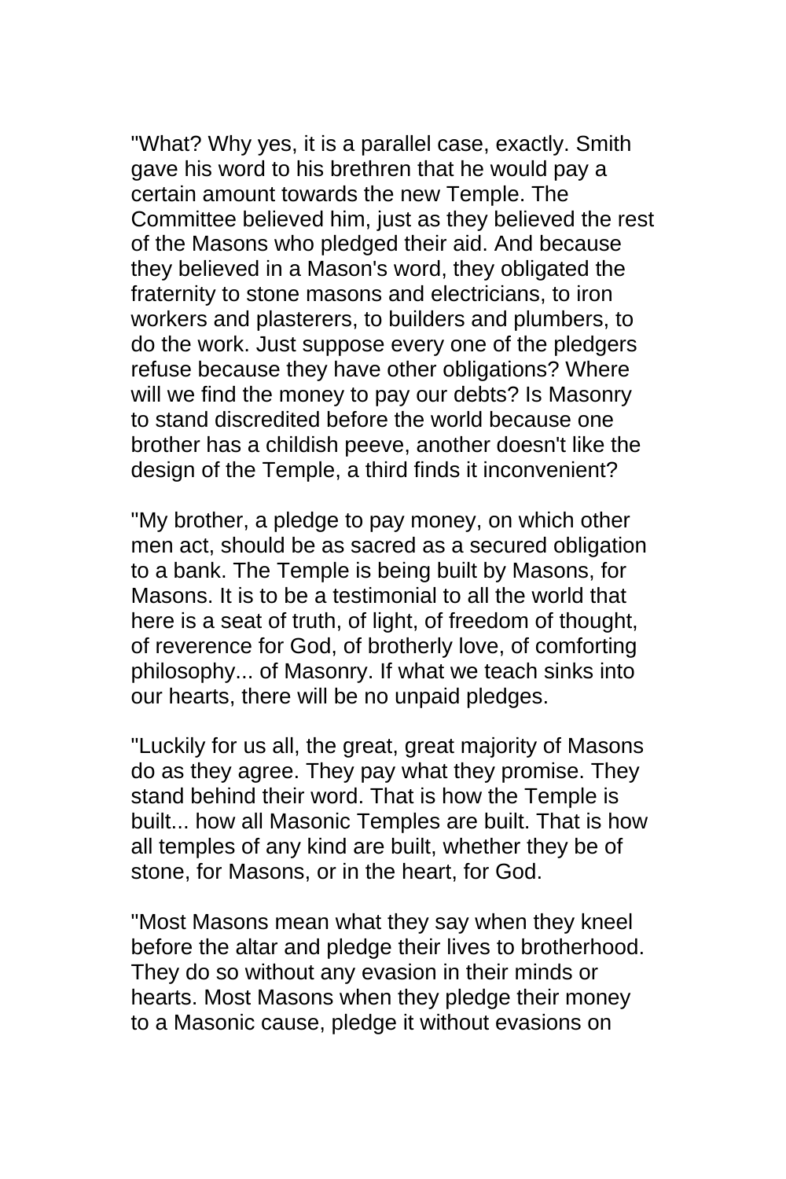"What? Why yes, it is a parallel case, exactly. Smith gave his word to his brethren that he would pay a certain amount towards the new Temple. The Committee believed him, just as they believed the rest of the Masons who pledged their aid. And because they believed in a Mason's word, they obligated the fraternity to stone masons and electricians, to iron workers and plasterers, to builders and plumbers, to do the work. Just suppose every one of the pledgers refuse because they have other obligations? Where will we find the money to pay our debts? Is Masonry to stand discredited before the world because one brother has a childish peeve, another doesn't like the design of the Temple, a third finds it inconvenient?

"My brother, a pledge to pay money, on which other men act, should be as sacred as a secured obligation to a bank. The Temple is being built by Masons, for Masons. It is to be a testimonial to all the world that here is a seat of truth, of light, of freedom of thought, of reverence for God, of brotherly love, of comforting philosophy... of Masonry. If what we teach sinks into our hearts, there will be no unpaid pledges.

"Luckily for us all, the great, great majority of Masons do as they agree. They pay what they promise. They stand behind their word. That is how the Temple is built... how all Masonic Temples are built. That is how all temples of any kind are built, whether they be of stone, for Masons, or in the heart, for God.

"Most Masons mean what they say when they kneel before the altar and pledge their lives to brotherhood. They do so without any evasion in their minds or hearts. Most Masons when they pledge their money to a Masonic cause, pledge it without evasions on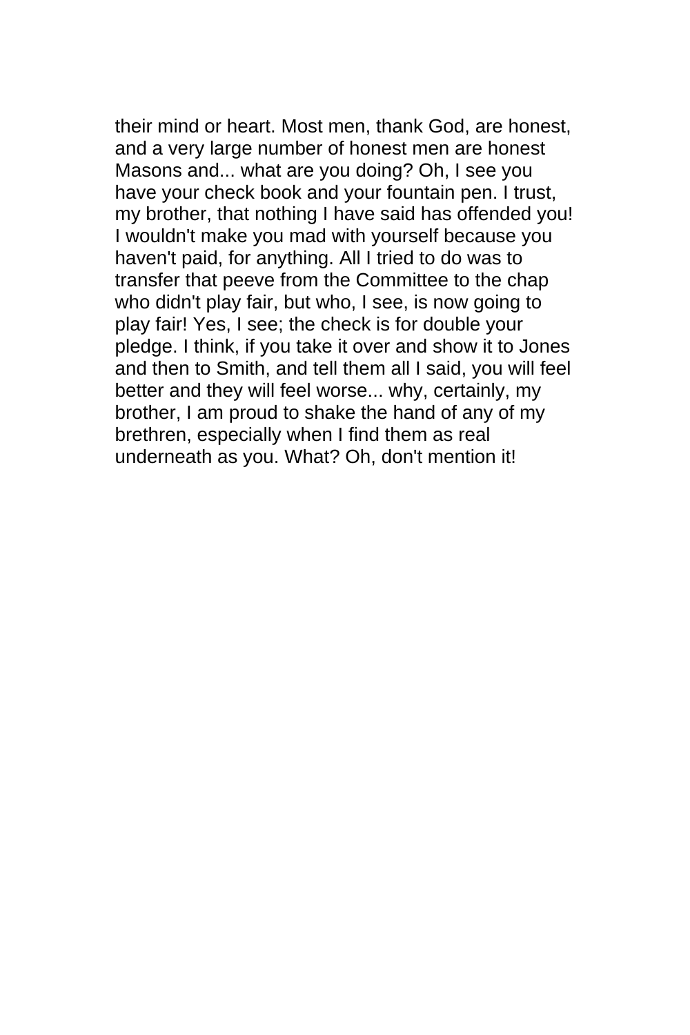their mind or heart. Most men, thank God, are honest, and a very large number of honest men are honest Masons and... what are you doing? Oh, I see you have your check book and your fountain pen. I trust, my brother, that nothing I have said has offended you! I wouldn't make you mad with yourself because you haven't paid, for anything. All I tried to do was to transfer that peeve from the Committee to the chap who didn't play fair, but who, I see, is now going to play fair! Yes, I see; the check is for double your pledge. I think, if you take it over and show it to Jones and then to Smith, and tell them all I said, you will feel better and they will feel worse... why, certainly, my brother, I am proud to shake the hand of any of my brethren, especially when I find them as real underneath as you. What? Oh, don't mention it!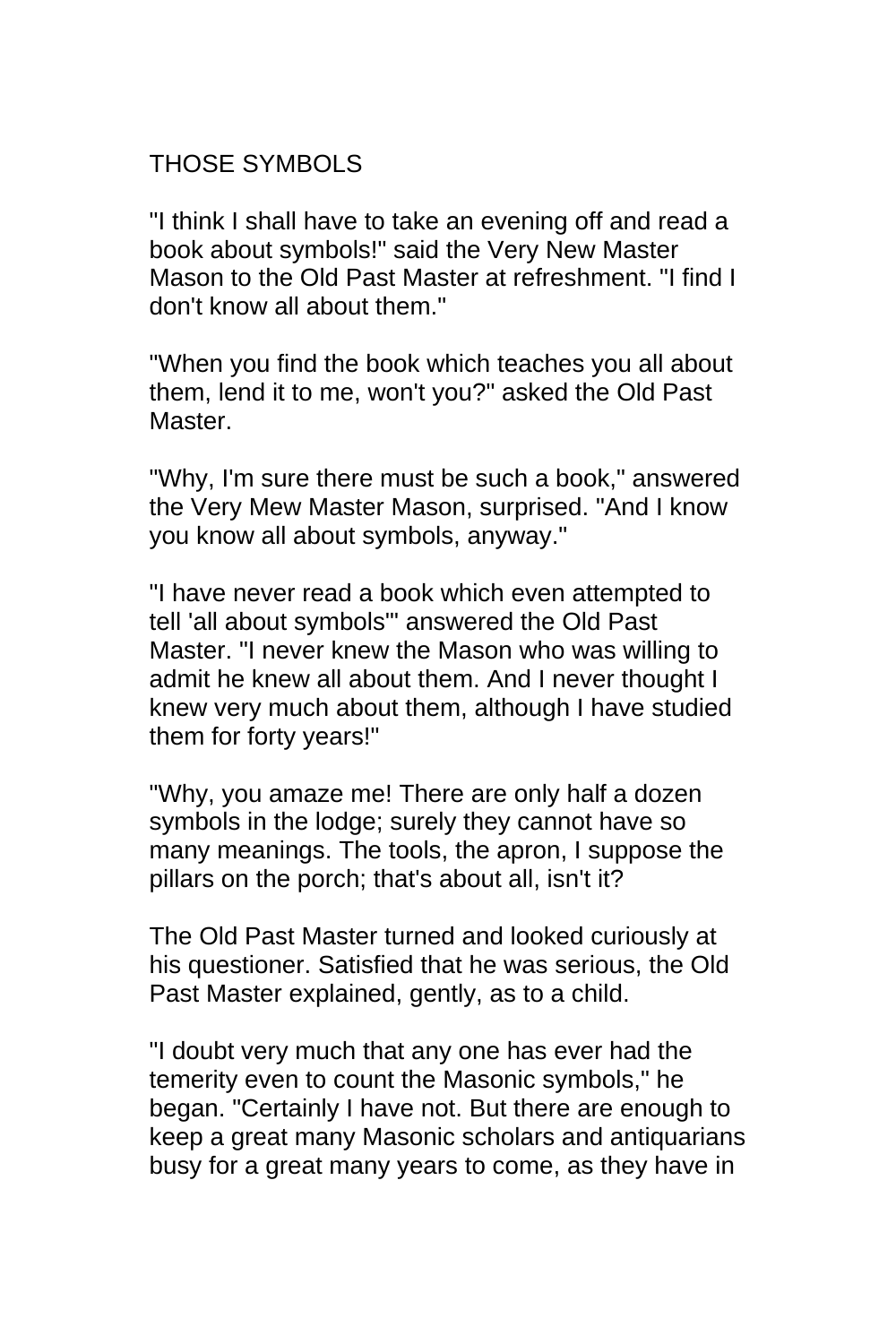## THOSE SYMBOLS

"I think I shall have to take an evening off and read a book about symbols!" said the Very New Master Mason to the Old Past Master at refreshment. "I find I don't know all about them."

"When you find the book which teaches you all about them, lend it to me, won't you?" asked the Old Past Master.

"Why, I'm sure there must be such a book," answered the Very Mew Master Mason, surprised. "And I know you know all about symbols, anyway."

"I have never read a book which even attempted to tell 'all about symbols'" answered the Old Past Master. "I never knew the Mason who was willing to admit he knew all about them. And I never thought I knew very much about them, although I have studied them for forty years!"

"Why, you amaze me! There are only half a dozen symbols in the lodge; surely they cannot have so many meanings. The tools, the apron, I suppose the pillars on the porch; that's about all, isn't it?

The Old Past Master turned and looked curiously at his questioner. Satisfied that he was serious, the Old Past Master explained, gently, as to a child.

"I doubt very much that any one has ever had the temerity even to count the Masonic symbols," he began. "Certainly I have not. But there are enough to keep a great many Masonic scholars and antiquarians busy for a great many years to come, as they have in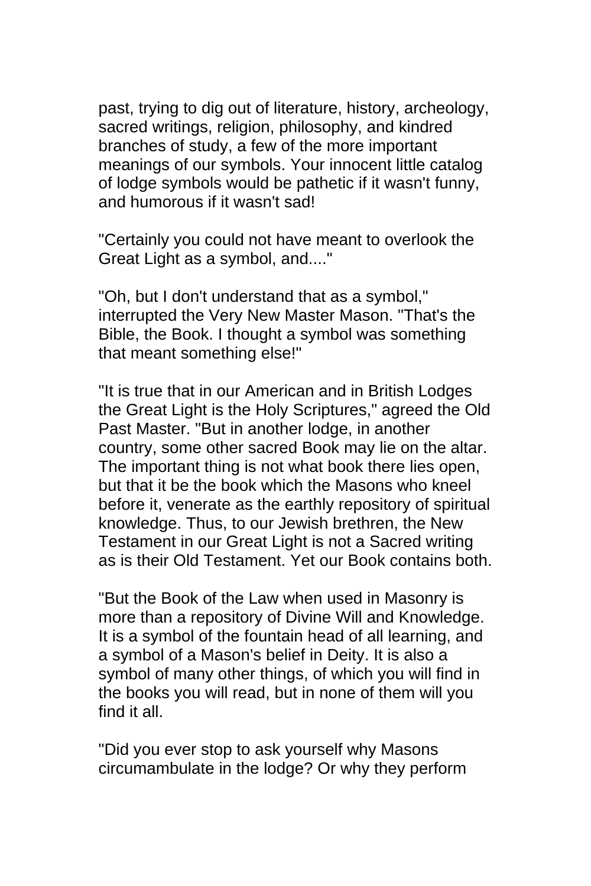past, trying to dig out of literature, history, archeology, sacred writings, religion, philosophy, and kindred branches of study, a few of the more important meanings of our symbols. Your innocent little catalog of lodge symbols would be pathetic if it wasn't funny, and humorous if it wasn't sad!

"Certainly you could not have meant to overlook the Great Light as a symbol, and...."

"Oh, but I don't understand that as a symbol," interrupted the Very New Master Mason. "That's the Bible, the Book. I thought a symbol was something that meant something else!"

"It is true that in our American and in British Lodges the Great Light is the Holy Scriptures," agreed the Old Past Master. "But in another lodge, in another country, some other sacred Book may lie on the altar. The important thing is not what book there lies open, but that it be the book which the Masons who kneel before it, venerate as the earthly repository of spiritual knowledge. Thus, to our Jewish brethren, the New Testament in our Great Light is not a Sacred writing as is their Old Testament. Yet our Book contains both.

"But the Book of the Law when used in Masonry is more than a repository of Divine Will and Knowledge. It is a symbol of the fountain head of all learning, and a symbol of a Mason's belief in Deity. It is also a symbol of many other things, of which you will find in the books you will read, but in none of them will you find it all.

"Did you ever stop to ask yourself why Masons circumambulate in the lodge? Or why they perform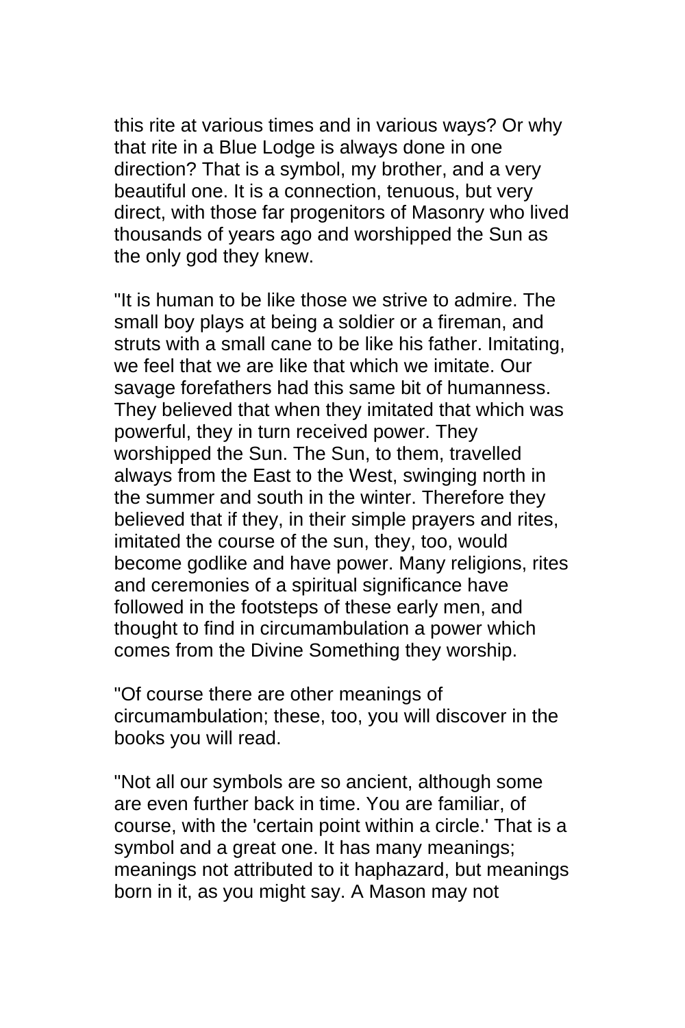this rite at various times and in various ways? Or why that rite in a Blue Lodge is always done in one direction? That is a symbol, my brother, and a very beautiful one. It is a connection, tenuous, but very direct, with those far progenitors of Masonry who lived thousands of years ago and worshipped the Sun as the only god they knew.

"It is human to be like those we strive to admire. The small boy plays at being a soldier or a fireman, and struts with a small cane to be like his father. Imitating, we feel that we are like that which we imitate. Our savage forefathers had this same bit of humanness. They believed that when they imitated that which was powerful, they in turn received power. They worshipped the Sun. The Sun, to them, travelled always from the East to the West, swinging north in the summer and south in the winter. Therefore they believed that if they, in their simple prayers and rites, imitated the course of the sun, they, too, would become godlike and have power. Many religions, rites and ceremonies of a spiritual significance have followed in the footsteps of these early men, and thought to find in circumambulation a power which comes from the Divine Something they worship.

"Of course there are other meanings of circumambulation; these, too, you will discover in the books you will read.

"Not all our symbols are so ancient, although some are even further back in time. You are familiar, of course, with the 'certain point within a circle.' That is a symbol and a great one. It has many meanings; meanings not attributed to it haphazard, but meanings born in it, as you might say. A Mason may not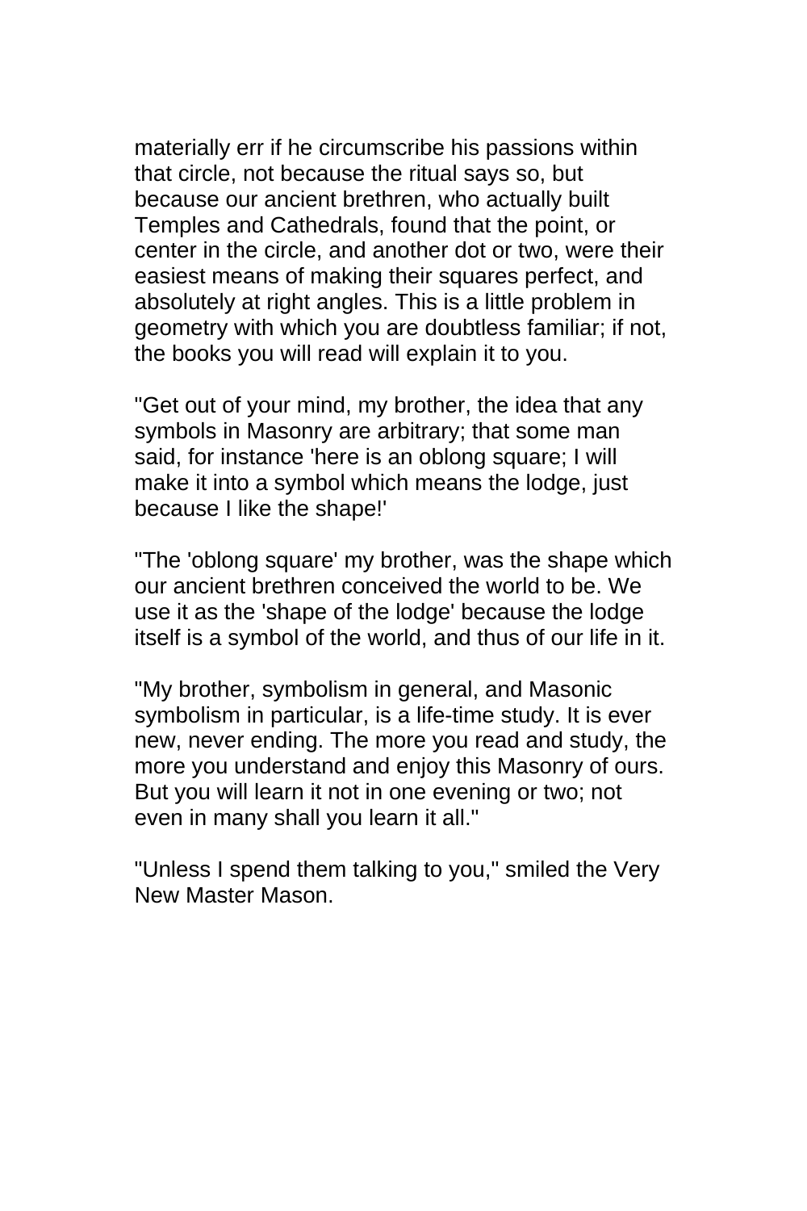materially err if he circumscribe his passions within that circle, not because the ritual says so, but because our ancient brethren, who actually built Temples and Cathedrals, found that the point, or center in the circle, and another dot or two, were their easiest means of making their squares perfect, and absolutely at right angles. This is a little problem in geometry with which you are doubtless familiar; if not, the books you will read will explain it to you.

"Get out of your mind, my brother, the idea that any symbols in Masonry are arbitrary; that some man said, for instance 'here is an oblong square; I will make it into a symbol which means the lodge, just because I like the shape!'

"The 'oblong square' my brother, was the shape which our ancient brethren conceived the world to be. We use it as the 'shape of the lodge' because the lodge itself is a symbol of the world, and thus of our life in it.

"My brother, symbolism in general, and Masonic symbolism in particular, is a life-time study. It is ever new, never ending. The more you read and study, the more you understand and enjoy this Masonry of ours. But you will learn it not in one evening or two; not even in many shall you learn it all."

"Unless I spend them talking to you," smiled the Very New Master Mason.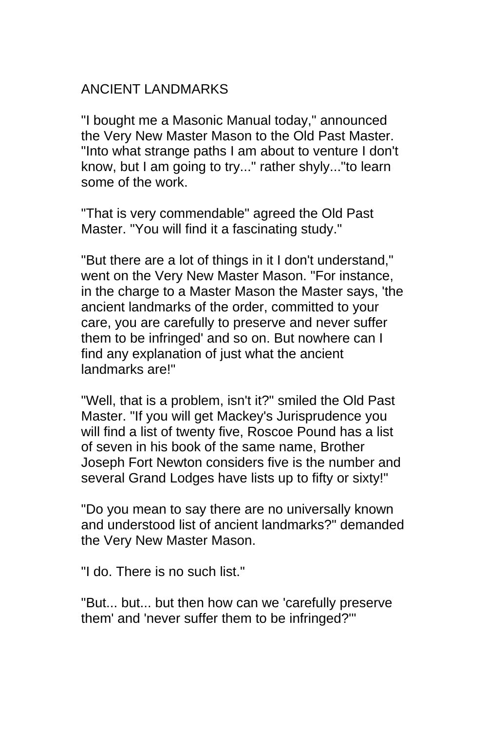# ANCIENT LANDMARKS

"I bought me a Masonic Manual today," announced the Very New Master Mason to the Old Past Master. "Into what strange paths I am about to venture I don't know, but I am going to try..." rather shyly..."to learn some of the work.

"That is very commendable" agreed the Old Past Master. "You will find it a fascinating study."

"But there are a lot of things in it I don't understand," went on the Very New Master Mason. "For instance, in the charge to a Master Mason the Master says, 'the ancient landmarks of the order, committed to your care, you are carefully to preserve and never suffer them to be infringed' and so on. But nowhere can I find any explanation of just what the ancient landmarks are!"

"Well, that is a problem, isn't it?" smiled the Old Past Master. "If you will get Mackey's Jurisprudence you will find a list of twenty five, Roscoe Pound has a list of seven in his book of the same name, Brother Joseph Fort Newton considers five is the number and several Grand Lodges have lists up to fifty or sixty!"

"Do you mean to say there are no universally known and understood list of ancient landmarks?" demanded the Very New Master Mason.

"I do. There is no such list."

"But... but... but then how can we 'carefully preserve them' and 'never suffer them to be infringed?'"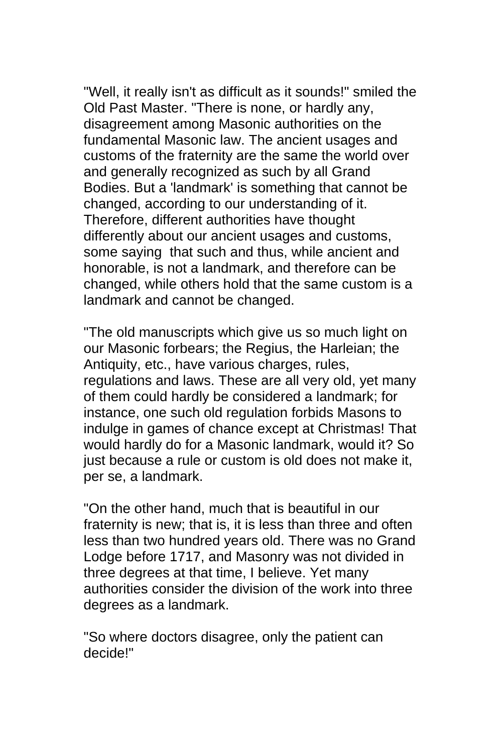"Well, it really isn't as difficult as it sounds!" smiled the Old Past Master. "There is none, or hardly any, disagreement among Masonic authorities on the fundamental Masonic law. The ancient usages and customs of the fraternity are the same the world over and generally recognized as such by all Grand Bodies. But a 'landmark' is something that cannot be changed, according to our understanding of it. Therefore, different authorities have thought differently about our ancient usages and customs, some saying that such and thus, while ancient and honorable, is not a landmark, and therefore can be changed, while others hold that the same custom is a landmark and cannot be changed.

"The old manuscripts which give us so much light on our Masonic forbears; the Regius, the Harleian; the Antiquity, etc., have various charges, rules, regulations and laws. These are all very old, yet many of them could hardly be considered a landmark; for instance, one such old regulation forbids Masons to indulge in games of chance except at Christmas! That would hardly do for a Masonic landmark, would it? So just because a rule or custom is old does not make it, per se, a landmark.

"On the other hand, much that is beautiful in our fraternity is new; that is, it is less than three and often less than two hundred years old. There was no Grand Lodge before 1717, and Masonry was not divided in three degrees at that time, I believe. Yet many authorities consider the division of the work into three degrees as a landmark.

"So where doctors disagree, only the patient can decide!"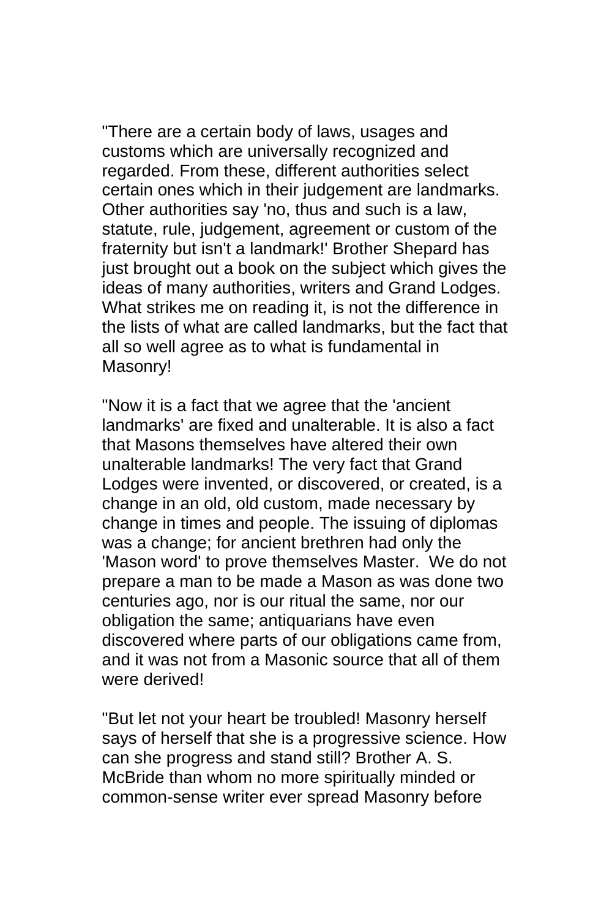"There are a certain body of laws, usages and customs which are universally recognized and regarded. From these, different authorities select certain ones which in their judgement are landmarks. Other authorities say 'no, thus and such is a law, statute, rule, judgement, agreement or custom of the fraternity but isn't a landmark!' Brother Shepard has just brought out a book on the subject which gives the ideas of many authorities, writers and Grand Lodges. What strikes me on reading it, is not the difference in the lists of what are called landmarks, but the fact that all so well agree as to what is fundamental in Masonry!

"Now it is a fact that we agree that the 'ancient landmarks' are fixed and unalterable. It is also a fact that Masons themselves have altered their own unalterable landmarks! The very fact that Grand Lodges were invented, or discovered, or created, is a change in an old, old custom, made necessary by change in times and people. The issuing of diplomas was a change; for ancient brethren had only the 'Mason word' to prove themselves Master. We do not prepare a man to be made a Mason as was done two centuries ago, nor is our ritual the same, nor our obligation the same; antiquarians have even discovered where parts of our obligations came from, and it was not from a Masonic source that all of them were derived!

"But let not your heart be troubled! Masonry herself says of herself that she is a progressive science. How can she progress and stand still? Brother A. S. McBride than whom no more spiritually minded or common-sense writer ever spread Masonry before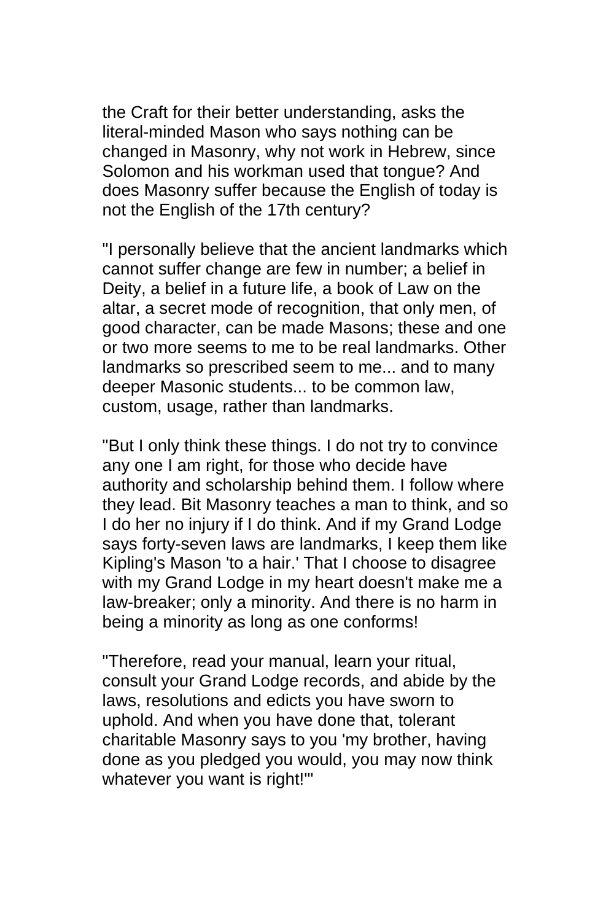the Craft for their better understanding, asks the literal-minded Mason who says nothing can be changed in Masonry, why not work in Hebrew, since Solomon and his workman used that tongue? And does Masonry suffer because the English of today is not the English of the 17th century?

"I personally believe that the ancient landmarks which cannot suffer change are few in number; a belief in Deity, a belief in a future life, a book of Law on the altar, a secret mode of recognition, that only men, of good character, can be made Masons; these and one or two more seems to me to be real landmarks. Other landmarks so prescribed seem to me... and to many deeper Masonic students... to be common law, custom, usage, rather than landmarks.

"But I only think these things. I do not try to convince any one I am right, for those who decide have authority and scholarship behind them. I follow where they lead. Bit Masonry teaches a man to think, and so I do her no injury if I do think. And if my Grand Lodge says forty-seven laws are landmarks, I keep them like Kipling's Mason 'to a hair.' That I choose to disagree with my Grand Lodge in my heart doesn't make me a law-breaker; only a minority. And there is no harm in being a minority as long as one conforms!

"Therefore, read your manual, learn your ritual, consult your Grand Lodge records, and abide by the laws, resolutions and edicts you have sworn to uphold. And when you have done that, tolerant charitable Masonry says to you 'my brother, having done as you pledged you would, you may now think whatever you want is right!'"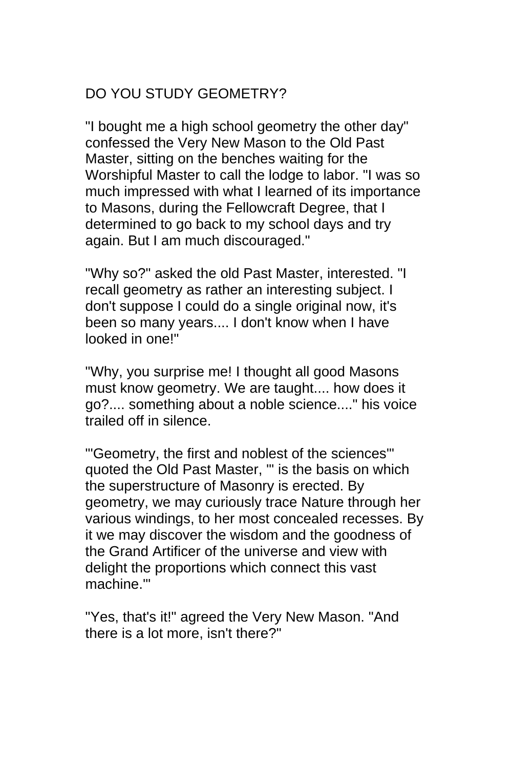## DO YOU STUDY GEOMETRY?

"I bought me a high school geometry the other day" confessed the Very New Mason to the Old Past Master, sitting on the benches waiting for the Worshipful Master to call the lodge to labor. "I was so much impressed with what I learned of its importance to Masons, during the Fellowcraft Degree, that I determined to go back to my school days and try again. But I am much discouraged."

"Why so?" asked the old Past Master, interested. "I recall geometry as rather an interesting subject. I don't suppose I could do a single original now, it's been so many years.... I don't know when I have looked in one!"

"Why, you surprise me! I thought all good Masons must know geometry. We are taught.... how does it go?.... something about a noble science...." his voice trailed off in silence.

"'Geometry, the first and noblest of the sciences'" quoted the Old Past Master, "' is the basis on which the superstructure of Masonry is erected. By geometry, we may curiously trace Nature through her various windings, to her most concealed recesses. By it we may discover the wisdom and the goodness of the Grand Artificer of the universe and view with delight the proportions which connect this vast machine.'"

"Yes, that's it!" agreed the Very New Mason. "And there is a lot more, isn't there?"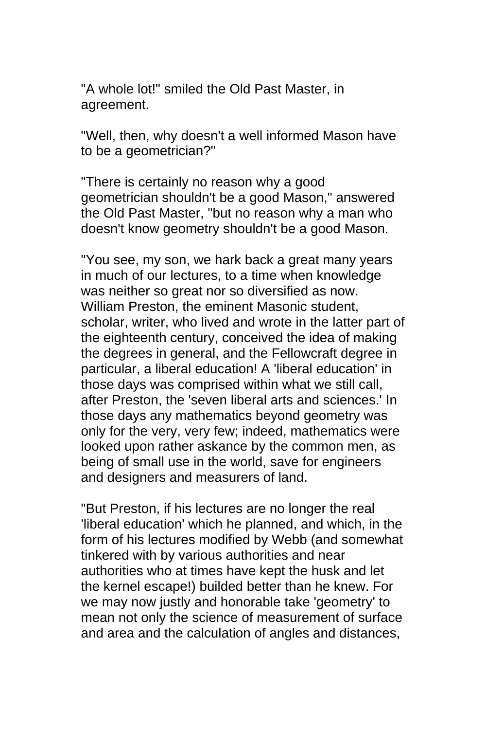"A whole lot!" smiled the Old Past Master, in agreement.

"Well, then, why doesn't a well informed Mason have to be a geometrician?"

"There is certainly no reason why a good geometrician shouldn't be a good Mason," answered the Old Past Master, "but no reason why a man who doesn't know geometry shouldn't be a good Mason.

"You see, my son, we hark back a great many years in much of our lectures, to a time when knowledge was neither so great nor so diversified as now. William Preston, the eminent Masonic student, scholar, writer, who lived and wrote in the latter part of the eighteenth century, conceived the idea of making the degrees in general, and the Fellowcraft degree in particular, a liberal education! A 'liberal education' in those days was comprised within what we still call, after Preston, the 'seven liberal arts and sciences.' In those days any mathematics beyond geometry was only for the very, very few; indeed, mathematics were looked upon rather askance by the common men, as being of small use in the world, save for engineers and designers and measurers of land.

"But Preston, if his lectures are no longer the real 'liberal education' which he planned, and which, in the form of his lectures modified by Webb (and somewhat tinkered with by various authorities and near authorities who at times have kept the husk and let the kernel escape!) builded better than he knew. For we may now justly and honorable take 'geometry' to mean not only the science of measurement of surface and area and the calculation of angles and distances,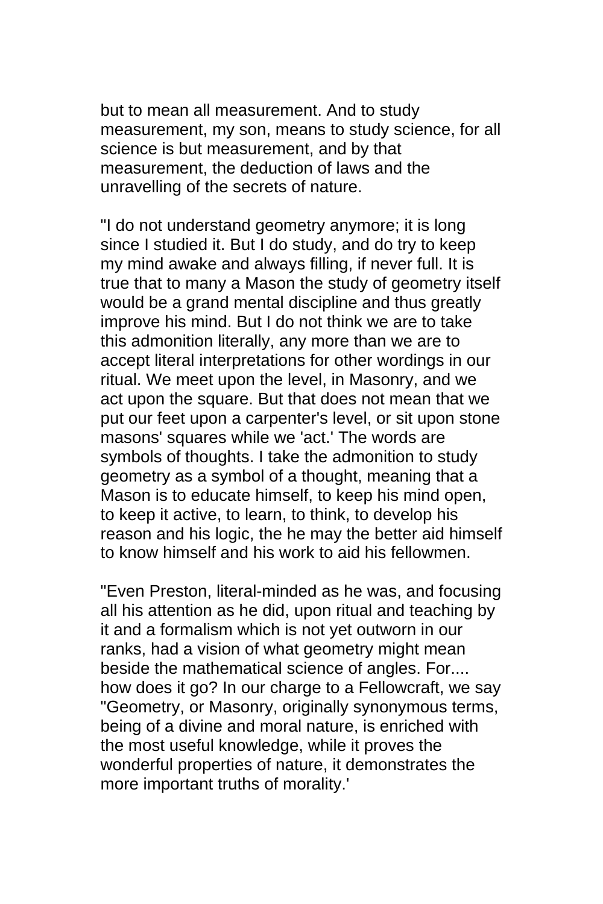but to mean all measurement. And to study measurement, my son, means to study science, for all science is but measurement, and by that measurement, the deduction of laws and the unravelling of the secrets of nature.

"I do not understand geometry anymore; it is long since I studied it. But I do study, and do try to keep my mind awake and always filling, if never full. It is true that to many a Mason the study of geometry itself would be a grand mental discipline and thus greatly improve his mind. But I do not think we are to take this admonition literally, any more than we are to accept literal interpretations for other wordings in our ritual. We meet upon the level, in Masonry, and we act upon the square. But that does not mean that we put our feet upon a carpenter's level, or sit upon stone masons' squares while we 'act.' The words are symbols of thoughts. I take the admonition to study geometry as a symbol of a thought, meaning that a Mason is to educate himself, to keep his mind open, to keep it active, to learn, to think, to develop his reason and his logic, the he may the better aid himself to know himself and his work to aid his fellowmen.

"Even Preston, literal-minded as he was, and focusing all his attention as he did, upon ritual and teaching by it and a formalism which is not yet outworn in our ranks, had a vision of what geometry might mean beside the mathematical science of angles. For.... how does it go? In our charge to a Fellowcraft, we say "Geometry, or Masonry, originally synonymous terms, being of a divine and moral nature, is enriched with the most useful knowledge, while it proves the wonderful properties of nature, it demonstrates the more important truths of morality.'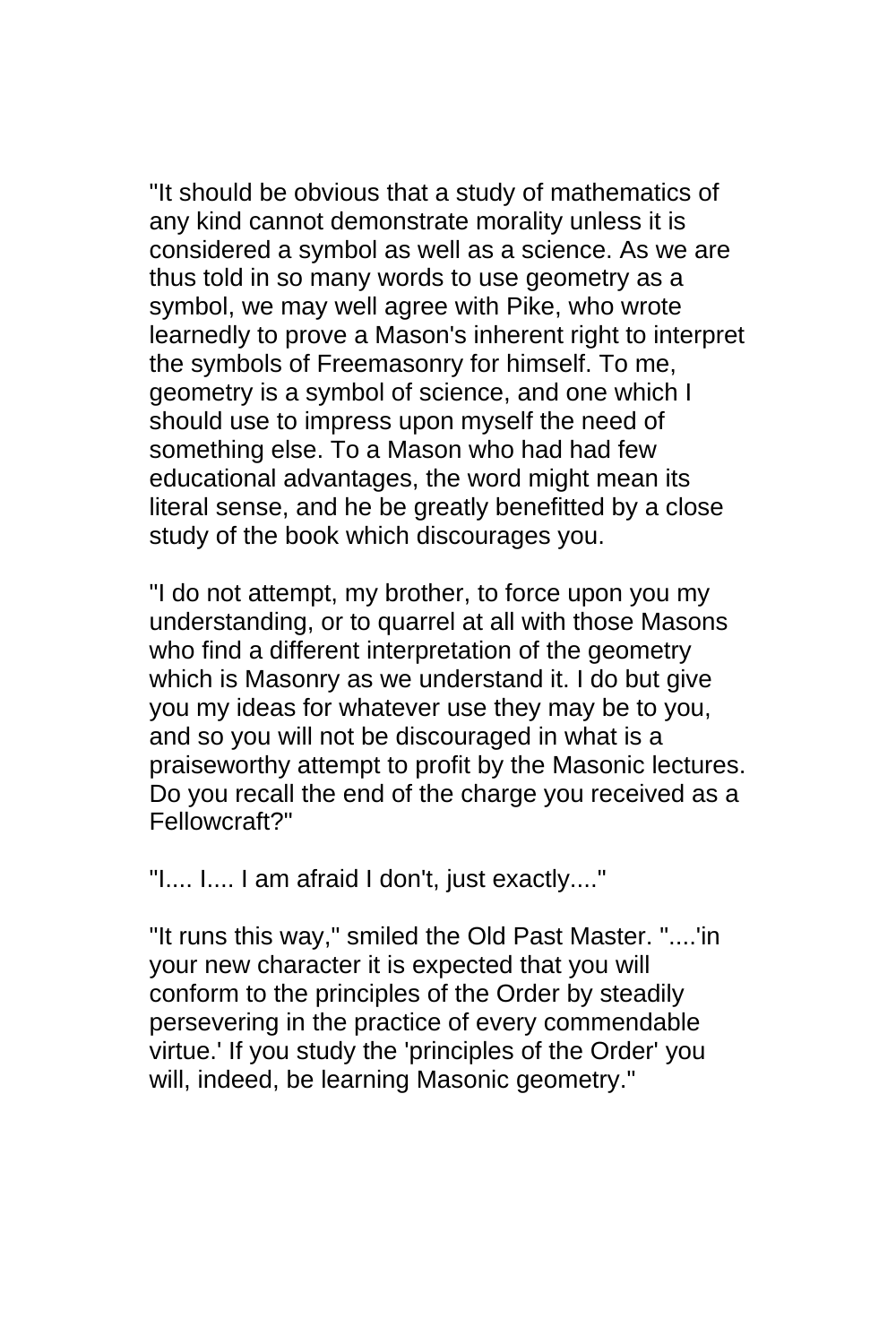"It should be obvious that a study of mathematics of any kind cannot demonstrate morality unless it is considered a symbol as well as a science. As we are thus told in so many words to use geometry as a symbol, we may well agree with Pike, who wrote learnedly to prove a Mason's inherent right to interpret the symbols of Freemasonry for himself. To me, geometry is a symbol of science, and one which I should use to impress upon myself the need of something else. To a Mason who had had few educational advantages, the word might mean its literal sense, and he be greatly benefitted by a close study of the book which discourages you.

"I do not attempt, my brother, to force upon you my understanding, or to quarrel at all with those Masons who find a different interpretation of the geometry which is Masonry as we understand it. I do but give you my ideas for whatever use they may be to you, and so you will not be discouraged in what is a praiseworthy attempt to profit by the Masonic lectures. Do you recall the end of the charge you received as a Fellowcraft?"

"I.... I.... I am afraid I don't, just exactly...."

"It runs this way," smiled the Old Past Master. "....'in your new character it is expected that you will conform to the principles of the Order by steadily persevering in the practice of every commendable virtue.' If you study the 'principles of the Order' you will, indeed, be learning Masonic geometry."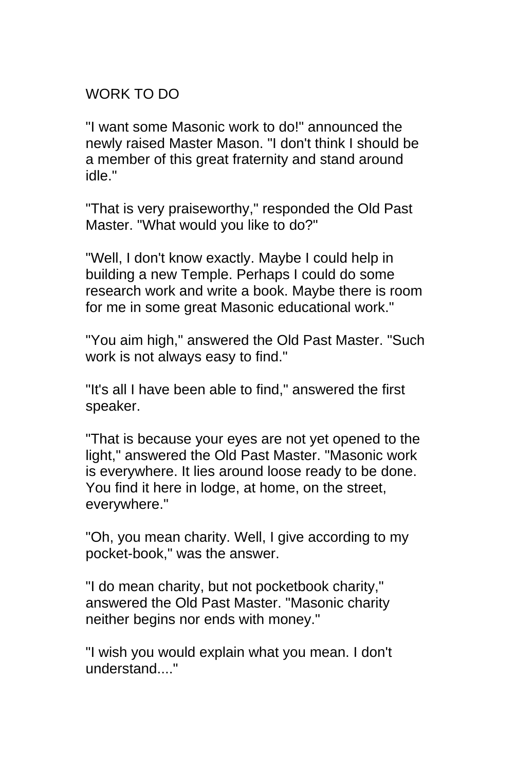## WORK TO DO

"I want some Masonic work to do!" announced the newly raised Master Mason. "I don't think I should be a member of this great fraternity and stand around idle."

"That is very praiseworthy," responded the Old Past Master. "What would you like to do?"

"Well, I don't know exactly. Maybe I could help in building a new Temple. Perhaps I could do some research work and write a book. Maybe there is room for me in some great Masonic educational work."

"You aim high," answered the Old Past Master. "Such work is not always easy to find."

"It's all I have been able to find," answered the first speaker.

"That is because your eyes are not yet opened to the light," answered the Old Past Master. "Masonic work is everywhere. It lies around loose ready to be done. You find it here in lodge, at home, on the street, everywhere."

"Oh, you mean charity. Well, I give according to my pocket-book," was the answer.

"I do mean charity, but not pocketbook charity," answered the Old Past Master. "Masonic charity neither begins nor ends with money."

"I wish you would explain what you mean. I don't understand...."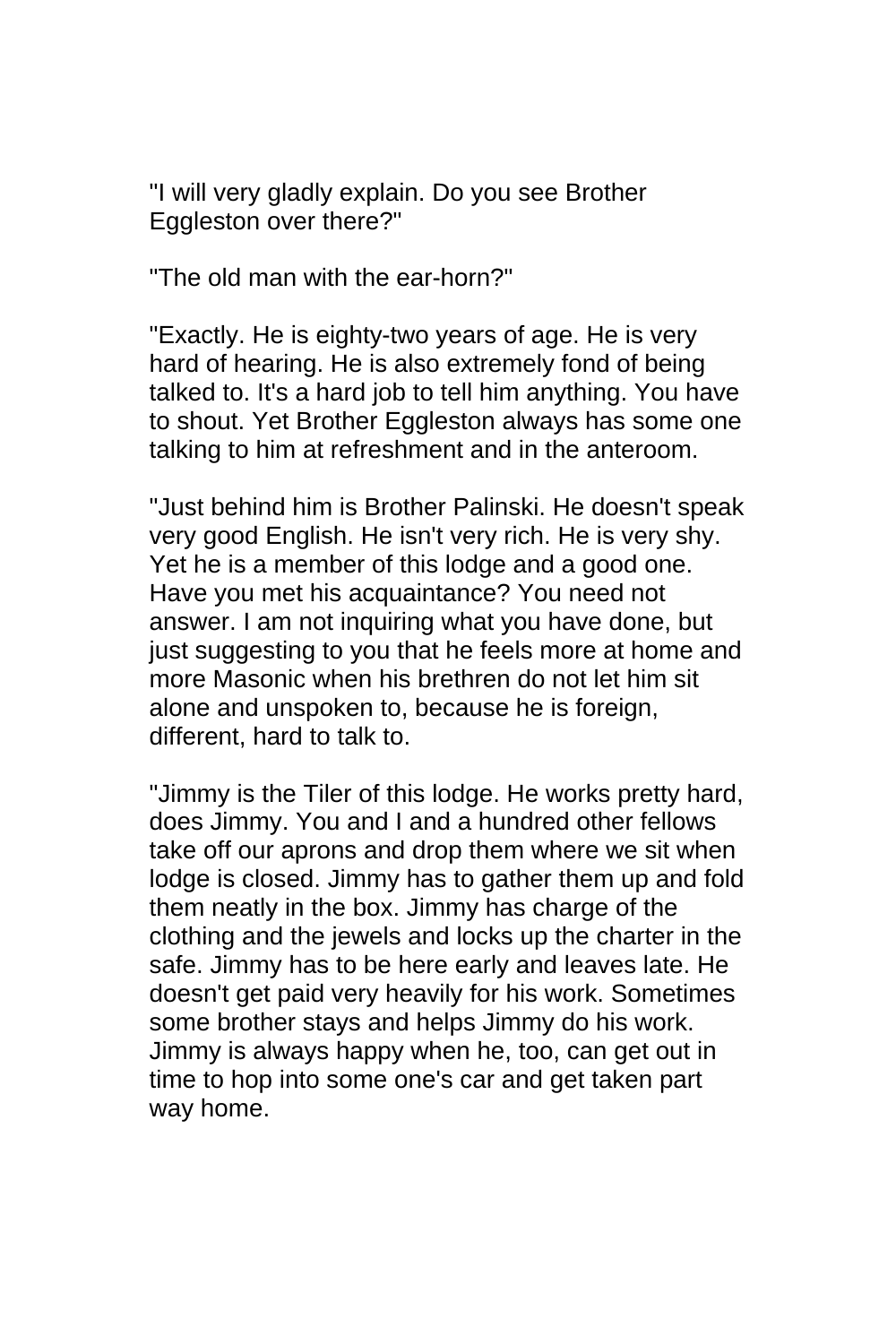"I will very gladly explain. Do you see Brother Eggleston over there?"

"The old man with the ear-horn?"

"Exactly. He is eighty-two years of age. He is very hard of hearing. He is also extremely fond of being talked to. It's a hard job to tell him anything. You have to shout. Yet Brother Eggleston always has some one talking to him at refreshment and in the anteroom.

"Just behind him is Brother Palinski. He doesn't speak very good English. He isn't very rich. He is very shy. Yet he is a member of this lodge and a good one. Have you met his acquaintance? You need not answer. I am not inquiring what you have done, but just suggesting to you that he feels more at home and more Masonic when his brethren do not let him sit alone and unspoken to, because he is foreign, different, hard to talk to.

"Jimmy is the Tiler of this lodge. He works pretty hard, does Jimmy. You and I and a hundred other fellows take off our aprons and drop them where we sit when lodge is closed. Jimmy has to gather them up and fold them neatly in the box. Jimmy has charge of the clothing and the jewels and locks up the charter in the safe. Jimmy has to be here early and leaves late. He doesn't get paid very heavily for his work. Sometimes some brother stays and helps Jimmy do his work. Jimmy is always happy when he, too, can get out in time to hop into some one's car and get taken part way home.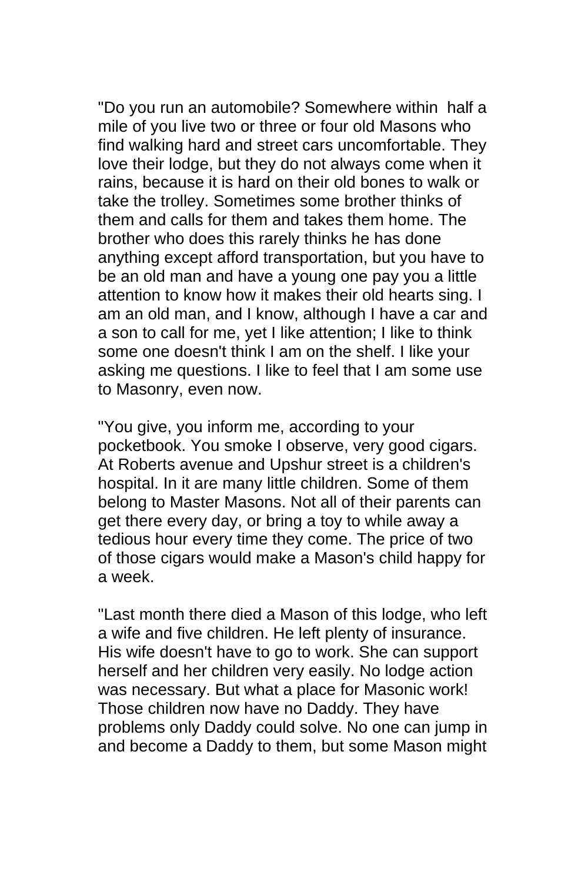"Do you run an automobile? Somewhere within half a mile of you live two or three or four old Masons who find walking hard and street cars uncomfortable. They love their lodge, but they do not always come when it rains, because it is hard on their old bones to walk or take the trolley. Sometimes some brother thinks of them and calls for them and takes them home. The brother who does this rarely thinks he has done anything except afford transportation, but you have to be an old man and have a young one pay you a little attention to know how it makes their old hearts sing. I am an old man, and I know, although I have a car and a son to call for me, yet I like attention; I like to think some one doesn't think I am on the shelf. I like your asking me questions. I like to feel that I am some use to Masonry, even now.

"You give, you inform me, according to your pocketbook. You smoke I observe, very good cigars. At Roberts avenue and Upshur street is a children's hospital. In it are many little children. Some of them belong to Master Masons. Not all of their parents can get there every day, or bring a toy to while away a tedious hour every time they come. The price of two of those cigars would make a Mason's child happy for a week.

"Last month there died a Mason of this lodge, who left a wife and five children. He left plenty of insurance. His wife doesn't have to go to work. She can support herself and her children very easily. No lodge action was necessary. But what a place for Masonic work! Those children now have no Daddy. They have problems only Daddy could solve. No one can jump in and become a Daddy to them, but some Mason might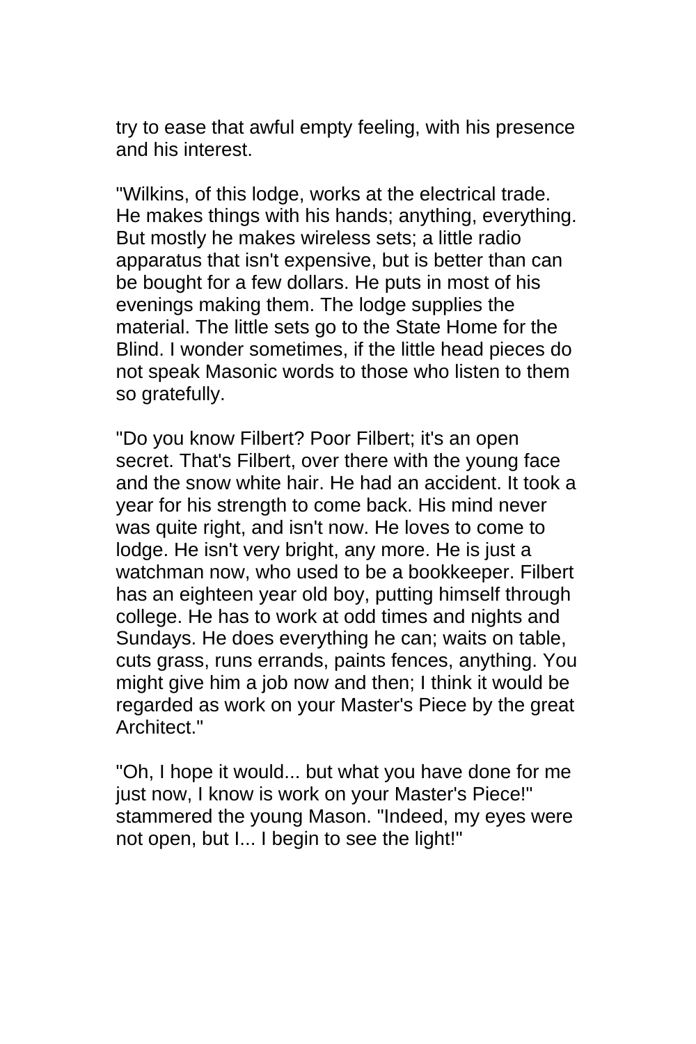try to ease that awful empty feeling, with his presence and his interest.

"Wilkins, of this lodge, works at the electrical trade. He makes things with his hands; anything, everything. But mostly he makes wireless sets; a little radio apparatus that isn't expensive, but is better than can be bought for a few dollars. He puts in most of his evenings making them. The lodge supplies the material. The little sets go to the State Home for the Blind. I wonder sometimes, if the little head pieces do not speak Masonic words to those who listen to them so gratefully.

"Do you know Filbert? Poor Filbert; it's an open secret. That's Filbert, over there with the young face and the snow white hair. He had an accident. It took a year for his strength to come back. His mind never was quite right, and isn't now. He loves to come to lodge. He isn't very bright, any more. He is just a watchman now, who used to be a bookkeeper. Filbert has an eighteen year old boy, putting himself through college. He has to work at odd times and nights and Sundays. He does everything he can; waits on table, cuts grass, runs errands, paints fences, anything. You might give him a job now and then; I think it would be regarded as work on your Master's Piece by the great Architect."

"Oh, I hope it would... but what you have done for me just now, I know is work on your Master's Piece!" stammered the young Mason. "Indeed, my eyes were not open, but I... I begin to see the light!"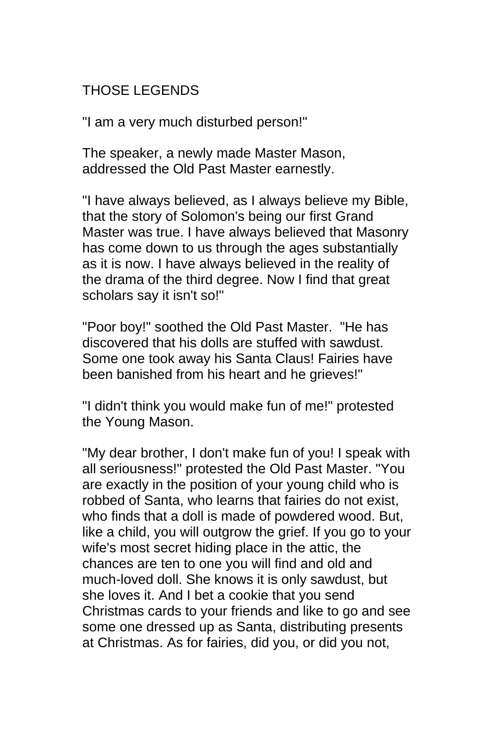## THOSE LEGENDS

"I am a very much disturbed person!"

The speaker, a newly made Master Mason, addressed the Old Past Master earnestly.

"I have always believed, as I always believe my Bible, that the story of Solomon's being our first Grand Master was true. I have always believed that Masonry has come down to us through the ages substantially as it is now. I have always believed in the reality of the drama of the third degree. Now I find that great scholars say it isn't so!"

"Poor boy!" soothed the Old Past Master. "He has discovered that his dolls are stuffed with sawdust. Some one took away his Santa Claus! Fairies have been banished from his heart and he grieves!"

"I didn't think you would make fun of me!" protested the Young Mason.

"My dear brother, I don't make fun of you! I speak with all seriousness!" protested the Old Past Master. "You are exactly in the position of your young child who is robbed of Santa, who learns that fairies do not exist, who finds that a doll is made of powdered wood. But, like a child, you will outgrow the grief. If you go to your wife's most secret hiding place in the attic, the chances are ten to one you will find and old and much-loved doll. She knows it is only sawdust, but she loves it. And I bet a cookie that you send Christmas cards to your friends and like to go and see some one dressed up as Santa, distributing presents at Christmas. As for fairies, did you, or did you not,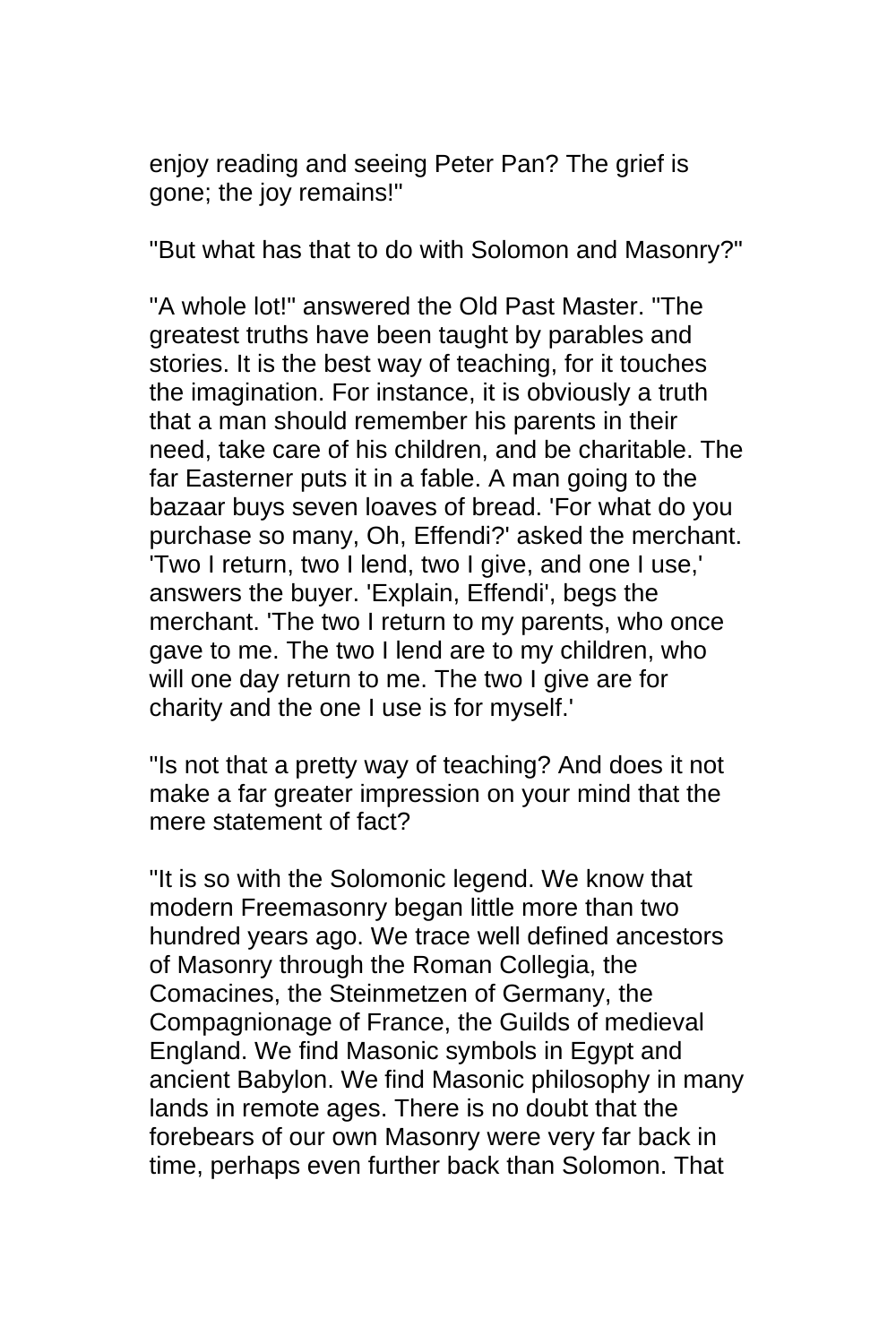enjoy reading and seeing Peter Pan? The grief is gone; the joy remains!"

"But what has that to do with Solomon and Masonry?"

"A whole lot!" answered the Old Past Master. "The greatest truths have been taught by parables and stories. It is the best way of teaching, for it touches the imagination. For instance, it is obviously a truth that a man should remember his parents in their need, take care of his children, and be charitable. The far Easterner puts it in a fable. A man going to the bazaar buys seven loaves of bread. 'For what do you purchase so many, Oh, Effendi?' asked the merchant. 'Two I return, two I lend, two I give, and one I use,' answers the buyer. 'Explain, Effendi', begs the merchant. 'The two I return to my parents, who once gave to me. The two I lend are to my children, who will one day return to me. The two I give are for charity and the one I use is for myself.'

"Is not that a pretty way of teaching? And does it not make a far greater impression on your mind that the mere statement of fact?

"It is so with the Solomonic legend. We know that modern Freemasonry began little more than two hundred years ago. We trace well defined ancestors of Masonry through the Roman Collegia, the Comacines, the Steinmetzen of Germany, the Compagnionage of France, the Guilds of medieval England. We find Masonic symbols in Egypt and ancient Babylon. We find Masonic philosophy in many lands in remote ages. There is no doubt that the forebears of our own Masonry were very far back in time, perhaps even further back than Solomon. That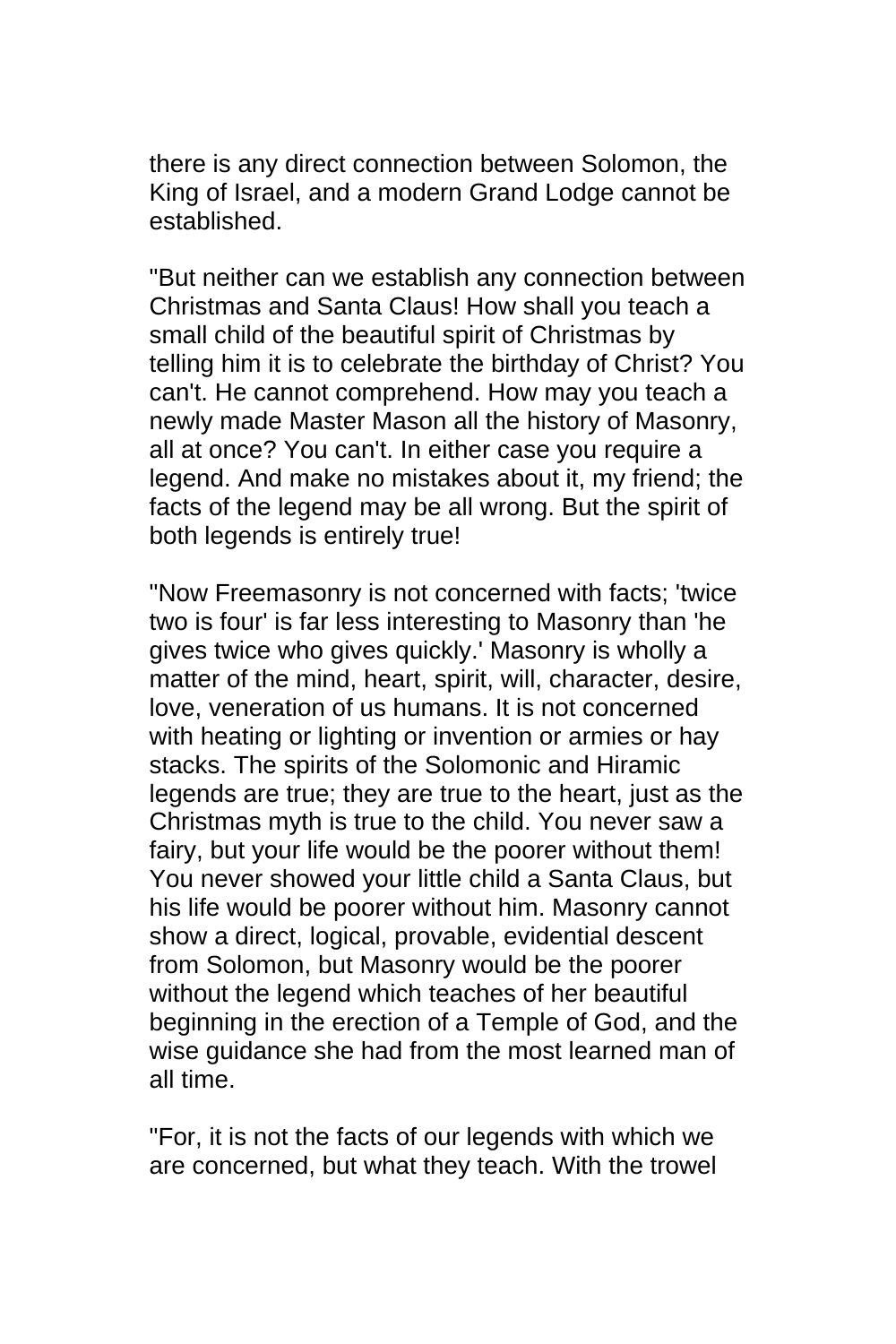there is any direct connection between Solomon, the King of Israel, and a modern Grand Lodge cannot be established.

"But neither can we establish any connection between Christmas and Santa Claus! How shall you teach a small child of the beautiful spirit of Christmas by telling him it is to celebrate the birthday of Christ? You can't. He cannot comprehend. How may you teach a newly made Master Mason all the history of Masonry, all at once? You can't. In either case you require a legend. And make no mistakes about it, my friend; the facts of the legend may be all wrong. But the spirit of both legends is entirely true!

"Now Freemasonry is not concerned with facts; 'twice two is four' is far less interesting to Masonry than 'he gives twice who gives quickly.' Masonry is wholly a matter of the mind, heart, spirit, will, character, desire, love, veneration of us humans. It is not concerned with heating or lighting or invention or armies or hay stacks. The spirits of the Solomonic and Hiramic legends are true; they are true to the heart, just as the Christmas myth is true to the child. You never saw a fairy, but your life would be the poorer without them! You never showed your little child a Santa Claus, but his life would be poorer without him. Masonry cannot show a direct, logical, provable, evidential descent from Solomon, but Masonry would be the poorer without the legend which teaches of her beautiful beginning in the erection of a Temple of God, and the wise guidance she had from the most learned man of all time.

"For, it is not the facts of our legends with which we are concerned, but what they teach. With the trowel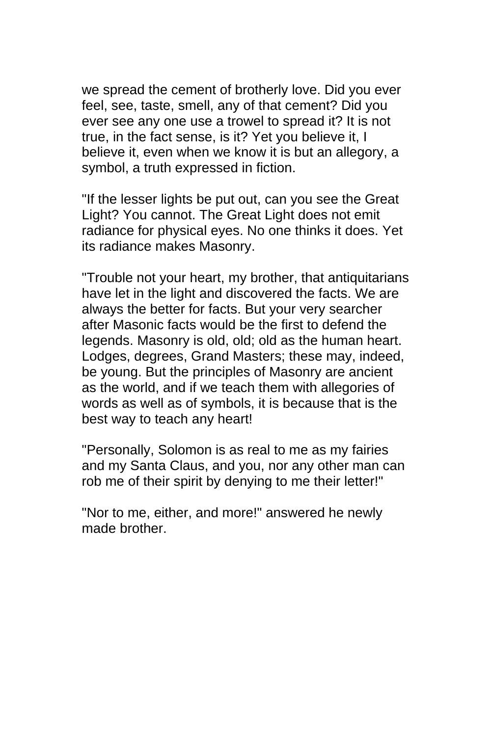we spread the cement of brotherly love. Did you ever feel, see, taste, smell, any of that cement? Did you ever see any one use a trowel to spread it? It is not true, in the fact sense, is it? Yet you believe it, I believe it, even when we know it is but an allegory, a symbol, a truth expressed in fiction.

"If the lesser lights be put out, can you see the Great Light? You cannot. The Great Light does not emit radiance for physical eyes. No one thinks it does. Yet its radiance makes Masonry.

"Trouble not your heart, my brother, that antiquitarians have let in the light and discovered the facts. We are always the better for facts. But your very searcher after Masonic facts would be the first to defend the legends. Masonry is old, old; old as the human heart. Lodges, degrees, Grand Masters; these may, indeed, be young. But the principles of Masonry are ancient as the world, and if we teach them with allegories of words as well as of symbols, it is because that is the best way to teach any heart!

"Personally, Solomon is as real to me as my fairies and my Santa Claus, and you, nor any other man can rob me of their spirit by denying to me their letter!"

"Nor to me, either, and more!" answered he newly made brother.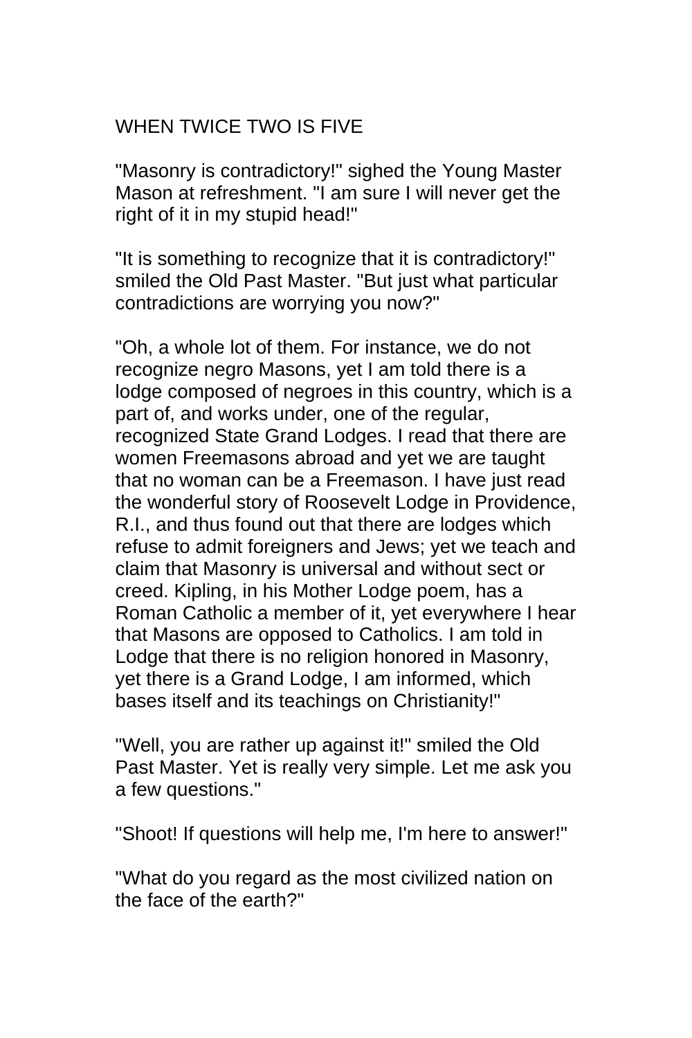## WHEN TWICE TWO IS FIVE

"Masonry is contradictory!" sighed the Young Master Mason at refreshment. "I am sure I will never get the right of it in my stupid head!"

"It is something to recognize that it is contradictory!" smiled the Old Past Master. "But just what particular contradictions are worrying you now?"

"Oh, a whole lot of them. For instance, we do not recognize negro Masons, yet I am told there is a lodge composed of negroes in this country, which is a part of, and works under, one of the regular, recognized State Grand Lodges. I read that there are women Freemasons abroad and yet we are taught that no woman can be a Freemason. I have just read the wonderful story of Roosevelt Lodge in Providence, R.I., and thus found out that there are lodges which refuse to admit foreigners and Jews; yet we teach and claim that Masonry is universal and without sect or creed. Kipling, in his Mother Lodge poem, has a Roman Catholic a member of it, yet everywhere I hear that Masons are opposed to Catholics. I am told in Lodge that there is no religion honored in Masonry, yet there is a Grand Lodge, I am informed, which bases itself and its teachings on Christianity!"

"Well, you are rather up against it!" smiled the Old Past Master. Yet is really very simple. Let me ask you a few questions."

"Shoot! If questions will help me, I'm here to answer!"

"What do you regard as the most civilized nation on the face of the earth?"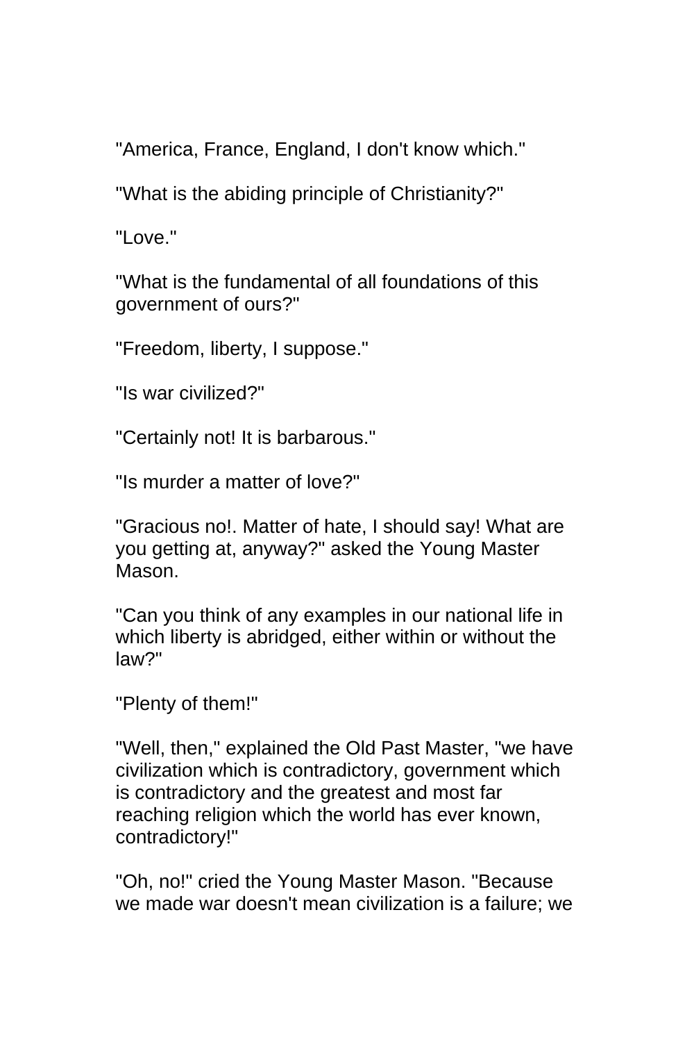"America, France, England, I don't know which."

"What is the abiding principle of Christianity?"

"Love."

"What is the fundamental of all foundations of this government of ours?"

"Freedom, liberty, I suppose."

"Is war civilized?"

"Certainly not! It is barbarous."

"Is murder a matter of love?"

"Gracious no!. Matter of hate, I should say! What are you getting at, anyway?" asked the Young Master Mason.

"Can you think of any examples in our national life in which liberty is abridged, either within or without the law?"

"Plenty of them!"

"Well, then," explained the Old Past Master, "we have civilization which is contradictory, government which is contradictory and the greatest and most far reaching religion which the world has ever known, contradictory!"

"Oh, no!" cried the Young Master Mason. "Because we made war doesn't mean civilization is a failure; we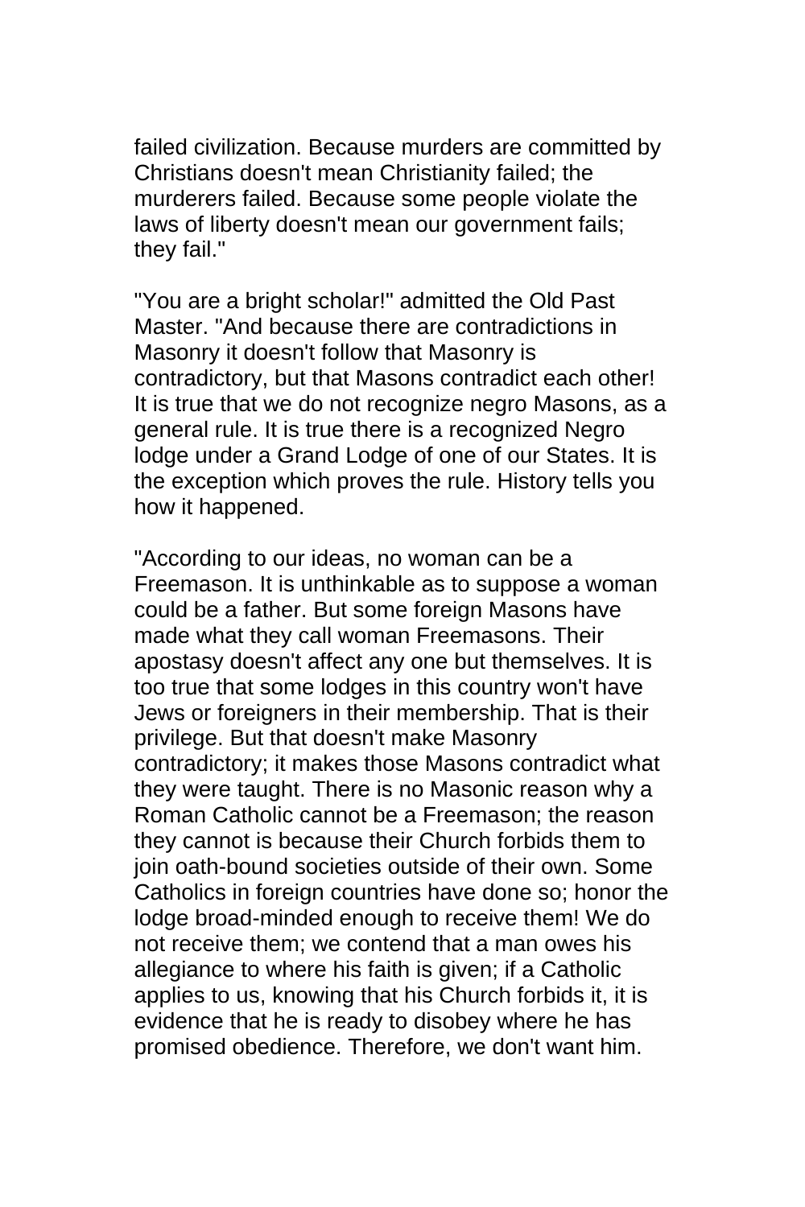failed civilization. Because murders are committed by Christians doesn't mean Christianity failed; the murderers failed. Because some people violate the laws of liberty doesn't mean our government fails; they fail."

"You are a bright scholar!" admitted the Old Past Master. "And because there are contradictions in Masonry it doesn't follow that Masonry is contradictory, but that Masons contradict each other! It is true that we do not recognize negro Masons, as a general rule. It is true there is a recognized Negro lodge under a Grand Lodge of one of our States. It is the exception which proves the rule. History tells you how it happened.

"According to our ideas, no woman can be a Freemason. It is unthinkable as to suppose a woman could be a father. But some foreign Masons have made what they call woman Freemasons. Their apostasy doesn't affect any one but themselves. It is too true that some lodges in this country won't have Jews or foreigners in their membership. That is their privilege. But that doesn't make Masonry contradictory; it makes those Masons contradict what they were taught. There is no Masonic reason why a Roman Catholic cannot be a Freemason; the reason they cannot is because their Church forbids them to join oath-bound societies outside of their own. Some Catholics in foreign countries have done so; honor the lodge broad-minded enough to receive them! We do not receive them; we contend that a man owes his allegiance to where his faith is given; if a Catholic applies to us, knowing that his Church forbids it, it is evidence that he is ready to disobey where he has promised obedience. Therefore, we don't want him.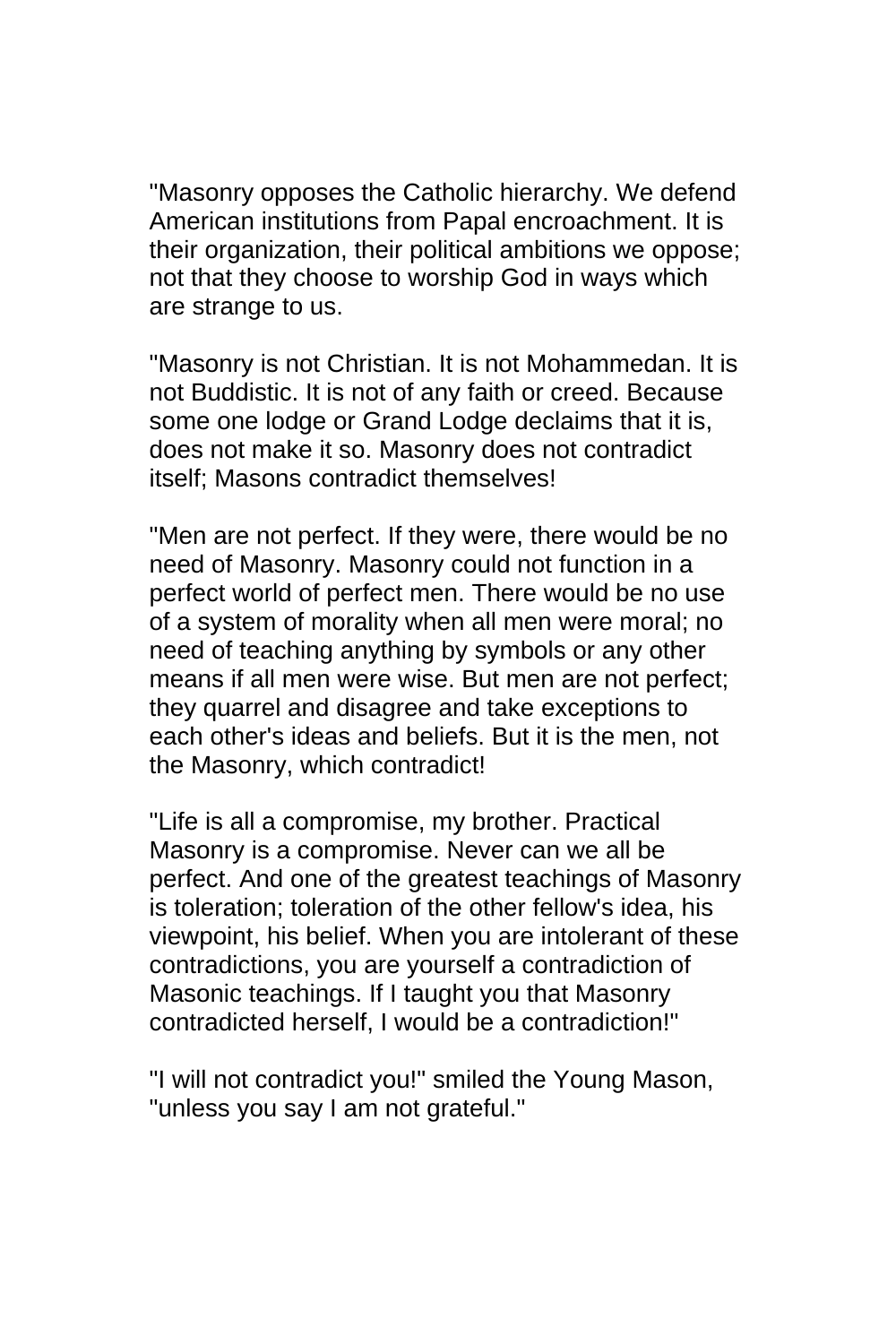"Masonry opposes the Catholic hierarchy. We defend American institutions from Papal encroachment. It is their organization, their political ambitions we oppose; not that they choose to worship God in ways which are strange to us.

"Masonry is not Christian. It is not Mohammedan. It is not Buddistic. It is not of any faith or creed. Because some one lodge or Grand Lodge declaims that it is, does not make it so. Masonry does not contradict itself; Masons contradict themselves!

"Men are not perfect. If they were, there would be no need of Masonry. Masonry could not function in a perfect world of perfect men. There would be no use of a system of morality when all men were moral; no need of teaching anything by symbols or any other means if all men were wise. But men are not perfect; they quarrel and disagree and take exceptions to each other's ideas and beliefs. But it is the men, not the Masonry, which contradict!

"Life is all a compromise, my brother. Practical Masonry is a compromise. Never can we all be perfect. And one of the greatest teachings of Masonry is toleration; toleration of the other fellow's idea, his viewpoint, his belief. When you are intolerant of these contradictions, you are yourself a contradiction of Masonic teachings. If I taught you that Masonry contradicted herself, I would be a contradiction!"

"I will not contradict you!" smiled the Young Mason, "unless you say I am not grateful."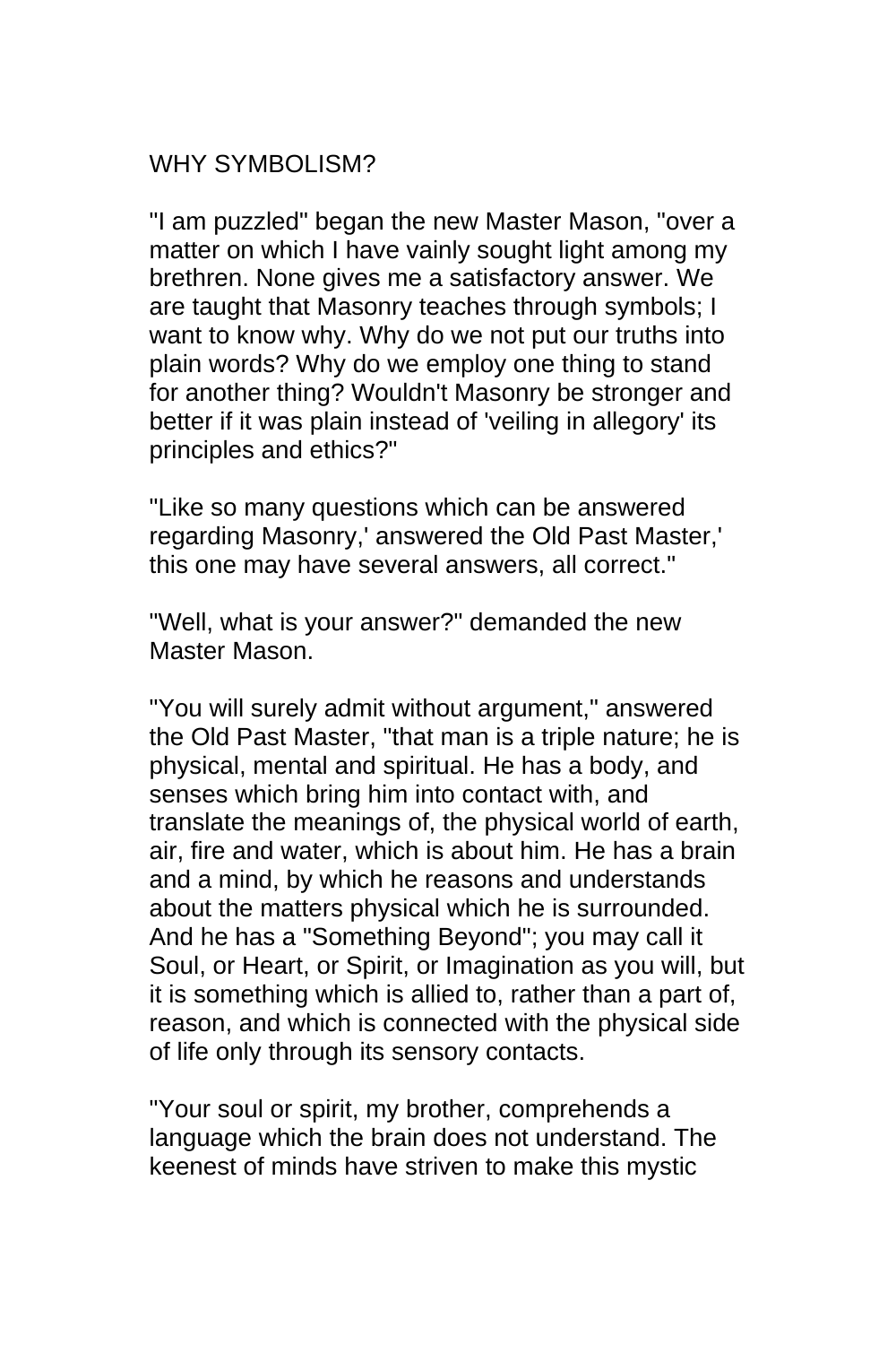# WHY SYMBOLISM?

"I am puzzled" began the new Master Mason, "over a matter on which I have vainly sought light among my brethren. None gives me a satisfactory answer. We are taught that Masonry teaches through symbols; I want to know why. Why do we not put our truths into plain words? Why do we employ one thing to stand for another thing? Wouldn't Masonry be stronger and better if it was plain instead of 'veiling in allegory' its principles and ethics?"

"Like so many questions which can be answered regarding Masonry,' answered the Old Past Master,' this one may have several answers, all correct."

"Well, what is your answer?" demanded the new Master Mason.

"You will surely admit without argument," answered the Old Past Master, "that man is a triple nature; he is physical, mental and spiritual. He has a body, and senses which bring him into contact with, and translate the meanings of, the physical world of earth, air, fire and water, which is about him. He has a brain and a mind, by which he reasons and understands about the matters physical which he is surrounded. And he has a "Something Beyond"; you may call it Soul, or Heart, or Spirit, or Imagination as you will, but it is something which is allied to, rather than a part of, reason, and which is connected with the physical side of life only through its sensory contacts.

"Your soul or spirit, my brother, comprehends a language which the brain does not understand. The keenest of minds have striven to make this mystic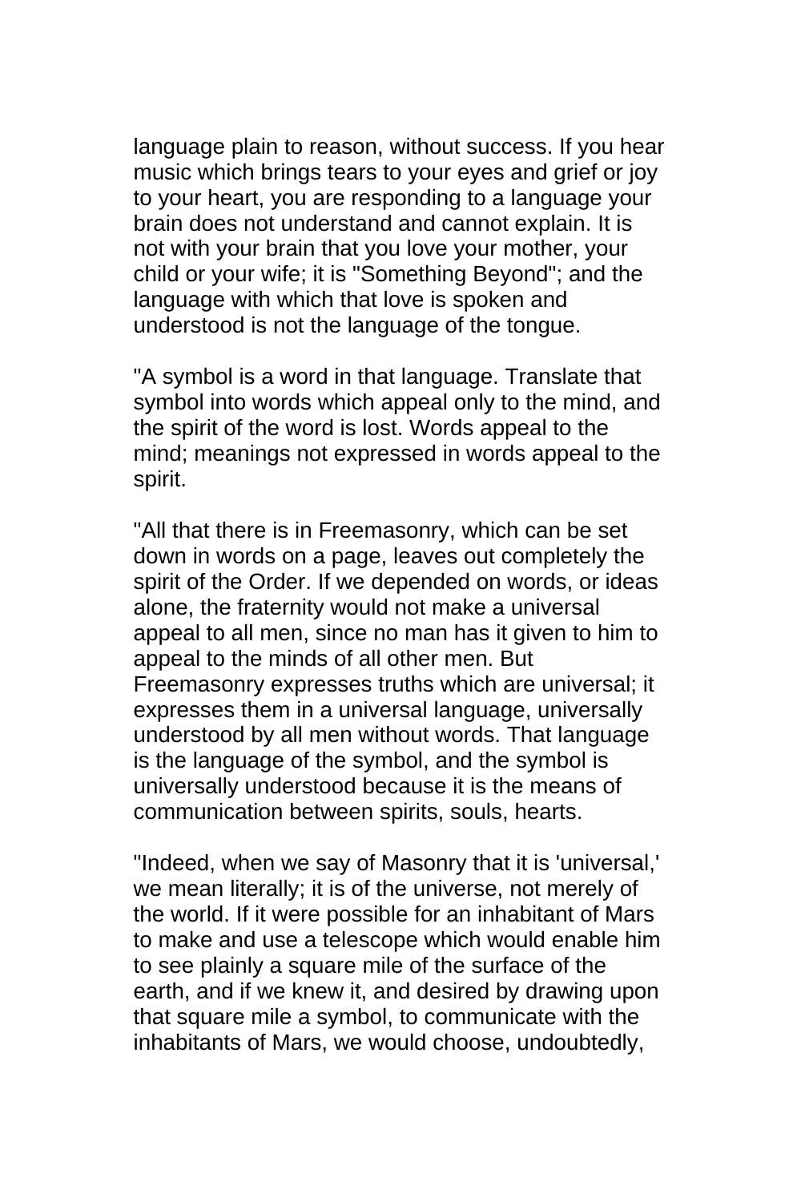language plain to reason, without success. If you hear music which brings tears to your eyes and grief or joy to your heart, you are responding to a language your brain does not understand and cannot explain. It is not with your brain that you love your mother, your child or your wife; it is "Something Beyond"; and the language with which that love is spoken and understood is not the language of the tongue.

"A symbol is a word in that language. Translate that symbol into words which appeal only to the mind, and the spirit of the word is lost. Words appeal to the mind; meanings not expressed in words appeal to the spirit.

"All that there is in Freemasonry, which can be set down in words on a page, leaves out completely the spirit of the Order. If we depended on words, or ideas alone, the fraternity would not make a universal appeal to all men, since no man has it given to him to appeal to the minds of all other men. But Freemasonry expresses truths which are universal; it expresses them in a universal language, universally understood by all men without words. That language is the language of the symbol, and the symbol is universally understood because it is the means of communication between spirits, souls, hearts.

"Indeed, when we say of Masonry that it is 'universal,' we mean literally; it is of the universe, not merely of the world. If it were possible for an inhabitant of Mars to make and use a telescope which would enable him to see plainly a square mile of the surface of the earth, and if we knew it, and desired by drawing upon that square mile a symbol, to communicate with the inhabitants of Mars, we would choose, undoubtedly,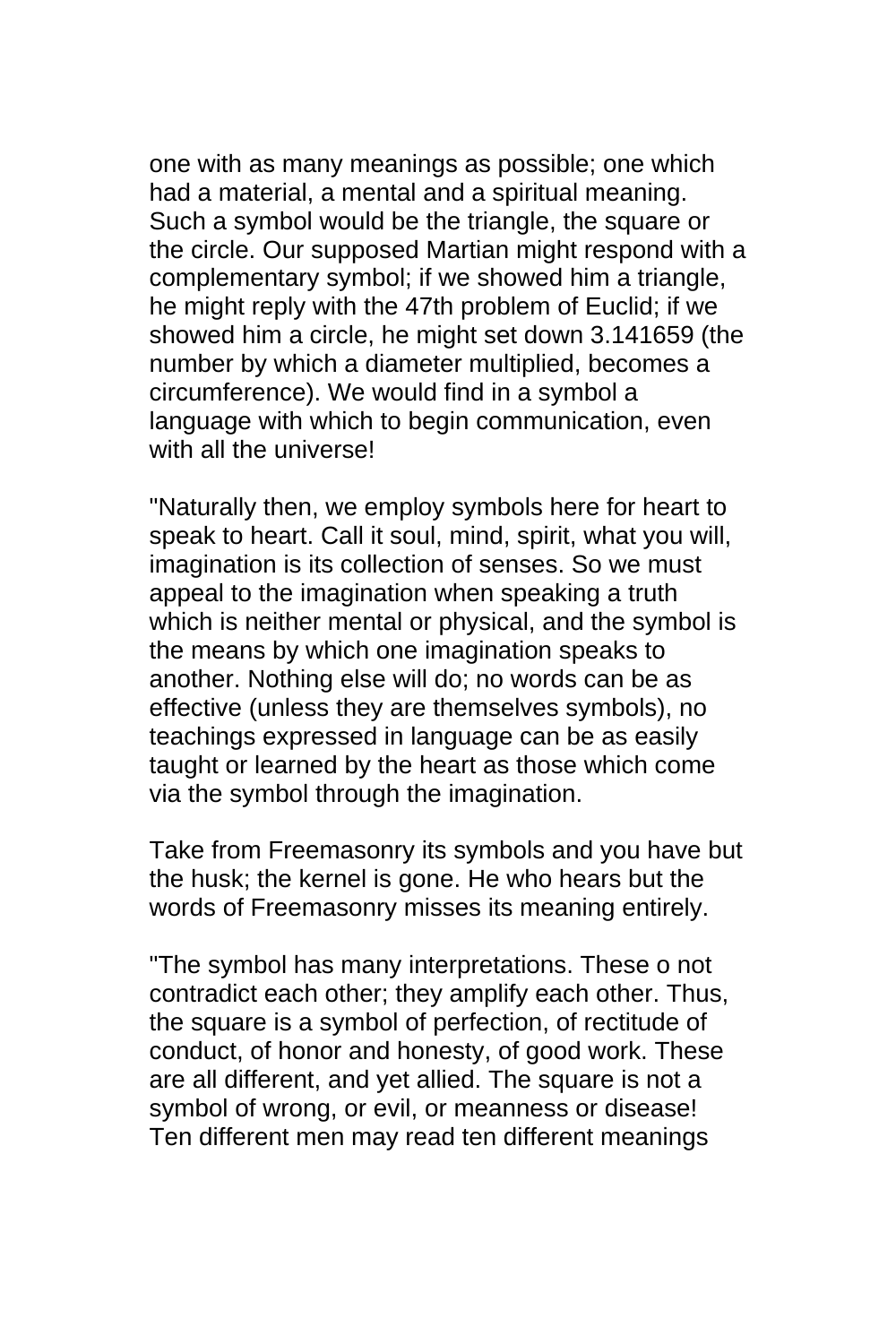one with as many meanings as possible; one which had a material, a mental and a spiritual meaning. Such a symbol would be the triangle, the square or the circle. Our supposed Martian might respond with a complementary symbol; if we showed him a triangle, he might reply with the 47th problem of Euclid; if we showed him a circle, he might set down 3.141659 (the number by which a diameter multiplied, becomes a circumference). We would find in a symbol a language with which to begin communication, even with all the universe!

"Naturally then, we employ symbols here for heart to speak to heart. Call it soul, mind, spirit, what you will, imagination is its collection of senses. So we must appeal to the imagination when speaking a truth which is neither mental or physical, and the symbol is the means by which one imagination speaks to another. Nothing else will do; no words can be as effective (unless they are themselves symbols), no teachings expressed in language can be as easily taught or learned by the heart as those which come via the symbol through the imagination.

Take from Freemasonry its symbols and you have but the husk; the kernel is gone. He who hears but the words of Freemasonry misses its meaning entirely.

"The symbol has many interpretations. These o not contradict each other; they amplify each other. Thus, the square is a symbol of perfection, of rectitude of conduct, of honor and honesty, of good work. These are all different, and yet allied. The square is not a symbol of wrong, or evil, or meanness or disease! Ten different men may read ten different meanings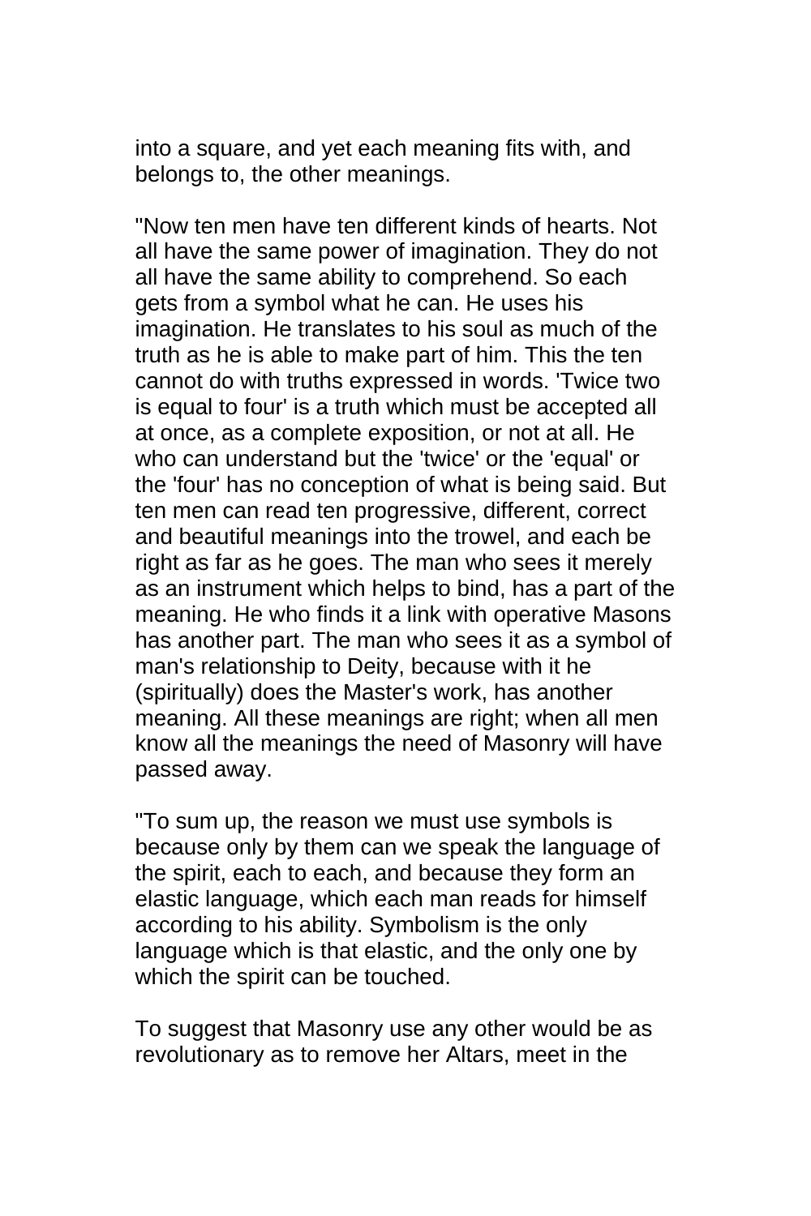into a square, and yet each meaning fits with, and belongs to, the other meanings.

"Now ten men have ten different kinds of hearts. Not all have the same power of imagination. They do not all have the same ability to comprehend. So each gets from a symbol what he can. He uses his imagination. He translates to his soul as much of the truth as he is able to make part of him. This the ten cannot do with truths expressed in words. 'Twice two is equal to four' is a truth which must be accepted all at once, as a complete exposition, or not at all. He who can understand but the 'twice' or the 'equal' or the 'four' has no conception of what is being said. But ten men can read ten progressive, different, correct and beautiful meanings into the trowel, and each be right as far as he goes. The man who sees it merely as an instrument which helps to bind, has a part of the meaning. He who finds it a link with operative Masons has another part. The man who sees it as a symbol of man's relationship to Deity, because with it he (spiritually) does the Master's work, has another meaning. All these meanings are right; when all men know all the meanings the need of Masonry will have passed away.

"To sum up, the reason we must use symbols is because only by them can we speak the language of the spirit, each to each, and because they form an elastic language, which each man reads for himself according to his ability. Symbolism is the only language which is that elastic, and the only one by which the spirit can be touched.

To suggest that Masonry use any other would be as revolutionary as to remove her Altars, meet in the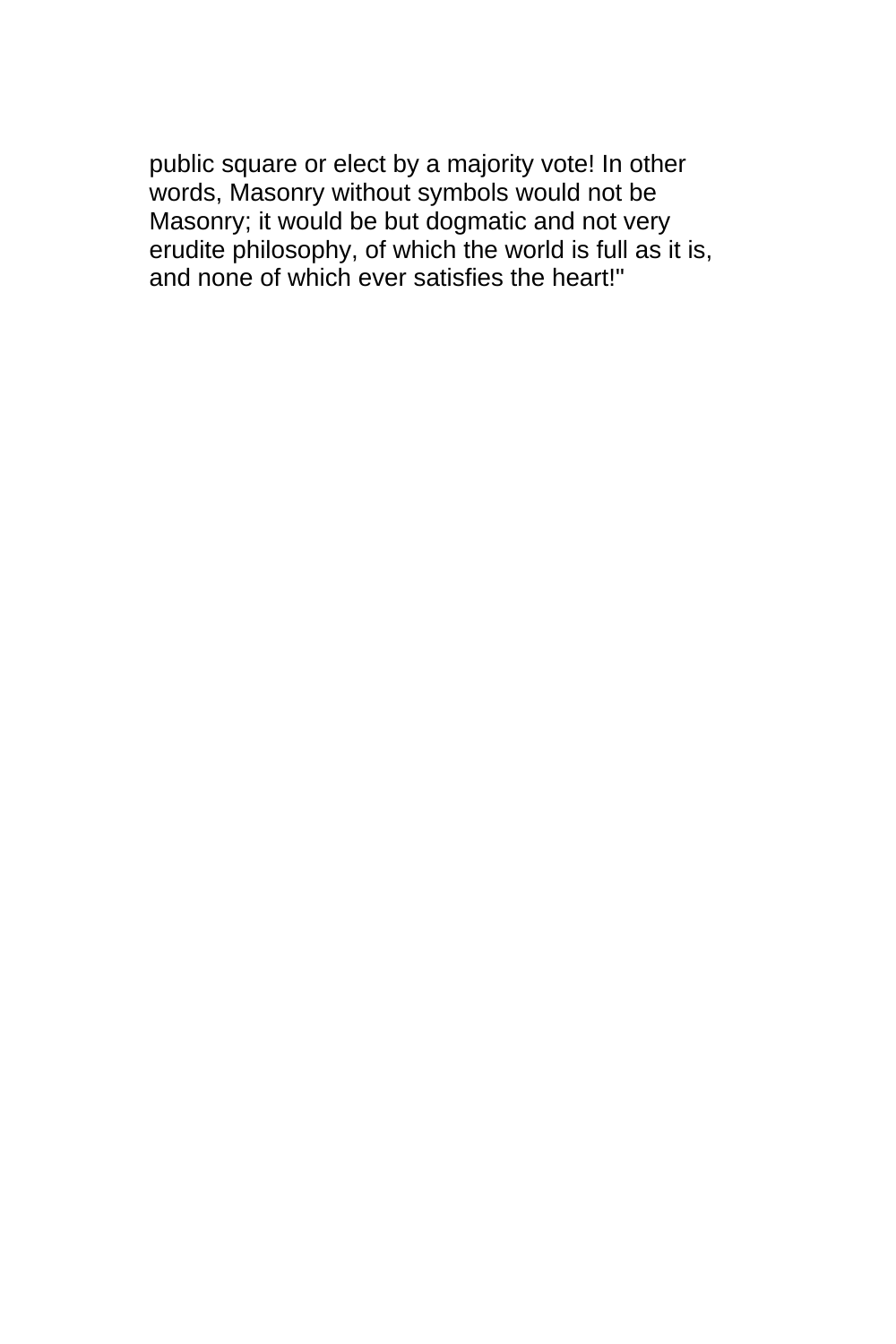public square or elect by a majority vote! In other words, Masonry without symbols would not be Masonry; it would be but dogmatic and not very erudite philosophy, of which the world is full as it is, and none of which ever satisfies the heart!"